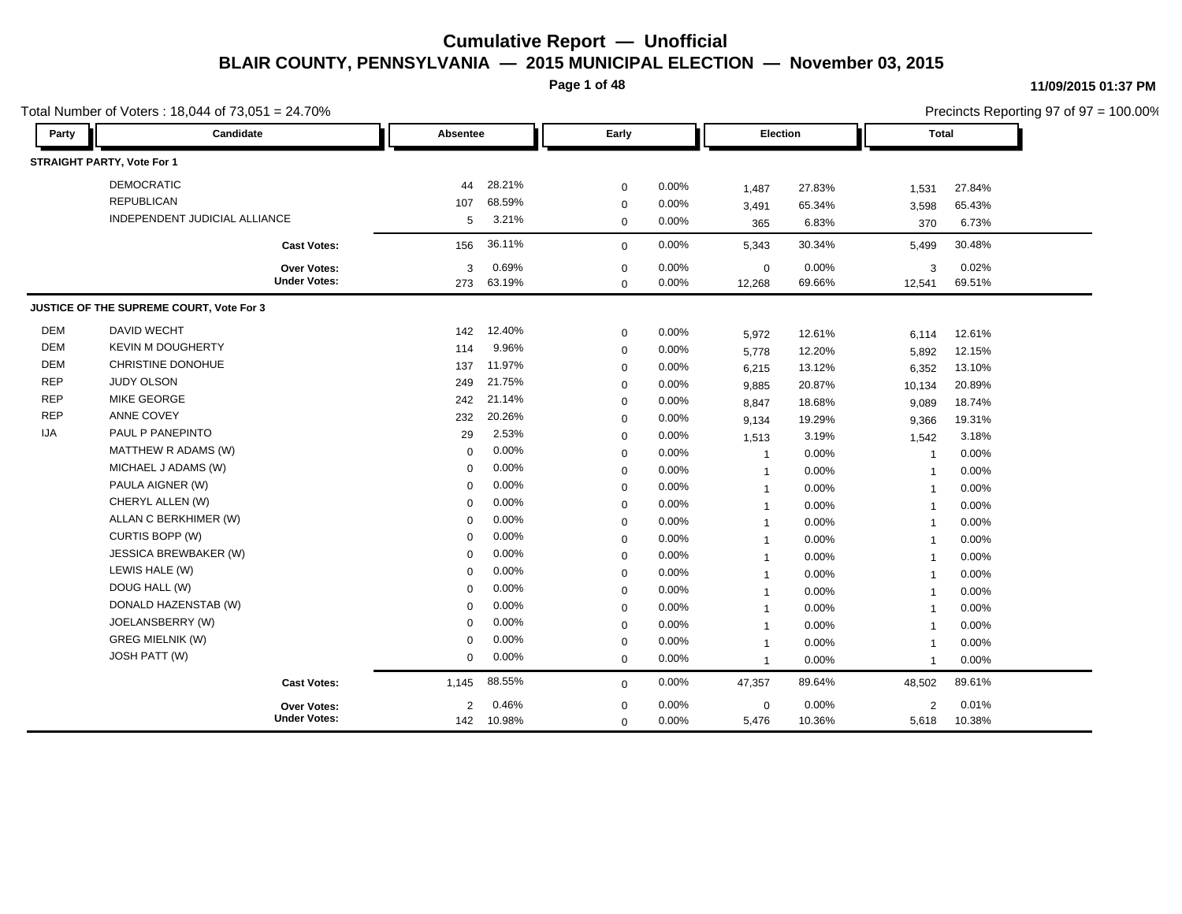# Cumulative Report — Unofficial

## BLAIR COUNTY, PENNSYLVANIA — 2015 MUNICIPAL ELECTION — November 03, 2015

11/09/2015 01:37 PM

Total Number of Voters : 18,044 of 73,051 = 24.70%

Precincts Reporting 97 of 97 = 100.00%

| Party | Candidate | Absentee | | Early | | Election | | Total | |
|---|---|---|---|---|---|---|---|---|---|
| **STRAIGHT PARTY, Vote For 1** | | | | | | | | | |
| | DEMOCRATIC | 44 | 28.21% | 0 | 0.00% | 1,487 | 27.83% | 1,531 | 27.84% |
| | REPUBLICAN | 107 | 68.59% | 0 | 0.00% | 3,491 | 65.34% | 3,598 | 65.43% |
| | INDEPENDENT JUDICIAL ALLIANCE | 5 | 3.21% | 0 | 0.00% | 365 | 6.83% | 370 | 6.73% |
| | **Cast Votes:** | 156 | 36.11% | 0 | 0.00% | 5,343 | 30.34% | 5,499 | 30.48% |
| | **Over Votes:** | 3 | 0.69% | 0 | 0.00% | 0 | 0.00% | 3 | 0.02% |
| | **Under Votes:** | 273 | 63.19% | 0 | 0.00% | 12,268 | 69.66% | 12,541 | 69.51% |
| **JUSTICE OF THE SUPREME COURT, Vote For 3** | | | | | | | | | |
| DEM | DAVID WECHT | 142 | 12.40% | 0 | 0.00% | 5,972 | 12.61% | 6,114 | 12.61% |
| DEM | KEVIN M DOUGHERTY | 114 | 9.96% | 0 | 0.00% | 5,778 | 12.20% | 5,892 | 12.15% |
| DEM | CHRISTINE DONOHUE | 137 | 11.97% | 0 | 0.00% | 6,215 | 13.12% | 6,352 | 13.10% |
| REP | JUDY OLSON | 249 | 21.75% | 0 | 0.00% | 9,885 | 20.87% | 10,134 | 20.89% |
| REP | MIKE GEORGE | 242 | 21.14% | 0 | 0.00% | 8,847 | 18.68% | 9,089 | 18.74% |
| REP | ANNE COVEY | 232 | 20.26% | 0 | 0.00% | 9,134 | 19.29% | 9,366 | 19.31% |
| IJA | PAUL P PANEPINTO | 29 | 2.53% | 0 | 0.00% | 1,513 | 3.19% | 1,542 | 3.18% |
| | MATTHEW R ADAMS (W) | 0 | 0.00% | 0 | 0.00% | 1 | 0.00% | 1 | 0.00% |
| | MICHAEL J ADAMS (W) | 0 | 0.00% | 0 | 0.00% | 1 | 0.00% | 1 | 0.00% |
| | PAULA AIGNER (W) | 0 | 0.00% | 0 | 0.00% | 1 | 0.00% | 1 | 0.00% |
| | CHERYL ALLEN (W) | 0 | 0.00% | 0 | 0.00% | 1 | 0.00% | 1 | 0.00% |
| | ALLAN C BERKHIMER (W) | 0 | 0.00% | 0 | 0.00% | 1 | 0.00% | 1 | 0.00% |
| | CURTIS BOPP (W) | 0 | 0.00% | 0 | 0.00% | 1 | 0.00% | 1 | 0.00% |
| | JESSICA BREWBAKER (W) | 0 | 0.00% | 0 | 0.00% | 1 | 0.00% | 1 | 0.00% |
| | LEWIS HALE (W) | 0 | 0.00% | 0 | 0.00% | 1 | 0.00% | 1 | 0.00% |
| | DOUG HALL (W) | 0 | 0.00% | 0 | 0.00% | 1 | 0.00% | 1 | 0.00% |
| | DONALD HAZENSTAB (W) | 0 | 0.00% | 0 | 0.00% | 1 | 0.00% | 1 | 0.00% |
| | JOELANSBERRY (W) | 0 | 0.00% | 0 | 0.00% | 1 | 0.00% | 1 | 0.00% |
| | GREG MIELNIK (W) | 0 | 0.00% | 0 | 0.00% | 1 | 0.00% | 1 | 0.00% |
| | JOSH PATT (W) | 0 | 0.00% | 0 | 0.00% | 1 | 0.00% | 1 | 0.00% |
| | **Cast Votes:** | 1,145 | 88.55% | 0 | 0.00% | 47,357 | 89.64% | 48,502 | 89.61% |
| | **Over Votes:** | 2 | 0.46% | 0 | 0.00% | 0 | 0.00% | 2 | 0.01% |
| | **Under Votes:** | 142 | 10.98% | 0 | 0.00% | 5,476 | 10.36% | 5,618 | 10.38% |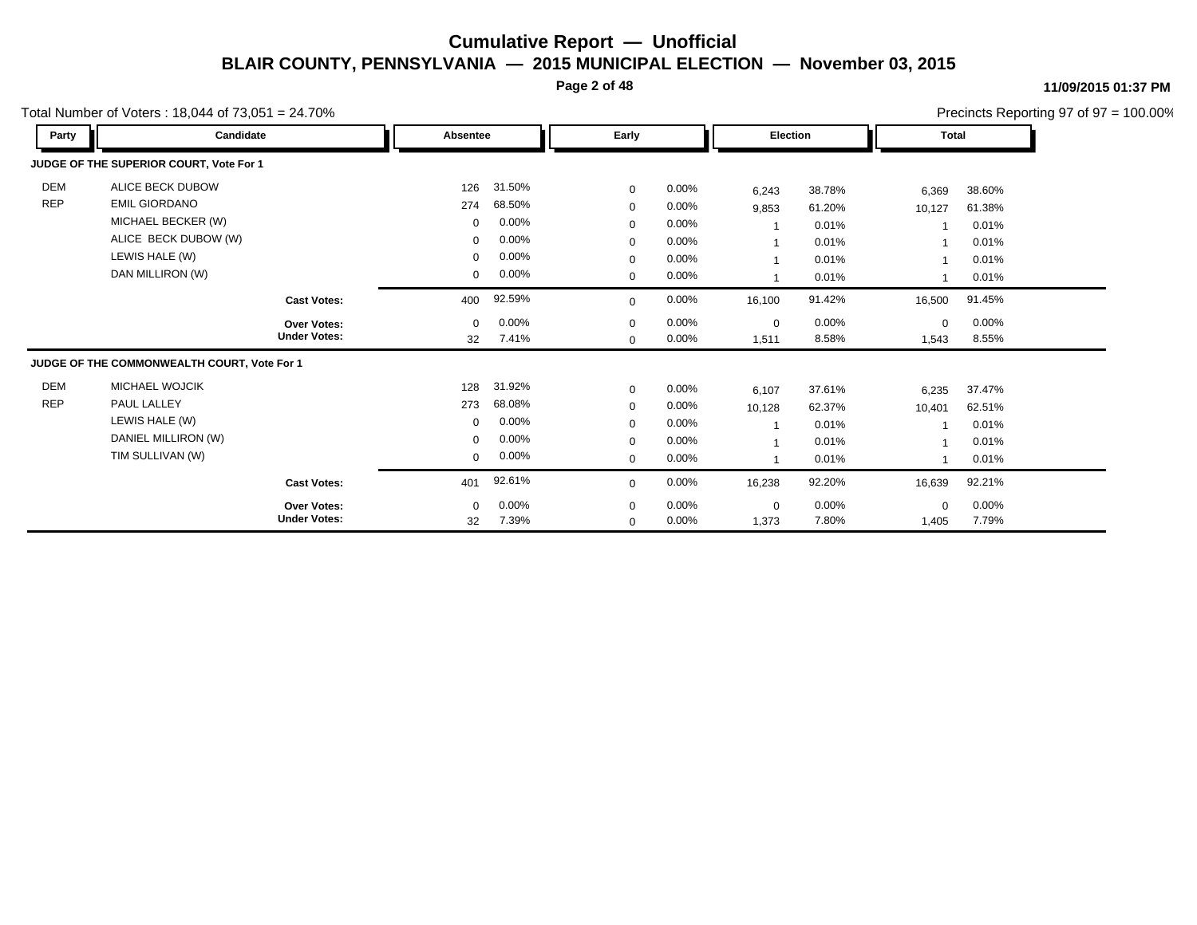# Cumulative Report — Unofficial

## BLAIR COUNTY, PENNSYLVANIA — 2015 MUNICIPAL ELECTION — November 03, 2015

11/09/2015 01:37 PM

Total Number of Voters : 18,044 of 73,051 = 24.70%

Precincts Reporting 97 of 97 = 100.00%

| Party | Candidate | Absentee | | Early | | Election | | Total | |
|---|---|---|---|---|---|---|---|---|---|
| **JUDGE OF THE SUPERIOR COURT, Vote For 1** | | | | | | | | | |
| DEM | ALICE BECK DUBOW | 126 | 31.50% | 0 | 0.00% | 6,243 | 38.78% | 6,369 | 38.60% |
| REP | EMIL GIORDANO | 274 | 68.50% | 0 | 0.00% | 9,853 | 61.20% | 10,127 | 61.38% |
| | MICHAEL BECKER (W) | 0 | 0.00% | 0 | 0.00% | 1 | 0.01% | 1 | 0.01% |
| | ALICE BECK DUBOW (W) | 0 | 0.00% | 0 | 0.00% | 1 | 0.01% | 1 | 0.01% |
| | LEWIS HALE (W) | 0 | 0.00% | 0 | 0.00% | 1 | 0.01% | 1 | 0.01% |
| | DAN MILLIRON (W) | 0 | 0.00% | 0 | 0.00% | 1 | 0.01% | 1 | 0.01% |
| | **Cast Votes:** | 400 | 92.59% | 0 | 0.00% | 16,100 | 91.42% | 16,500 | 91.45% |
| | **Over Votes:** | 0 | 0.00% | 0 | 0.00% | 0 | 0.00% | 0 | 0.00% |
| | **Under Votes:** | 32 | 7.41% | 0 | 0.00% | 1,511 | 8.58% | 1,543 | 8.55% |
| **JUDGE OF THE COMMONWEALTH COURT, Vote For 1** | | | | | | | | | |
| DEM | MICHAEL WOJCIK | 128 | 31.92% | 0 | 0.00% | 6,107 | 37.61% | 6,235 | 37.47% |
| REP | PAUL LALLEY | 273 | 68.08% | 0 | 0.00% | 10,128 | 62.37% | 10,401 | 62.51% |
| | LEWIS HALE (W) | 0 | 0.00% | 0 | 0.00% | 1 | 0.01% | 1 | 0.01% |
| | DANIEL MILLIRON (W) | 0 | 0.00% | 0 | 0.00% | 1 | 0.01% | 1 | 0.01% |
| | TIM SULLIVAN (W) | 0 | 0.00% | 0 | 0.00% | 1 | 0.01% | 1 | 0.01% |
| | **Cast Votes:** | 401 | 92.61% | 0 | 0.00% | 16,238 | 92.20% | 16,639 | 92.21% |
| | **Over Votes:** | 0 | 0.00% | 0 | 0.00% | 0 | 0.00% | 0 | 0.00% |
| | **Under Votes:** | 32 | 7.39% | 0 | 0.00% | 1,373 | 7.80% | 1,405 | 7.79% |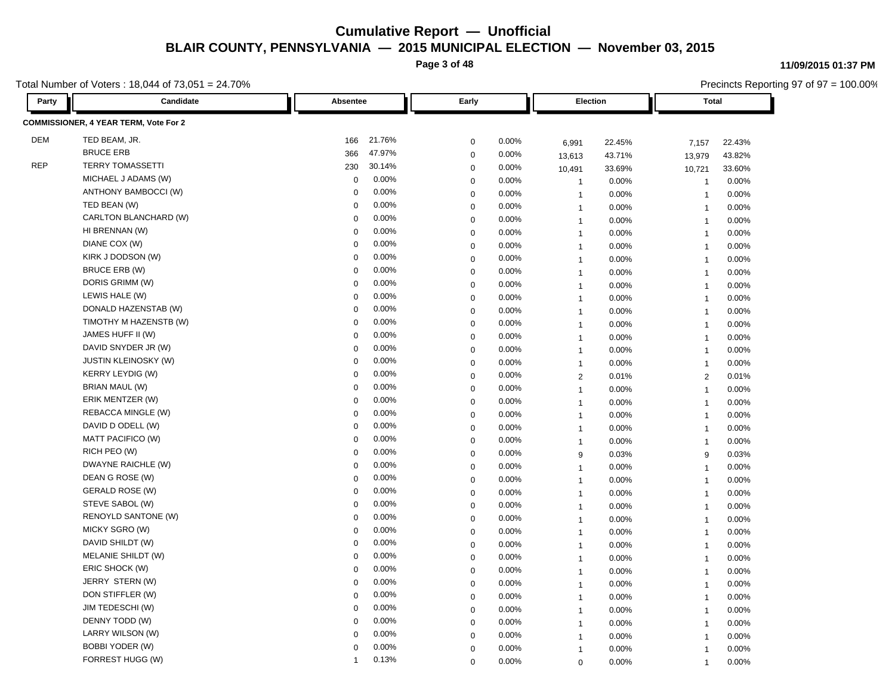# Cumulative Report — Unofficial

## BLAIR COUNTY, PENNSYLVANIA — 2015 MUNICIPAL ELECTION — November 03, 2015

11/09/2015 01:37 PM

Total Number of Voters : 18,044 of 73,051 = 24.70%

Precincts Reporting 97 of 97 = 100.00%

| Party | Candidate | Absentee | | Early | | Election | | Total | |
|---|---|---|---|---|---|---|---|---|---|
| **COMMISSIONER, 4 YEAR TERM, Vote For 2** | | | | | | | | | |
| DEM | TED BEAM, JR. | 166 | 21.76% | 0 | 0.00% | 6,991 | 22.45% | 7,157 | 22.43% |
| | BRUCE ERB | 366 | 47.97% | 0 | 0.00% | 13,613 | 43.71% | 13,979 | 43.82% |
| REP | TERRY TOMASSETTI | 230 | 30.14% | 0 | 0.00% | 10,491 | 33.69% | 10,721 | 33.60% |
| | MICHAEL J ADAMS (W) | 0 | 0.00% | 0 | 0.00% | 1 | 0.00% | 1 | 0.00% |
| | ANTHONY BAMBOCCI (W) | 0 | 0.00% | 0 | 0.00% | 1 | 0.00% | 1 | 0.00% |
| | TED BEAN (W) | 0 | 0.00% | 0 | 0.00% | 1 | 0.00% | 1 | 0.00% |
| | CARLTON BLANCHARD (W) | 0 | 0.00% | 0 | 0.00% | 1 | 0.00% | 1 | 0.00% |
| | HI BRENNAN (W) | 0 | 0.00% | 0 | 0.00% | 1 | 0.00% | 1 | 0.00% |
| | DIANE COX (W) | 0 | 0.00% | 0 | 0.00% | 1 | 0.00% | 1 | 0.00% |
| | KIRK J DODSON (W) | 0 | 0.00% | 0 | 0.00% | 1 | 0.00% | 1 | 0.00% |
| | BRUCE ERB (W) | 0 | 0.00% | 0 | 0.00% | 1 | 0.00% | 1 | 0.00% |
| | DORIS GRIMM (W) | 0 | 0.00% | 0 | 0.00% | 1 | 0.00% | 1 | 0.00% |
| | LEWIS HALE (W) | 0 | 0.00% | 0 | 0.00% | 1 | 0.00% | 1 | 0.00% |
| | DONALD HAZENSTAB (W) | 0 | 0.00% | 0 | 0.00% | 1 | 0.00% | 1 | 0.00% |
| | TIMOTHY M HAZENSTB (W) | 0 | 0.00% | 0 | 0.00% | 1 | 0.00% | 1 | 0.00% |
| | JAMES HUFF II (W) | 0 | 0.00% | 0 | 0.00% | 1 | 0.00% | 1 | 0.00% |
| | DAVID SNYDER JR (W) | 0 | 0.00% | 0 | 0.00% | 1 | 0.00% | 1 | 0.00% |
| | JUSTIN KLEINOSKY (W) | 0 | 0.00% | 0 | 0.00% | 1 | 0.00% | 1 | 0.00% |
| | KERRY LEYDIG (W) | 0 | 0.00% | 0 | 0.00% | 2 | 0.01% | 2 | 0.01% |
| | BRIAN MAUL (W) | 0 | 0.00% | 0 | 0.00% | 1 | 0.00% | 1 | 0.00% |
| | ERIK MENTZER (W) | 0 | 0.00% | 0 | 0.00% | 1 | 0.00% | 1 | 0.00% |
| | REBACCA MINGLE (W) | 0 | 0.00% | 0 | 0.00% | 1 | 0.00% | 1 | 0.00% |
| | DAVID D ODELL (W) | 0 | 0.00% | 0 | 0.00% | 1 | 0.00% | 1 | 0.00% |
| | MATT PACIFICO (W) | 0 | 0.00% | 0 | 0.00% | 1 | 0.00% | 1 | 0.00% |
| | RICH PEO (W) | 0 | 0.00% | 0 | 0.00% | 9 | 0.03% | 9 | 0.03% |
| | DWAYNE RAICHLE (W) | 0 | 0.00% | 0 | 0.00% | 1 | 0.00% | 1 | 0.00% |
| | DEAN G ROSE (W) | 0 | 0.00% | 0 | 0.00% | 1 | 0.00% | 1 | 0.00% |
| | GERALD ROSE (W) | 0 | 0.00% | 0 | 0.00% | 1 | 0.00% | 1 | 0.00% |
| | STEVE SABOL (W) | 0 | 0.00% | 0 | 0.00% | 1 | 0.00% | 1 | 0.00% |
| | RENOYLD SANTONE (W) | 0 | 0.00% | 0 | 0.00% | 1 | 0.00% | 1 | 0.00% |
| | MICKY SGRO (W) | 0 | 0.00% | 0 | 0.00% | 1 | 0.00% | 1 | 0.00% |
| | DAVID SHILDT (W) | 0 | 0.00% | 0 | 0.00% | 1 | 0.00% | 1 | 0.00% |
| | MELANIE SHILDT (W) | 0 | 0.00% | 0 | 0.00% | 1 | 0.00% | 1 | 0.00% |
| | ERIC SHOCK (W) | 0 | 0.00% | 0 | 0.00% | 1 | 0.00% | 1 | 0.00% |
| | JERRY STERN (W) | 0 | 0.00% | 0 | 0.00% | 1 | 0.00% | 1 | 0.00% |
| | DON STIFFLER (W) | 0 | 0.00% | 0 | 0.00% | 1 | 0.00% | 1 | 0.00% |
| | JIM TEDESCHI (W) | 0 | 0.00% | 0 | 0.00% | 1 | 0.00% | 1 | 0.00% |
| | DENNY TODD (W) | 0 | 0.00% | 0 | 0.00% | 1 | 0.00% | 1 | 0.00% |
| | LARRY WILSON (W) | 0 | 0.00% | 0 | 0.00% | 1 | 0.00% | 1 | 0.00% |
| | BOBBI YODER (W) | 0 | 0.00% | 0 | 0.00% | 1 | 0.00% | 1 | 0.00% |
| | FORREST HUGG (W) | 1 | 0.13% | 0 | 0.00% | 0 | 0.00% | 1 | 0.00% |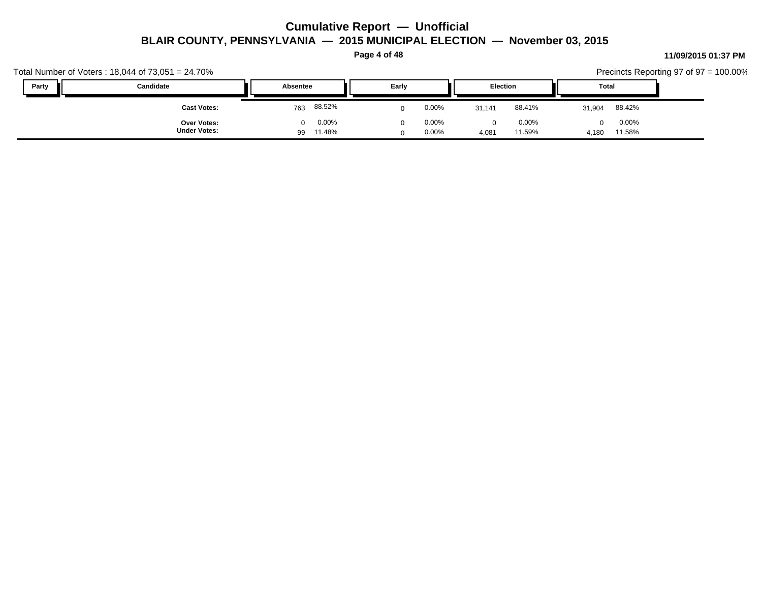Total Number of Voters : 18,044 of 73,051 = 24.70%

Precincts Reporting 97 of 97 = 100.00%

| Party | Candidate | Absentee | | Early | | Election | | Total | |
|---|---|---|---|---|---|---|---|---|---|
| | **Cast Votes:** | 763 | 88.52% | 0 | 0.00% | 31,141 | 88.41% | 31,904 | 88.42% |
| | **Over Votes:** | 0 | 0.00% | 0 | 0.00% | 0 | 0.00% | 0 | 0.00% |
| | **Under Votes:** | 99 | 11.48% | 0 | 0.00% | 4,081 | 11.59% | 4,180 | 11.58% |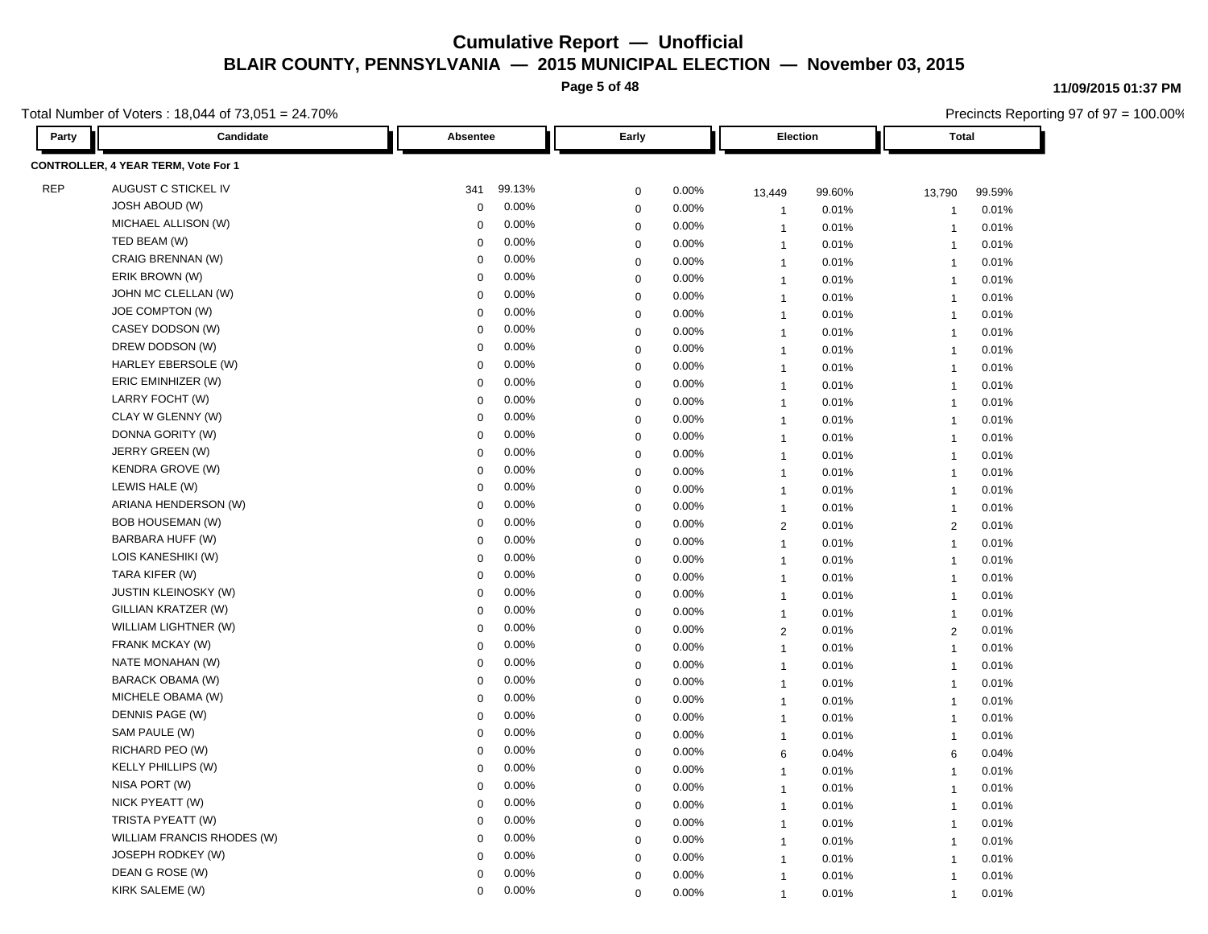# Cumulative Report — Unofficial

## BLAIR COUNTY, PENNSYLVANIA — 2015 MUNICIPAL ELECTION — November 03, 2015

11/09/2015 01:37 PM

Total Number of Voters : 18,044 of 73,051 = 24.70%

Precincts Reporting 97 of 97 = 100.00%

| Party | Candidate | Absentee | | Early | | Election | | Total | |
|---|---|---|---|---|---|---|---|---|---|
| **CONTROLLER, 4 YEAR TERM, Vote For 1** | | | | | | | | | |
| REP | AUGUST C STICKEL IV | 341 | 99.13% | 0 | 0.00% | 13,449 | 99.60% | 13,790 | 99.59% |
| | JOSH ABOUD (W) | 0 | 0.00% | 0 | 0.00% | 1 | 0.01% | 1 | 0.01% |
| | MICHAEL ALLISON (W) | 0 | 0.00% | 0 | 0.00% | 1 | 0.01% | 1 | 0.01% |
| | TED BEAM (W) | 0 | 0.00% | 0 | 0.00% | 1 | 0.01% | 1 | 0.01% |
| | CRAIG BRENNAN (W) | 0 | 0.00% | 0 | 0.00% | 1 | 0.01% | 1 | 0.01% |
| | ERIK BROWN (W) | 0 | 0.00% | 0 | 0.00% | 1 | 0.01% | 1 | 0.01% |
| | JOHN MC CLELLAN (W) | 0 | 0.00% | 0 | 0.00% | 1 | 0.01% | 1 | 0.01% |
| | JOE COMPTON (W) | 0 | 0.00% | 0 | 0.00% | 1 | 0.01% | 1 | 0.01% |
| | CASEY DODSON (W) | 0 | 0.00% | 0 | 0.00% | 1 | 0.01% | 1 | 0.01% |
| | DREW DODSON (W) | 0 | 0.00% | 0 | 0.00% | 1 | 0.01% | 1 | 0.01% |
| | HARLEY EBERSOLE (W) | 0 | 0.00% | 0 | 0.00% | 1 | 0.01% | 1 | 0.01% |
| | ERIC EMINHIZER (W) | 0 | 0.00% | 0 | 0.00% | 1 | 0.01% | 1 | 0.01% |
| | LARRY FOCHT (W) | 0 | 0.00% | 0 | 0.00% | 1 | 0.01% | 1 | 0.01% |
| | CLAY W GLENNY (W) | 0 | 0.00% | 0 | 0.00% | 1 | 0.01% | 1 | 0.01% |
| | DONNA GORITY (W) | 0 | 0.00% | 0 | 0.00% | 1 | 0.01% | 1 | 0.01% |
| | JERRY GREEN (W) | 0 | 0.00% | 0 | 0.00% | 1 | 0.01% | 1 | 0.01% |
| | KENDRA GROVE (W) | 0 | 0.00% | 0 | 0.00% | 1 | 0.01% | 1 | 0.01% |
| | LEWIS HALE (W) | 0 | 0.00% | 0 | 0.00% | 1 | 0.01% | 1 | 0.01% |
| | ARIANA HENDERSON (W) | 0 | 0.00% | 0 | 0.00% | 1 | 0.01% | 1 | 0.01% |
| | BOB HOUSEMAN (W) | 0 | 0.00% | 0 | 0.00% | 2 | 0.01% | 2 | 0.01% |
| | BARBARA HUFF (W) | 0 | 0.00% | 0 | 0.00% | 1 | 0.01% | 1 | 0.01% |
| | LOIS KANESHIKI (W) | 0 | 0.00% | 0 | 0.00% | 1 | 0.01% | 1 | 0.01% |
| | TARA KIFER (W) | 0 | 0.00% | 0 | 0.00% | 1 | 0.01% | 1 | 0.01% |
| | JUSTIN KLEINOSKY (W) | 0 | 0.00% | 0 | 0.00% | 1 | 0.01% | 1 | 0.01% |
| | GILLIAN KRATZER (W) | 0 | 0.00% | 0 | 0.00% | 1 | 0.01% | 1 | 0.01% |
| | WILLIAM LIGHTNER (W) | 0 | 0.00% | 0 | 0.00% | 2 | 0.01% | 2 | 0.01% |
| | FRANK MCKAY (W) | 0 | 0.00% | 0 | 0.00% | 1 | 0.01% | 1 | 0.01% |
| | NATE MONAHAN (W) | 0 | 0.00% | 0 | 0.00% | 1 | 0.01% | 1 | 0.01% |
| | BARACK OBAMA (W) | 0 | 0.00% | 0 | 0.00% | 1 | 0.01% | 1 | 0.01% |
| | MICHELE OBAMA (W) | 0 | 0.00% | 0 | 0.00% | 1 | 0.01% | 1 | 0.01% |
| | DENNIS PAGE (W) | 0 | 0.00% | 0 | 0.00% | 1 | 0.01% | 1 | 0.01% |
| | SAM PAULE (W) | 0 | 0.00% | 0 | 0.00% | 1 | 0.01% | 1 | 0.01% |
| | RICHARD PEO (W) | 0 | 0.00% | 0 | 0.00% | 6 | 0.04% | 6 | 0.04% |
| | KELLY PHILLIPS (W) | 0 | 0.00% | 0 | 0.00% | 1 | 0.01% | 1 | 0.01% |
| | NISA PORT (W) | 0 | 0.00% | 0 | 0.00% | 1 | 0.01% | 1 | 0.01% |
| | NICK PYEATT (W) | 0 | 0.00% | 0 | 0.00% | 1 | 0.01% | 1 | 0.01% |
| | TRISTA PYEATT (W) | 0 | 0.00% | 0 | 0.00% | 1 | 0.01% | 1 | 0.01% |
| | WILLIAM FRANCIS RHODES (W) | 0 | 0.00% | 0 | 0.00% | 1 | 0.01% | 1 | 0.01% |
| | JOSEPH RODKEY (W) | 0 | 0.00% | 0 | 0.00% | 1 | 0.01% | 1 | 0.01% |
| | DEAN G ROSE (W) | 0 | 0.00% | 0 | 0.00% | 1 | 0.01% | 1 | 0.01% |
| | KIRK SALEME (W) | 0 | 0.00% | 0 | 0.00% | 1 | 0.01% | 1 | 0.01% |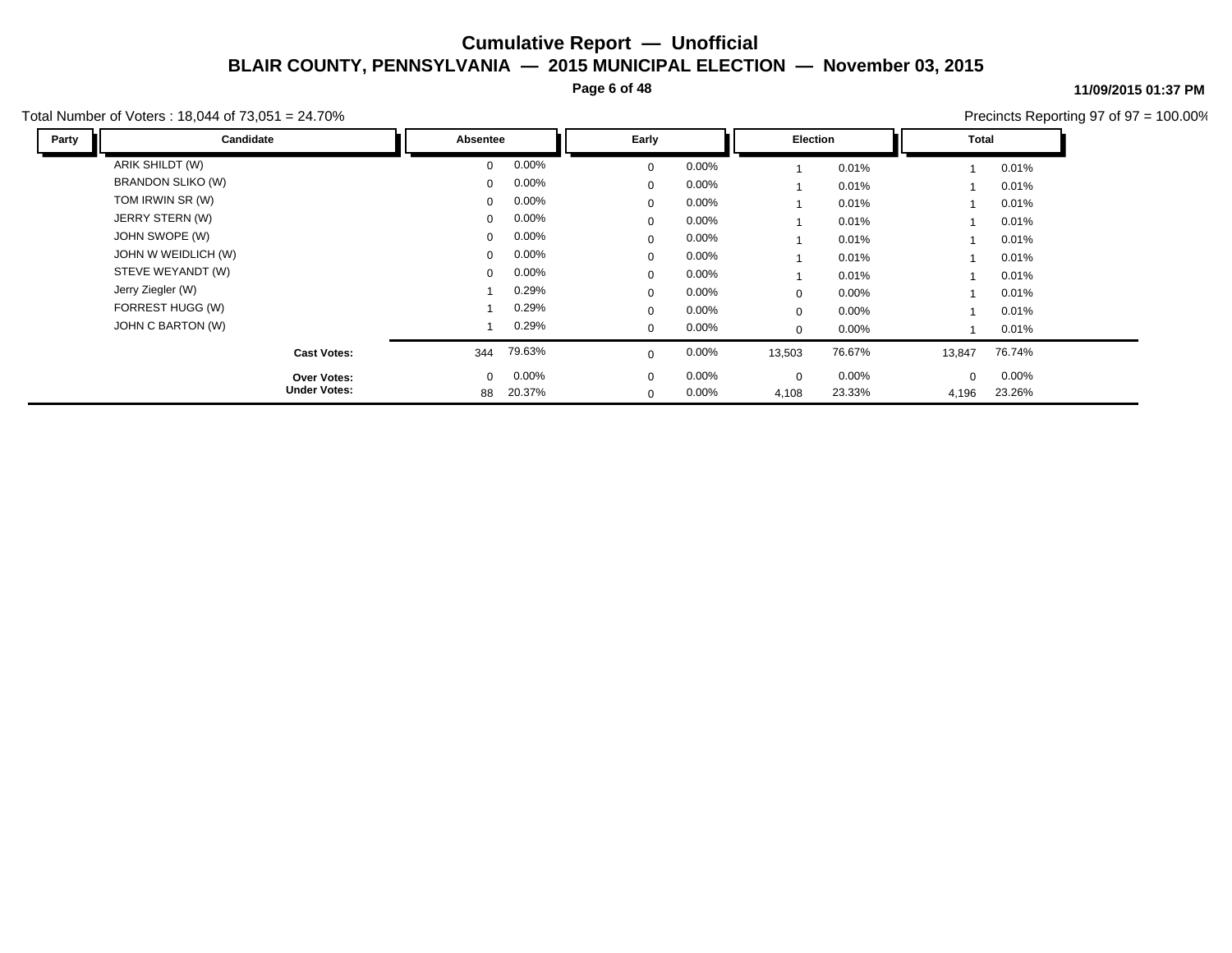# Cumulative Report — Unofficial

## BLAIR COUNTY, PENNSYLVANIA — 2015 MUNICIPAL ELECTION — November 03, 2015

11/09/2015 01:37 PM

Total Number of Voters : 18,044 of 73,051 = 24.70%

Precincts Reporting 97 of 97 = 100.00%

| Party | Candidate | Absentee | | Early | | Election | | Total | |
|---|---|---|---|---|---|---|---|---|---|
| | ARIK SHILDT (W) | 0 | 0.00% | 0 | 0.00% | 1 | 0.01% | 1 | 0.01% |
| | BRANDON SLIKO (W) | 0 | 0.00% | 0 | 0.00% | 1 | 0.01% | 1 | 0.01% |
| | TOM IRWIN SR (W) | 0 | 0.00% | 0 | 0.00% | 1 | 0.01% | 1 | 0.01% |
| | JERRY STERN (W) | 0 | 0.00% | 0 | 0.00% | 1 | 0.01% | 1 | 0.01% |
| | JOHN SWOPE (W) | 0 | 0.00% | 0 | 0.00% | 1 | 0.01% | 1 | 0.01% |
| | JOHN W WEIDLICH (W) | 0 | 0.00% | 0 | 0.00% | 1 | 0.01% | 1 | 0.01% |
| | STEVE WEYANDT (W) | 0 | 0.00% | 0 | 0.00% | 1 | 0.01% | 1 | 0.01% |
| | Jerry Ziegler (W) | 1 | 0.29% | 0 | 0.00% | 0 | 0.00% | 1 | 0.01% |
| | FORREST HUGG (W) | 1 | 0.29% | 0 | 0.00% | 0 | 0.00% | 1 | 0.01% |
| | JOHN C BARTON (W) | 1 | 0.29% | 0 | 0.00% | 0 | 0.00% | 1 | 0.01% |
| | **Cast Votes:** | 344 | 79.63% | 0 | 0.00% | 13,503 | 76.67% | 13,847 | 76.74% |
| | **Over Votes:** | 0 | 0.00% | 0 | 0.00% | 0 | 0.00% | 0 | 0.00% |
| | **Under Votes:** | 88 | 20.37% | 0 | 0.00% | 4,108 | 23.33% | 4,196 | 23.26% |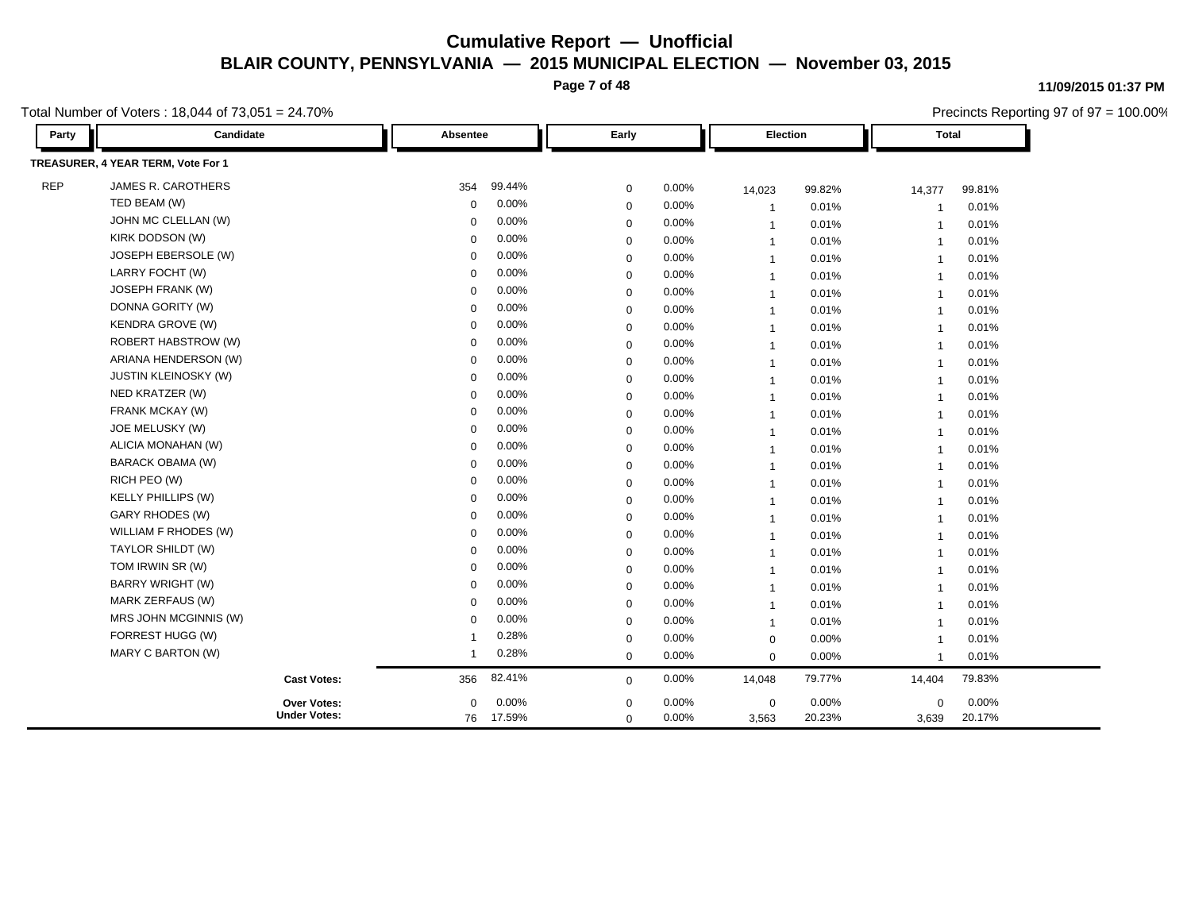# Cumulative Report — Unofficial

## BLAIR COUNTY, PENNSYLVANIA — 2015 MUNICIPAL ELECTION — November 03, 2015

11/09/2015 01:37 PM

Total Number of Voters : 18,044 of 73,051 = 24.70%

Precincts Reporting 97 of 97 = 100.00%

| Party | Candidate | Absentee | | Early | | Election | | Total | |
|---|---|---|---|---|---|---|---|---|---|
| **TREASURER, 4 YEAR TERM, Vote For 1** | | | | | | | | | |
| REP | JAMES R. CAROTHERS | 354 | 99.44% | 0 | 0.00% | 14,023 | 99.82% | 14,377 | 99.81% |
| | TED BEAM (W) | 0 | 0.00% | 0 | 0.00% | 1 | 0.01% | 1 | 0.01% |
| | JOHN MC CLELLAN (W) | 0 | 0.00% | 0 | 0.00% | 1 | 0.01% | 1 | 0.01% |
| | KIRK DODSON (W) | 0 | 0.00% | 0 | 0.00% | 1 | 0.01% | 1 | 0.01% |
| | JOSEPH EBERSOLE (W) | 0 | 0.00% | 0 | 0.00% | 1 | 0.01% | 1 | 0.01% |
| | LARRY FOCHT (W) | 0 | 0.00% | 0 | 0.00% | 1 | 0.01% | 1 | 0.01% |
| | JOSEPH FRANK (W) | 0 | 0.00% | 0 | 0.00% | 1 | 0.01% | 1 | 0.01% |
| | DONNA GORITY (W) | 0 | 0.00% | 0 | 0.00% | 1 | 0.01% | 1 | 0.01% |
| | KENDRA GROVE (W) | 0 | 0.00% | 0 | 0.00% | 1 | 0.01% | 1 | 0.01% |
| | ROBERT HABSTROW (W) | 0 | 0.00% | 0 | 0.00% | 1 | 0.01% | 1 | 0.01% |
| | ARIANA HENDERSON (W) | 0 | 0.00% | 0 | 0.00% | 1 | 0.01% | 1 | 0.01% |
| | JUSTIN KLEINOSKY (W) | 0 | 0.00% | 0 | 0.00% | 1 | 0.01% | 1 | 0.01% |
| | NED KRATZER (W) | 0 | 0.00% | 0 | 0.00% | 1 | 0.01% | 1 | 0.01% |
| | FRANK MCKAY (W) | 0 | 0.00% | 0 | 0.00% | 1 | 0.01% | 1 | 0.01% |
| | JOE MELUSKY (W) | 0 | 0.00% | 0 | 0.00% | 1 | 0.01% | 1 | 0.01% |
| | ALICIA MONAHAN (W) | 0 | 0.00% | 0 | 0.00% | 1 | 0.01% | 1 | 0.01% |
| | BARACK OBAMA (W) | 0 | 0.00% | 0 | 0.00% | 1 | 0.01% | 1 | 0.01% |
| | RICH PEO (W) | 0 | 0.00% | 0 | 0.00% | 1 | 0.01% | 1 | 0.01% |
| | KELLY PHILLIPS (W) | 0 | 0.00% | 0 | 0.00% | 1 | 0.01% | 1 | 0.01% |
| | GARY RHODES (W) | 0 | 0.00% | 0 | 0.00% | 1 | 0.01% | 1 | 0.01% |
| | WILLIAM F RHODES (W) | 0 | 0.00% | 0 | 0.00% | 1 | 0.01% | 1 | 0.01% |
| | TAYLOR SHILDT (W) | 0 | 0.00% | 0 | 0.00% | 1 | 0.01% | 1 | 0.01% |
| | TOM IRWIN SR (W) | 0 | 0.00% | 0 | 0.00% | 1 | 0.01% | 1 | 0.01% |
| | BARRY WRIGHT (W) | 0 | 0.00% | 0 | 0.00% | 1 | 0.01% | 1 | 0.01% |
| | MARK ZERFAUS (W) | 0 | 0.00% | 0 | 0.00% | 1 | 0.01% | 1 | 0.01% |
| | MRS JOHN MCGINNIS (W) | 0 | 0.00% | 0 | 0.00% | 1 | 0.01% | 1 | 0.01% |
| | FORREST HUGG (W) | 1 | 0.28% | 0 | 0.00% | 0 | 0.00% | 1 | 0.01% |
| | MARY C BARTON (W) | 1 | 0.28% | 0 | 0.00% | 0 | 0.00% | 1 | 0.01% |
| | **Cast Votes:** | 356 | 82.41% | 0 | 0.00% | 14,048 | 79.77% | 14,404 | 79.83% |
| | **Over Votes:** | 0 | 0.00% | 0 | 0.00% | 0 | 0.00% | 0 | 0.00% |
| | **Under Votes:** | 76 | 17.59% | 0 | 0.00% | 3,563 | 20.23% | 3,639 | 20.17% |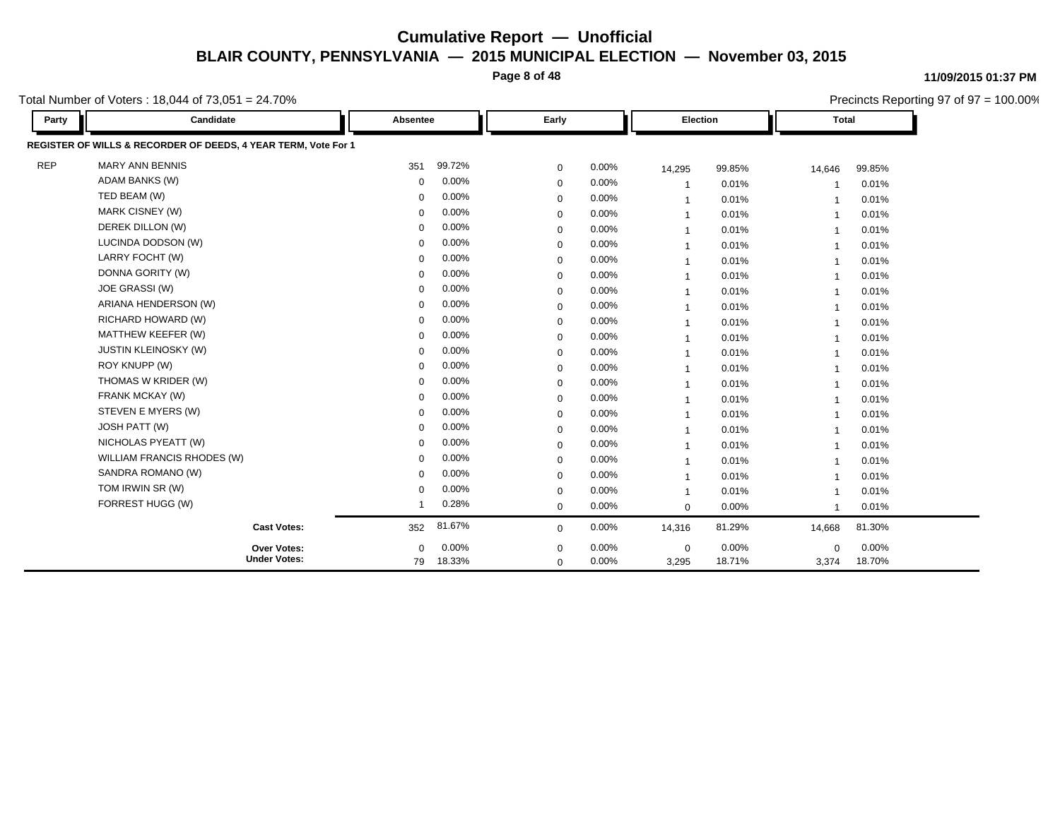# Cumulative Report — Unofficial

## BLAIR COUNTY, PENNSYLVANIA — 2015 MUNICIPAL ELECTION — November 03, 2015

11/09/2015 01:37 PM

Total Number of Voters : 18,044 of 73,051 = 24.70%

Precincts Reporting 97 of 97 = 100.00%

| Party | Candidate | Absentee | | Early | | Election | | Total | |
|---|---|---|---|---|---|---|---|---|---|
| **REGISTER OF WILLS & RECORDER OF DEEDS, 4 YEAR TERM, Vote For 1** | | | | | | | | | |
| REP | MARY ANN BENNIS | 351 | 99.72% | 0 | 0.00% | 14,295 | 99.85% | 14,646 | 99.85% |
| | ADAM BANKS (W) | 0 | 0.00% | 0 | 0.00% | 1 | 0.01% | 1 | 0.01% |
| | TED BEAM (W) | 0 | 0.00% | 0 | 0.00% | 1 | 0.01% | 1 | 0.01% |
| | MARK CISNEY (W) | 0 | 0.00% | 0 | 0.00% | 1 | 0.01% | 1 | 0.01% |
| | DEREK DILLON (W) | 0 | 0.00% | 0 | 0.00% | 1 | 0.01% | 1 | 0.01% |
| | LUCINDA DODSON (W) | 0 | 0.00% | 0 | 0.00% | 1 | 0.01% | 1 | 0.01% |
| | LARRY FOCHT (W) | 0 | 0.00% | 0 | 0.00% | 1 | 0.01% | 1 | 0.01% |
| | DONNA GORITY (W) | 0 | 0.00% | 0 | 0.00% | 1 | 0.01% | 1 | 0.01% |
| | JOE GRASSI (W) | 0 | 0.00% | 0 | 0.00% | 1 | 0.01% | 1 | 0.01% |
| | ARIANA HENDERSON (W) | 0 | 0.00% | 0 | 0.00% | 1 | 0.01% | 1 | 0.01% |
| | RICHARD HOWARD (W) | 0 | 0.00% | 0 | 0.00% | 1 | 0.01% | 1 | 0.01% |
| | MATTHEW KEEFER (W) | 0 | 0.00% | 0 | 0.00% | 1 | 0.01% | 1 | 0.01% |
| | JUSTIN KLEINOSKY (W) | 0 | 0.00% | 0 | 0.00% | 1 | 0.01% | 1 | 0.01% |
| | ROY KNUPP (W) | 0 | 0.00% | 0 | 0.00% | 1 | 0.01% | 1 | 0.01% |
| | THOMAS W KRIDER (W) | 0 | 0.00% | 0 | 0.00% | 1 | 0.01% | 1 | 0.01% |
| | FRANK MCKAY (W) | 0 | 0.00% | 0 | 0.00% | 1 | 0.01% | 1 | 0.01% |
| | STEVEN E MYERS (W) | 0 | 0.00% | 0 | 0.00% | 1 | 0.01% | 1 | 0.01% |
| | JOSH PATT (W) | 0 | 0.00% | 0 | 0.00% | 1 | 0.01% | 1 | 0.01% |
| | NICHOLAS PYEATT (W) | 0 | 0.00% | 0 | 0.00% | 1 | 0.01% | 1 | 0.01% |
| | WILLIAM FRANCIS RHODES (W) | 0 | 0.00% | 0 | 0.00% | 1 | 0.01% | 1 | 0.01% |
| | SANDRA ROMANO (W) | 0 | 0.00% | 0 | 0.00% | 1 | 0.01% | 1 | 0.01% |
| | TOM IRWIN SR (W) | 0 | 0.00% | 0 | 0.00% | 1 | 0.01% | 1 | 0.01% |
| | FORREST HUGG (W) | 1 | 0.28% | 0 | 0.00% | 0 | 0.00% | 1 | 0.01% |
| | **Cast Votes:** | 352 | 81.67% | 0 | 0.00% | 14,316 | 81.29% | 14,668 | 81.30% |
| | **Over Votes:** | 0 | 0.00% | 0 | 0.00% | 0 | 0.00% | 0 | 0.00% |
| | **Under Votes:** | 79 | 18.33% | 0 | 0.00% | 3,295 | 18.71% | 3,374 | 18.70% |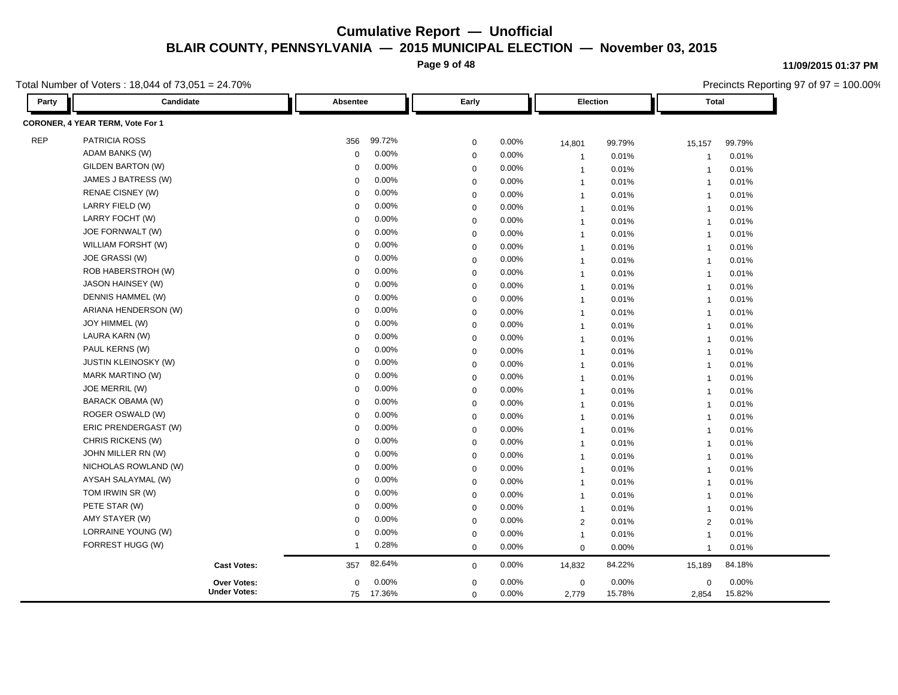# Cumulative Report — Unofficial

## BLAIR COUNTY, PENNSYLVANIA — 2015 MUNICIPAL ELECTION — November 03, 2015

11/09/2015 01:37 PM

Total Number of Voters : 18,044 of 73,051 = 24.70%

Precincts Reporting 97 of 97 = 100.00%

| Party | Candidate | Absentee | | Early | | Election | | Total | |
|---|---|---|---|---|---|---|---|---|---|
| **CORONER, 4 YEAR TERM, Vote For 1** | | | | | | | | | |
| REP | PATRICIA ROSS | 356 | 99.72% | 0 | 0.00% | 14,801 | 99.79% | 15,157 | 99.79% |
| | ADAM BANKS (W) | 0 | 0.00% | 0 | 0.00% | 1 | 0.01% | 1 | 0.01% |
| | GILDEN BARTON (W) | 0 | 0.00% | 0 | 0.00% | 1 | 0.01% | 1 | 0.01% |
| | JAMES J BATRESS (W) | 0 | 0.00% | 0 | 0.00% | 1 | 0.01% | 1 | 0.01% |
| | RENAE CISNEY (W) | 0 | 0.00% | 0 | 0.00% | 1 | 0.01% | 1 | 0.01% |
| | LARRY FIELD (W) | 0 | 0.00% | 0 | 0.00% | 1 | 0.01% | 1 | 0.01% |
| | LARRY FOCHT (W) | 0 | 0.00% | 0 | 0.00% | 1 | 0.01% | 1 | 0.01% |
| | JOE FORNWALT (W) | 0 | 0.00% | 0 | 0.00% | 1 | 0.01% | 1 | 0.01% |
| | WILLIAM FORSHT (W) | 0 | 0.00% | 0 | 0.00% | 1 | 0.01% | 1 | 0.01% |
| | JOE GRASSI (W) | 0 | 0.00% | 0 | 0.00% | 1 | 0.01% | 1 | 0.01% |
| | ROB HABERSTROH (W) | 0 | 0.00% | 0 | 0.00% | 1 | 0.01% | 1 | 0.01% |
| | JASON HAINSEY (W) | 0 | 0.00% | 0 | 0.00% | 1 | 0.01% | 1 | 0.01% |
| | DENNIS HAMMEL (W) | 0 | 0.00% | 0 | 0.00% | 1 | 0.01% | 1 | 0.01% |
| | ARIANA HENDERSON (W) | 0 | 0.00% | 0 | 0.00% | 1 | 0.01% | 1 | 0.01% |
| | JOY HIMMEL (W) | 0 | 0.00% | 0 | 0.00% | 1 | 0.01% | 1 | 0.01% |
| | LAURA KARN (W) | 0 | 0.00% | 0 | 0.00% | 1 | 0.01% | 1 | 0.01% |
| | PAUL KERNS (W) | 0 | 0.00% | 0 | 0.00% | 1 | 0.01% | 1 | 0.01% |
| | JUSTIN KLEINOSKY (W) | 0 | 0.00% | 0 | 0.00% | 1 | 0.01% | 1 | 0.01% |
| | MARK MARTINO (W) | 0 | 0.00% | 0 | 0.00% | 1 | 0.01% | 1 | 0.01% |
| | JOE MERRIL (W) | 0 | 0.00% | 0 | 0.00% | 1 | 0.01% | 1 | 0.01% |
| | BARACK OBAMA (W) | 0 | 0.00% | 0 | 0.00% | 1 | 0.01% | 1 | 0.01% |
| | ROGER OSWALD (W) | 0 | 0.00% | 0 | 0.00% | 1 | 0.01% | 1 | 0.01% |
| | ERIC PRENDERGAST (W) | 0 | 0.00% | 0 | 0.00% | 1 | 0.01% | 1 | 0.01% |
| | CHRIS RICKENS (W) | 0 | 0.00% | 0 | 0.00% | 1 | 0.01% | 1 | 0.01% |
| | JOHN MILLER RN (W) | 0 | 0.00% | 0 | 0.00% | 1 | 0.01% | 1 | 0.01% |
| | NICHOLAS ROWLAND (W) | 0 | 0.00% | 0 | 0.00% | 1 | 0.01% | 1 | 0.01% |
| | AYSAH SALAYMAL (W) | 0 | 0.00% | 0 | 0.00% | 1 | 0.01% | 1 | 0.01% |
| | TOM IRWIN SR (W) | 0 | 0.00% | 0 | 0.00% | 1 | 0.01% | 1 | 0.01% |
| | PETE STAR (W) | 0 | 0.00% | 0 | 0.00% | 1 | 0.01% | 1 | 0.01% |
| | AMY STAYER (W) | 0 | 0.00% | 0 | 0.00% | 2 | 0.01% | 2 | 0.01% |
| | LORRAINE YOUNG (W) | 0 | 0.00% | 0 | 0.00% | 1 | 0.01% | 1 | 0.01% |
| | FORREST HUGG (W) | 1 | 0.28% | 0 | 0.00% | 0 | 0.00% | 1 | 0.01% |
| | **Cast Votes:** | 357 | 82.64% | 0 | 0.00% | 14,832 | 84.22% | 15,189 | 84.18% |
| | **Over Votes:** | 0 | 0.00% | 0 | 0.00% | 0 | 0.00% | 0 | 0.00% |
| | **Under Votes:** | 75 | 17.36% | 0 | 0.00% | 2,779 | 15.78% | 2,854 | 15.82% |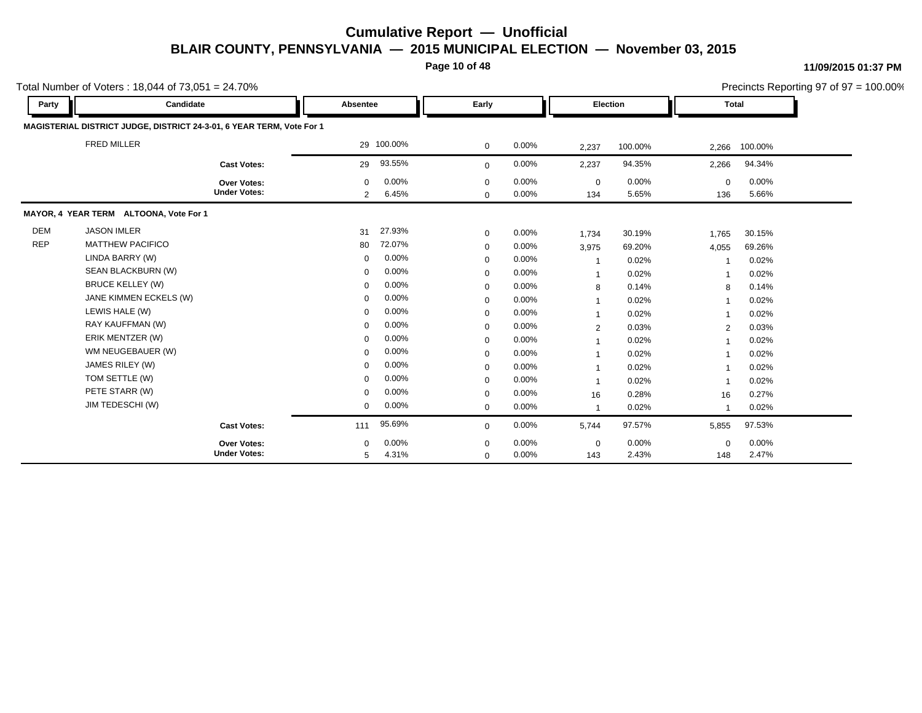# Cumulative Report — Unofficial

## BLAIR COUNTY, PENNSYLVANIA — 2015 MUNICIPAL ELECTION — November 03, 2015

11/09/2015 01:37 PM

Total Number of Voters : 18,044 of 73,051 = 24.70%

Precincts Reporting 97 of 97 = 100.00%

| Party | Candidate | Absentee | | Early | | Election | | Total | |
|---|---|---|---|---|---|---|---|---|---|
| **MAGISTERIAL DISTRICT JUDGE, DISTRICT 24-3-01, 6 YEAR TERM, Vote For 1** | | | | | | | | | |
| | FRED MILLER | 29 | 100.00% | 0 | 0.00% | 2,237 | 100.00% | 2,266 | 100.00% |
| | **Cast Votes:** | 29 | 93.55% | 0 | 0.00% | 2,237 | 94.35% | 2,266 | 94.34% |
| | **Over Votes:** | 0 | 0.00% | 0 | 0.00% | 0 | 0.00% | 0 | 0.00% |
| | **Under Votes:** | 2 | 6.45% | 0 | 0.00% | 134 | 5.65% | 136 | 5.66% |
| **MAYOR, 4 YEAR TERM ALTOONA, Vote For 1** | | | | | | | | | |
| DEM | JASON IMLER | 31 | 27.93% | 0 | 0.00% | 1,734 | 30.19% | 1,765 | 30.15% |
| REP | MATTHEW PACIFICO | 80 | 72.07% | 0 | 0.00% | 3,975 | 69.20% | 4,055 | 69.26% |
| | LINDA BARRY (W) | 0 | 0.00% | 0 | 0.00% | 1 | 0.02% | 1 | 0.02% |
| | SEAN BLACKBURN (W) | 0 | 0.00% | 0 | 0.00% | 1 | 0.02% | 1 | 0.02% |
| | BRUCE KELLEY (W) | 0 | 0.00% | 0 | 0.00% | 8 | 0.14% | 8 | 0.14% |
| | JANE KIMMEN ECKELS (W) | 0 | 0.00% | 0 | 0.00% | 1 | 0.02% | 1 | 0.02% |
| | LEWIS HALE (W) | 0 | 0.00% | 0 | 0.00% | 1 | 0.02% | 1 | 0.02% |
| | RAY KAUFFMAN (W) | 0 | 0.00% | 0 | 0.00% | 2 | 0.03% | 2 | 0.03% |
| | ERIK MENTZER (W) | 0 | 0.00% | 0 | 0.00% | 1 | 0.02% | 1 | 0.02% |
| | WM NEUGEBAUER (W) | 0 | 0.00% | 0 | 0.00% | 1 | 0.02% | 1 | 0.02% |
| | JAMES RILEY (W) | 0 | 0.00% | 0 | 0.00% | 1 | 0.02% | 1 | 0.02% |
| | TOM SETTLE (W) | 0 | 0.00% | 0 | 0.00% | 1 | 0.02% | 1 | 0.02% |
| | PETE STARR (W) | 0 | 0.00% | 0 | 0.00% | 16 | 0.28% | 16 | 0.27% |
| | JIM TEDESCHI (W) | 0 | 0.00% | 0 | 0.00% | 1 | 0.02% | 1 | 0.02% |
| | **Cast Votes:** | 111 | 95.69% | 0 | 0.00% | 5,744 | 97.57% | 5,855 | 97.53% |
| | **Over Votes:** | 0 | 0.00% | 0 | 0.00% | 0 | 0.00% | 0 | 0.00% |
| | **Under Votes:** | 5 | 4.31% | 0 | 0.00% | 143 | 2.43% | 148 | 2.47% |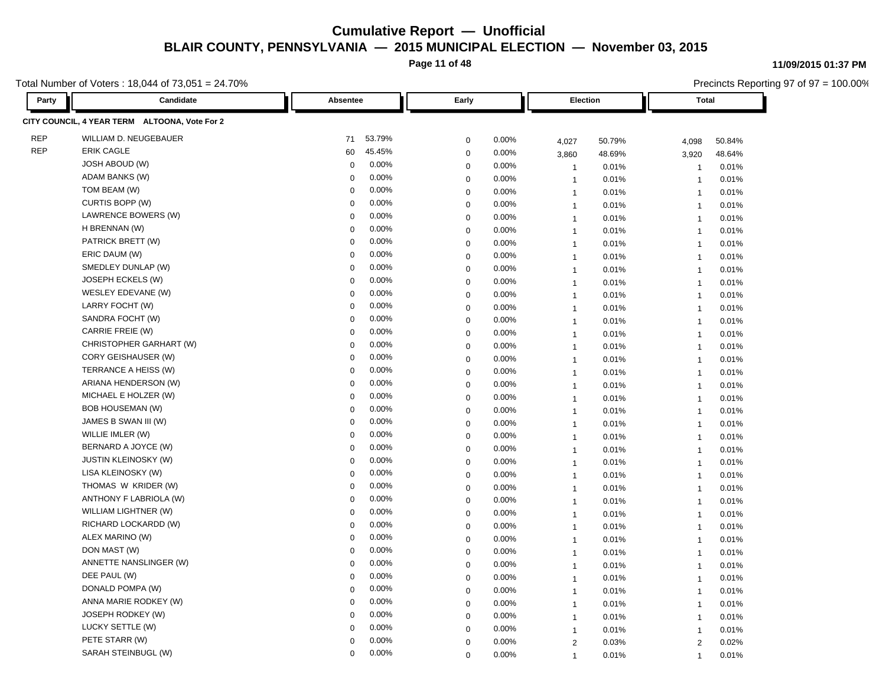# Cumulative Report — Unofficial

## BLAIR COUNTY, PENNSYLVANIA — 2015 MUNICIPAL ELECTION — November 03, 2015

11/09/2015 01:37 PM

Total Number of Voters : 18,044 of 73,051 = 24.70%

Precincts Reporting 97 of 97 = 100.00%

### CITY COUNCIL, 4 YEAR TERM ALTOONA, Vote For 2

| Party | Candidate | Absentee | | Early | | Election | | Total | |
|---|---|---|---|---|---|---|---|---|---|
| REP | WILLIAM D. NEUGEBAUER | 71 | 53.79% | 0 | 0.00% | 4,027 | 50.79% | 4,098 | 50.84% |
| REP | ERIK CAGLE | 60 | 45.45% | 0 | 0.00% | 3,860 | 48.69% | 3,920 | 48.64% |
| | JOSH ABOUD (W) | 0 | 0.00% | 0 | 0.00% | 1 | 0.01% | 1 | 0.01% |
| | ADAM BANKS (W) | 0 | 0.00% | 0 | 0.00% | 1 | 0.01% | 1 | 0.01% |
| | TOM BEAM (W) | 0 | 0.00% | 0 | 0.00% | 1 | 0.01% | 1 | 0.01% |
| | CURTIS BOPP (W) | 0 | 0.00% | 0 | 0.00% | 1 | 0.01% | 1 | 0.01% |
| | LAWRENCE BOWERS (W) | 0 | 0.00% | 0 | 0.00% | 1 | 0.01% | 1 | 0.01% |
| | H BRENNAN (W) | 0 | 0.00% | 0 | 0.00% | 1 | 0.01% | 1 | 0.01% |
| | PATRICK BRETT (W) | 0 | 0.00% | 0 | 0.00% | 1 | 0.01% | 1 | 0.01% |
| | ERIC DAUM (W) | 0 | 0.00% | 0 | 0.00% | 1 | 0.01% | 1 | 0.01% |
| | SMEDLEY DUNLAP (W) | 0 | 0.00% | 0 | 0.00% | 1 | 0.01% | 1 | 0.01% |
| | JOSEPH ECKELS (W) | 0 | 0.00% | 0 | 0.00% | 1 | 0.01% | 1 | 0.01% |
| | WESLEY EDEVANE (W) | 0 | 0.00% | 0 | 0.00% | 1 | 0.01% | 1 | 0.01% |
| | LARRY FOCHT (W) | 0 | 0.00% | 0 | 0.00% | 1 | 0.01% | 1 | 0.01% |
| | SANDRA FOCHT (W) | 0 | 0.00% | 0 | 0.00% | 1 | 0.01% | 1 | 0.01% |
| | CARRIE FREIE (W) | 0 | 0.00% | 0 | 0.00% | 1 | 0.01% | 1 | 0.01% |
| | CHRISTOPHER GARHART (W) | 0 | 0.00% | 0 | 0.00% | 1 | 0.01% | 1 | 0.01% |
| | CORY GEISHAUSER (W) | 0 | 0.00% | 0 | 0.00% | 1 | 0.01% | 1 | 0.01% |
| | TERRANCE A HEISS (W) | 0 | 0.00% | 0 | 0.00% | 1 | 0.01% | 1 | 0.01% |
| | ARIANA HENDERSON (W) | 0 | 0.00% | 0 | 0.00% | 1 | 0.01% | 1 | 0.01% |
| | MICHAEL E HOLZER (W) | 0 | 0.00% | 0 | 0.00% | 1 | 0.01% | 1 | 0.01% |
| | BOB HOUSEMAN (W) | 0 | 0.00% | 0 | 0.00% | 1 | 0.01% | 1 | 0.01% |
| | JAMES B SWAN III (W) | 0 | 0.00% | 0 | 0.00% | 1 | 0.01% | 1 | 0.01% |
| | WILLIE IMLER (W) | 0 | 0.00% | 0 | 0.00% | 1 | 0.01% | 1 | 0.01% |
| | BERNARD A JOYCE (W) | 0 | 0.00% | 0 | 0.00% | 1 | 0.01% | 1 | 0.01% |
| | JUSTIN KLEINOSKY (W) | 0 | 0.00% | 0 | 0.00% | 1 | 0.01% | 1 | 0.01% |
| | LISA KLEINOSKY (W) | 0 | 0.00% | 0 | 0.00% | 1 | 0.01% | 1 | 0.01% |
| | THOMAS W KRIDER (W) | 0 | 0.00% | 0 | 0.00% | 1 | 0.01% | 1 | 0.01% |
| | ANTHONY F LABRIOLA (W) | 0 | 0.00% | 0 | 0.00% | 1 | 0.01% | 1 | 0.01% |
| | WILLIAM LIGHTNER (W) | 0 | 0.00% | 0 | 0.00% | 1 | 0.01% | 1 | 0.01% |
| | RICHARD LOCKARDD (W) | 0 | 0.00% | 0 | 0.00% | 1 | 0.01% | 1 | 0.01% |
| | ALEX MARINO (W) | 0 | 0.00% | 0 | 0.00% | 1 | 0.01% | 1 | 0.01% |
| | DON MAST (W) | 0 | 0.00% | 0 | 0.00% | 1 | 0.01% | 1 | 0.01% |
| | ANNETTE NANSLINGER (W) | 0 | 0.00% | 0 | 0.00% | 1 | 0.01% | 1 | 0.01% |
| | DEE PAUL (W) | 0 | 0.00% | 0 | 0.00% | 1 | 0.01% | 1 | 0.01% |
| | DONALD POMPA (W) | 0 | 0.00% | 0 | 0.00% | 1 | 0.01% | 1 | 0.01% |
| | ANNA MARIE RODKEY (W) | 0 | 0.00% | 0 | 0.00% | 1 | 0.01% | 1 | 0.01% |
| | JOSEPH RODKEY (W) | 0 | 0.00% | 0 | 0.00% | 1 | 0.01% | 1 | 0.01% |
| | LUCKY SETTLE (W) | 0 | 0.00% | 0 | 0.00% | 1 | 0.01% | 1 | 0.01% |
| | PETE STARR (W) | 0 | 0.00% | 0 | 0.00% | 2 | 0.03% | 2 | 0.02% |
| | SARAH STEINBUGL (W) | 0 | 0.00% | 0 | 0.00% | 1 | 0.01% | 1 | 0.01% |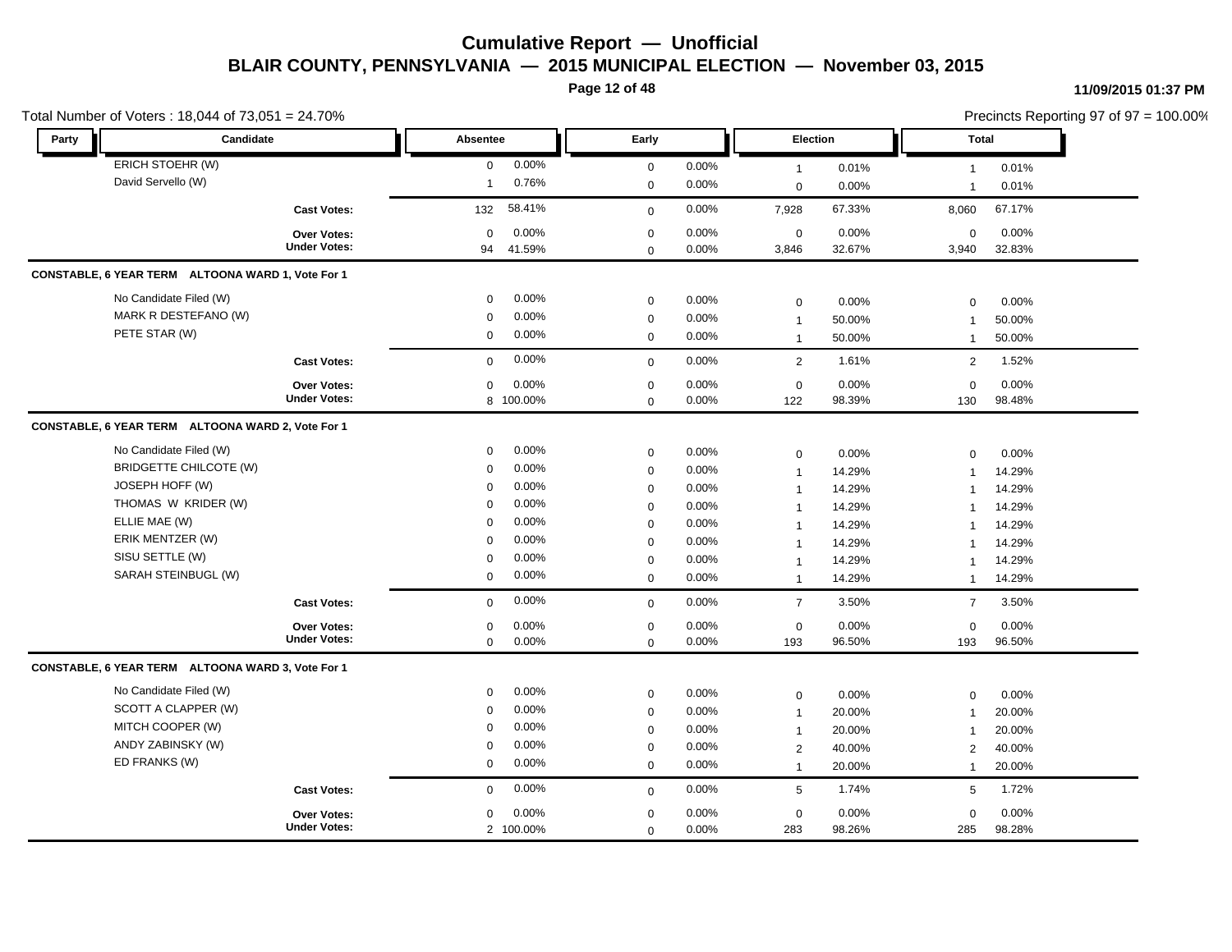# Cumulative Report — Unofficial

## BLAIR COUNTY, PENNSYLVANIA — 2015 MUNICIPAL ELECTION — November 03, 2015

11/09/2015 01:37 PM

Total Number of Voters : 18,044 of 73,051 = 24.70%

Precincts Reporting 97 of 97 = 100.00%

| Party | Candidate | Absentee | | Early | | Election | | Total | |
|---|---|---|---|---|---|---|---|---|---|
| | ERICH STOEHR (W) | 0 | 0.00% | 0 | 0.00% | 1 | 0.01% | 1 | 0.01% |
| | David Servello (W) | 1 | 0.76% | 0 | 0.00% | 0 | 0.00% | 1 | 0.01% |
| | **Cast Votes:** | 132 | 58.41% | 0 | 0.00% | 7,928 | 67.33% | 8,060 | 67.17% |
| | **Over Votes:** | 0 | 0.00% | 0 | 0.00% | 0 | 0.00% | 0 | 0.00% |
| | **Under Votes:** | 94 | 41.59% | 0 | 0.00% | 3,846 | 32.67% | 3,940 | 32.83% |

**CONSTABLE, 6 YEAR TERM ALTOONA WARD 1, Vote For 1**

| Party | Candidate | Absentee | | Early | | Election | | Total | |
|---|---|---|---|---|---|---|---|---|---|
| | No Candidate Filed (W) | 0 | 0.00% | 0 | 0.00% | 0 | 0.00% | 0 | 0.00% |
| | MARK R DESTEFANO (W) | 0 | 0.00% | 0 | 0.00% | 1 | 50.00% | 1 | 50.00% |
| | PETE STAR (W) | 0 | 0.00% | 0 | 0.00% | 1 | 50.00% | 1 | 50.00% |
| | **Cast Votes:** | 0 | 0.00% | 0 | 0.00% | 2 | 1.61% | 2 | 1.52% |
| | **Over Votes:** | 0 | 0.00% | 0 | 0.00% | 0 | 0.00% | 0 | 0.00% |
| | **Under Votes:** | 8 | 100.00% | 0 | 0.00% | 122 | 98.39% | 130 | 98.48% |

**CONSTABLE, 6 YEAR TERM ALTOONA WARD 2, Vote For 1**

| Party | Candidate | Absentee | | Early | | Election | | Total | |
|---|---|---|---|---|---|---|---|---|---|
| | No Candidate Filed (W) | 0 | 0.00% | 0 | 0.00% | 0 | 0.00% | 0 | 0.00% |
| | BRIDGETTE CHILCOTE (W) | 0 | 0.00% | 0 | 0.00% | 1 | 14.29% | 1 | 14.29% |
| | JOSEPH HOFF (W) | 0 | 0.00% | 0 | 0.00% | 1 | 14.29% | 1 | 14.29% |
| | THOMAS W KRIDER (W) | 0 | 0.00% | 0 | 0.00% | 1 | 14.29% | 1 | 14.29% |
| | ELLIE MAE (W) | 0 | 0.00% | 0 | 0.00% | 1 | 14.29% | 1 | 14.29% |
| | ERIK MENTZER (W) | 0 | 0.00% | 0 | 0.00% | 1 | 14.29% | 1 | 14.29% |
| | SISU SETTLE (W) | 0 | 0.00% | 0 | 0.00% | 1 | 14.29% | 1 | 14.29% |
| | SARAH STEINBUGL (W) | 0 | 0.00% | 0 | 0.00% | 1 | 14.29% | 1 | 14.29% |
| | **Cast Votes:** | 0 | 0.00% | 0 | 0.00% | 7 | 3.50% | 7 | 3.50% |
| | **Over Votes:** | 0 | 0.00% | 0 | 0.00% | 0 | 0.00% | 0 | 0.00% |
| | **Under Votes:** | 0 | 0.00% | 0 | 0.00% | 193 | 96.50% | 193 | 96.50% |

**CONSTABLE, 6 YEAR TERM ALTOONA WARD 3, Vote For 1**

| Party | Candidate | Absentee | | Early | | Election | | Total | |
|---|---|---|---|---|---|---|---|---|---|
| | No Candidate Filed (W) | 0 | 0.00% | 0 | 0.00% | 0 | 0.00% | 0 | 0.00% |
| | SCOTT A CLAPPER (W) | 0 | 0.00% | 0 | 0.00% | 1 | 20.00% | 1 | 20.00% |
| | MITCH COOPER (W) | 0 | 0.00% | 0 | 0.00% | 1 | 20.00% | 1 | 20.00% |
| | ANDY ZABINSKY (W) | 0 | 0.00% | 0 | 0.00% | 2 | 40.00% | 2 | 40.00% |
| | ED FRANKS (W) | 0 | 0.00% | 0 | 0.00% | 1 | 20.00% | 1 | 20.00% |
| | **Cast Votes:** | 0 | 0.00% | 0 | 0.00% | 5 | 1.74% | 5 | 1.72% |
| | **Over Votes:** | 0 | 0.00% | 0 | 0.00% | 0 | 0.00% | 0 | 0.00% |
| | **Under Votes:** | 2 | 100.00% | 0 | 0.00% | 283 | 98.26% | 285 | 98.28% |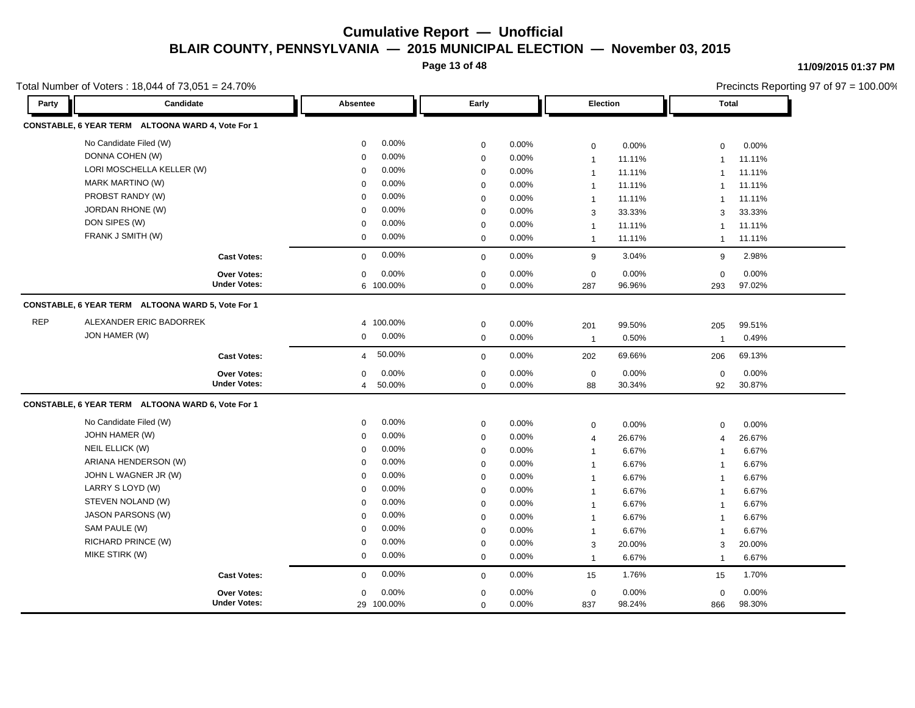# Cumulative Report — Unofficial

## BLAIR COUNTY, PENNSYLVANIA — 2015 MUNICIPAL ELECTION — November 03, 2015

11/09/2015 01:37 PM

Total Number of Voters : 18,044 of 73,051 = 24.70%

Precincts Reporting 97 of 97 = 100.00%

### CONSTABLE, 6 YEAR TERM ALTOONA WARD 4, Vote For 1

| Party | Candidate | Absentee | | Early | | Election | | Total | |
|---|---|---|---|---|---|---|---|---|---|
| | No Candidate Filed (W) | 0 | 0.00% | 0 | 0.00% | 0 | 0.00% | 0 | 0.00% |
| | DONNA COHEN (W) | 0 | 0.00% | 0 | 0.00% | 1 | 11.11% | 1 | 11.11% |
| | LORI MOSCHELLA KELLER (W) | 0 | 0.00% | 0 | 0.00% | 1 | 11.11% | 1 | 11.11% |
| | MARK MARTINO (W) | 0 | 0.00% | 0 | 0.00% | 1 | 11.11% | 1 | 11.11% |
| | PROBST RANDY (W) | 0 | 0.00% | 0 | 0.00% | 1 | 11.11% | 1 | 11.11% |
| | JORDAN RHONE (W) | 0 | 0.00% | 0 | 0.00% | 3 | 33.33% | 3 | 33.33% |
| | DON SIPES (W) | 0 | 0.00% | 0 | 0.00% | 1 | 11.11% | 1 | 11.11% |
| | FRANK J SMITH (W) | 0 | 0.00% | 0 | 0.00% | 1 | 11.11% | 1 | 11.11% |
| | **Cast Votes:** | 0 | 0.00% | 0 | 0.00% | 9 | 3.04% | 9 | 2.98% |
| | **Over Votes:** | 0 | 0.00% | 0 | 0.00% | 0 | 0.00% | 0 | 0.00% |
| | **Under Votes:** | 6 | 100.00% | 0 | 0.00% | 287 | 96.96% | 293 | 97.02% |

### CONSTABLE, 6 YEAR TERM ALTOONA WARD 5, Vote For 1

| Party | Candidate | Absentee | | Early | | Election | | Total | |
|---|---|---|---|---|---|---|---|---|---|
| REP | ALEXANDER ERIC BADORREK | 4 | 100.00% | 0 | 0.00% | 201 | 99.50% | 205 | 99.51% |
| | JON HAMER (W) | 0 | 0.00% | 0 | 0.00% | 1 | 0.50% | 1 | 0.49% |
| | **Cast Votes:** | 4 | 50.00% | 0 | 0.00% | 202 | 69.66% | 206 | 69.13% |
| | **Over Votes:** | 0 | 0.00% | 0 | 0.00% | 0 | 0.00% | 0 | 0.00% |
| | **Under Votes:** | 4 | 50.00% | 0 | 0.00% | 88 | 30.34% | 92 | 30.87% |

### CONSTABLE, 6 YEAR TERM ALTOONA WARD 6, Vote For 1

| Party | Candidate | Absentee | | Early | | Election | | Total | |
|---|---|---|---|---|---|---|---|---|---|
| | No Candidate Filed (W) | 0 | 0.00% | 0 | 0.00% | 0 | 0.00% | 0 | 0.00% |
| | JOHN HAMER (W) | 0 | 0.00% | 0 | 0.00% | 4 | 26.67% | 4 | 26.67% |
| | NEIL ELLICK (W) | 0 | 0.00% | 0 | 0.00% | 1 | 6.67% | 1 | 6.67% |
| | ARIANA HENDERSON (W) | 0 | 0.00% | 0 | 0.00% | 1 | 6.67% | 1 | 6.67% |
| | JOHN L WAGNER JR (W) | 0 | 0.00% | 0 | 0.00% | 1 | 6.67% | 1 | 6.67% |
| | LARRY S LOYD (W) | 0 | 0.00% | 0 | 0.00% | 1 | 6.67% | 1 | 6.67% |
| | STEVEN NOLAND (W) | 0 | 0.00% | 0 | 0.00% | 1 | 6.67% | 1 | 6.67% |
| | JASON PARSONS (W) | 0 | 0.00% | 0 | 0.00% | 1 | 6.67% | 1 | 6.67% |
| | SAM PAULE (W) | 0 | 0.00% | 0 | 0.00% | 1 | 6.67% | 1 | 6.67% |
| | RICHARD PRINCE (W) | 0 | 0.00% | 0 | 0.00% | 3 | 20.00% | 3 | 20.00% |
| | MIKE STIRK (W) | 0 | 0.00% | 0 | 0.00% | 1 | 6.67% | 1 | 6.67% |
| | **Cast Votes:** | 0 | 0.00% | 0 | 0.00% | 15 | 1.76% | 15 | 1.70% |
| | **Over Votes:** | 0 | 0.00% | 0 | 0.00% | 0 | 0.00% | 0 | 0.00% |
| | **Under Votes:** | 29 | 100.00% | 0 | 0.00% | 837 | 98.24% | 866 | 98.30% |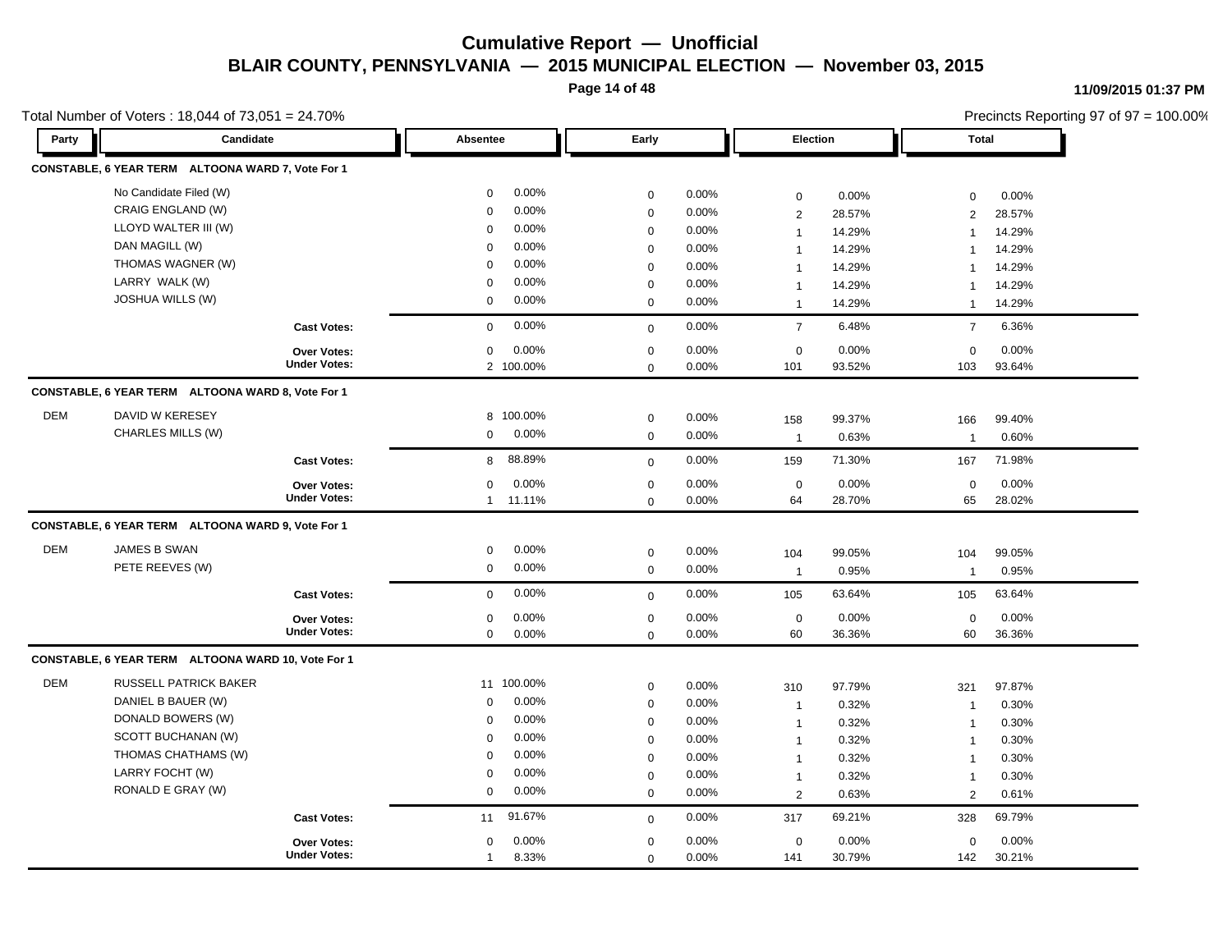# Cumulative Report — Unofficial

## BLAIR COUNTY, PENNSYLVANIA — 2015 MUNICIPAL ELECTION — November 03, 2015

11/09/2015 01:37 PM

Total Number of Voters : 18,044 of 73,051 = 24.70%

Precincts Reporting 97 of 97 = 100.00%

| Party | Candidate | Absentee | | Early | | Election | | Total | |
|---|---|---|---|---|---|---|---|---|---|
| **CONSTABLE, 6 YEAR TERM ALTOONA WARD 7, Vote For 1** | | | | | | | | | |
| | No Candidate Filed (W) | 0 | 0.00% | 0 | 0.00% | 0 | 0.00% | 0 | 0.00% |
| | CRAIG ENGLAND (W) | 0 | 0.00% | 0 | 0.00% | 2 | 28.57% | 2 | 28.57% |
| | LLOYD WALTER III (W) | 0 | 0.00% | 0 | 0.00% | 1 | 14.29% | 1 | 14.29% |
| | DAN MAGILL (W) | 0 | 0.00% | 0 | 0.00% | 1 | 14.29% | 1 | 14.29% |
| | THOMAS WAGNER (W) | 0 | 0.00% | 0 | 0.00% | 1 | 14.29% | 1 | 14.29% |
| | LARRY WALK (W) | 0 | 0.00% | 0 | 0.00% | 1 | 14.29% | 1 | 14.29% |
| | JOSHUA WILLS (W) | 0 | 0.00% | 0 | 0.00% | 1 | 14.29% | 1 | 14.29% |
| | **Cast Votes:** | 0 | 0.00% | 0 | 0.00% | 7 | 6.48% | 7 | 6.36% |
| | **Over Votes:** | 0 | 0.00% | 0 | 0.00% | 0 | 0.00% | 0 | 0.00% |
| | **Under Votes:** | 2 | 100.00% | 0 | 0.00% | 101 | 93.52% | 103 | 93.64% |
| **CONSTABLE, 6 YEAR TERM ALTOONA WARD 8, Vote For 1** | | | | | | | | | |
| DEM | DAVID W KERESEY | 8 | 100.00% | 0 | 0.00% | 158 | 99.37% | 166 | 99.40% |
| | CHARLES MILLS (W) | 0 | 0.00% | 0 | 0.00% | 1 | 0.63% | 1 | 0.60% |
| | **Cast Votes:** | 8 | 88.89% | 0 | 0.00% | 159 | 71.30% | 167 | 71.98% |
| | **Over Votes:** | 0 | 0.00% | 0 | 0.00% | 0 | 0.00% | 0 | 0.00% |
| | **Under Votes:** | 1 | 11.11% | 0 | 0.00% | 64 | 28.70% | 65 | 28.02% |
| **CONSTABLE, 6 YEAR TERM ALTOONA WARD 9, Vote For 1** | | | | | | | | | |
| DEM | JAMES B SWAN | 0 | 0.00% | 0 | 0.00% | 104 | 99.05% | 104 | 99.05% |
| | PETE REEVES (W) | 0 | 0.00% | 0 | 0.00% | 1 | 0.95% | 1 | 0.95% |
| | **Cast Votes:** | 0 | 0.00% | 0 | 0.00% | 105 | 63.64% | 105 | 63.64% |
| | **Over Votes:** | 0 | 0.00% | 0 | 0.00% | 0 | 0.00% | 0 | 0.00% |
| | **Under Votes:** | 0 | 0.00% | 0 | 0.00% | 60 | 36.36% | 60 | 36.36% |
| **CONSTABLE, 6 YEAR TERM ALTOONA WARD 10, Vote For 1** | | | | | | | | | |
| DEM | RUSSELL PATRICK BAKER | 11 | 100.00% | 0 | 0.00% | 310 | 97.79% | 321 | 97.87% |
| | DANIEL B BAUER (W) | 0 | 0.00% | 0 | 0.00% | 1 | 0.32% | 1 | 0.30% |
| | DONALD BOWERS (W) | 0 | 0.00% | 0 | 0.00% | 1 | 0.32% | 1 | 0.30% |
| | SCOTT BUCHANAN (W) | 0 | 0.00% | 0 | 0.00% | 1 | 0.32% | 1 | 0.30% |
| | THOMAS CHATHAMS (W) | 0 | 0.00% | 0 | 0.00% | 1 | 0.32% | 1 | 0.30% |
| | LARRY FOCHT (W) | 0 | 0.00% | 0 | 0.00% | 1 | 0.32% | 1 | 0.30% |
| | RONALD E GRAY (W) | 0 | 0.00% | 0 | 0.00% | 2 | 0.63% | 2 | 0.61% |
| | **Cast Votes:** | 11 | 91.67% | 0 | 0.00% | 317 | 69.21% | 328 | 69.79% |
| | **Over Votes:** | 0 | 0.00% | 0 | 0.00% | 0 | 0.00% | 0 | 0.00% |
| | **Under Votes:** | 1 | 8.33% | 0 | 0.00% | 141 | 30.79% | 142 | 30.21% |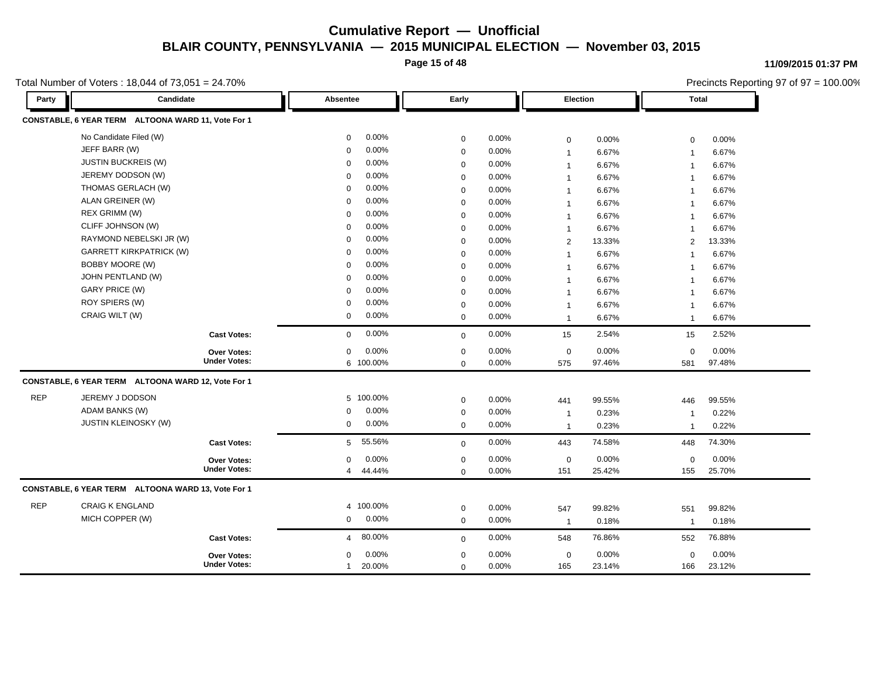# Cumulative Report — Unofficial

## BLAIR COUNTY, PENNSYLVANIA — 2015 MUNICIPAL ELECTION — November 03, 2015

11/09/2015 01:37 PM

Total Number of Voters : 18,044 of 73,051 = 24.70%

Precincts Reporting 97 of 97 = 100.00%

| Party | Candidate | Absentee | | Early | | Election | | Total | |
|---|---|---|---|---|---|---|---|---|---|
| **CONSTABLE, 6 YEAR TERM ALTOONA WARD 11, Vote For 1** | | | | | | | | | |
| | No Candidate Filed (W) | 0 | 0.00% | 0 | 0.00% | 0 | 0.00% | 0 | 0.00% |
| | JEFF BARR (W) | 0 | 0.00% | 0 | 0.00% | 1 | 6.67% | 1 | 6.67% |
| | JUSTIN BUCKREIS (W) | 0 | 0.00% | 0 | 0.00% | 1 | 6.67% | 1 | 6.67% |
| | JEREMY DODSON (W) | 0 | 0.00% | 0 | 0.00% | 1 | 6.67% | 1 | 6.67% |
| | THOMAS GERLACH (W) | 0 | 0.00% | 0 | 0.00% | 1 | 6.67% | 1 | 6.67% |
| | ALAN GREINER (W) | 0 | 0.00% | 0 | 0.00% | 1 | 6.67% | 1 | 6.67% |
| | REX GRIMM (W) | 0 | 0.00% | 0 | 0.00% | 1 | 6.67% | 1 | 6.67% |
| | CLIFF JOHNSON (W) | 0 | 0.00% | 0 | 0.00% | 1 | 6.67% | 1 | 6.67% |
| | RAYMOND NEBELSKI JR (W) | 0 | 0.00% | 0 | 0.00% | 2 | 13.33% | 2 | 13.33% |
| | GARRETT KIRKPATRICK (W) | 0 | 0.00% | 0 | 0.00% | 1 | 6.67% | 1 | 6.67% |
| | BOBBY MOORE (W) | 0 | 0.00% | 0 | 0.00% | 1 | 6.67% | 1 | 6.67% |
| | JOHN PENTLAND (W) | 0 | 0.00% | 0 | 0.00% | 1 | 6.67% | 1 | 6.67% |
| | GARY PRICE (W) | 0 | 0.00% | 0 | 0.00% | 1 | 6.67% | 1 | 6.67% |
| | ROY SPIERS (W) | 0 | 0.00% | 0 | 0.00% | 1 | 6.67% | 1 | 6.67% |
| | CRAIG WILT (W) | 0 | 0.00% | 0 | 0.00% | 1 | 6.67% | 1 | 6.67% |
| | **Cast Votes:** | 0 | 0.00% | 0 | 0.00% | 15 | 2.54% | 15 | 2.52% |
| | **Over Votes:** | 0 | 0.00% | 0 | 0.00% | 0 | 0.00% | 0 | 0.00% |
| | **Under Votes:** | 6 | 100.00% | 0 | 0.00% | 575 | 97.46% | 581 | 97.48% |
| **CONSTABLE, 6 YEAR TERM ALTOONA WARD 12, Vote For 1** | | | | | | | | | |
| REP | JEREMY J DODSON | 5 | 100.00% | 0 | 0.00% | 441 | 99.55% | 446 | 99.55% |
| | ADAM BANKS (W) | 0 | 0.00% | 0 | 0.00% | 1 | 0.23% | 1 | 0.22% |
| | JUSTIN KLEINOSKY (W) | 0 | 0.00% | 0 | 0.00% | 1 | 0.23% | 1 | 0.22% |
| | **Cast Votes:** | 5 | 55.56% | 0 | 0.00% | 443 | 74.58% | 448 | 74.30% |
| | **Over Votes:** | 0 | 0.00% | 0 | 0.00% | 0 | 0.00% | 0 | 0.00% |
| | **Under Votes:** | 4 | 44.44% | 0 | 0.00% | 151 | 25.42% | 155 | 25.70% |
| **CONSTABLE, 6 YEAR TERM ALTOONA WARD 13, Vote For 1** | | | | | | | | | |
| REP | CRAIG K ENGLAND | 4 | 100.00% | 0 | 0.00% | 547 | 99.82% | 551 | 99.82% |
| | MICH COPPER (W) | 0 | 0.00% | 0 | 0.00% | 1 | 0.18% | 1 | 0.18% |
| | **Cast Votes:** | 4 | 80.00% | 0 | 0.00% | 548 | 76.86% | 552 | 76.88% |
| | **Over Votes:** | 0 | 0.00% | 0 | 0.00% | 0 | 0.00% | 0 | 0.00% |
| | **Under Votes:** | 1 | 20.00% | 0 | 0.00% | 165 | 23.14% | 166 | 23.12% |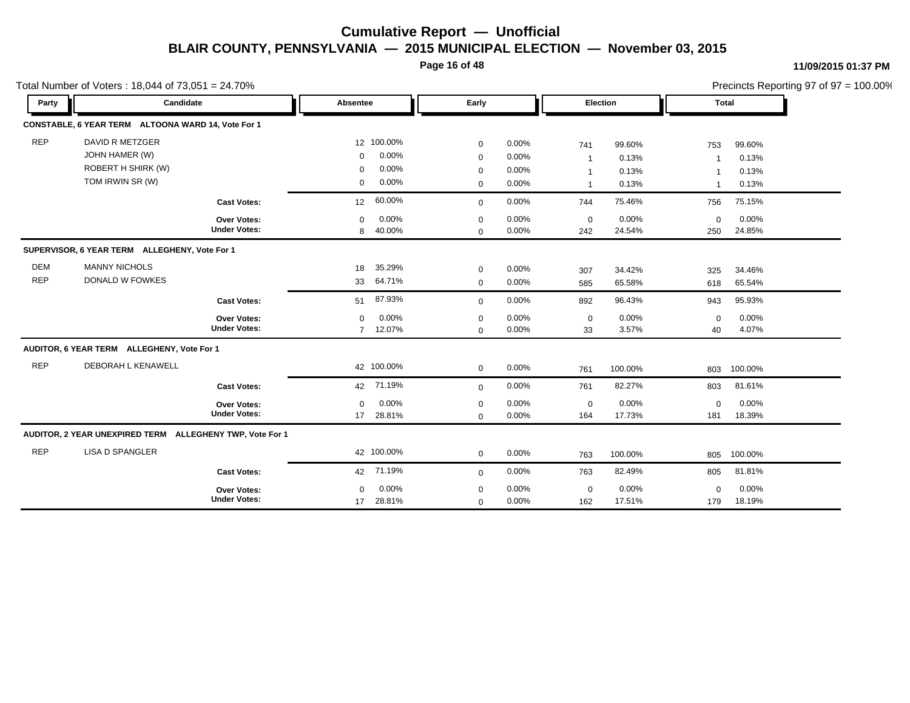# Cumulative Report — Unofficial

## BLAIR COUNTY, PENNSYLVANIA — 2015 MUNICIPAL ELECTION — November 03, 2015

11/09/2015 01:37 PM

Total Number of Voters : 18,044 of 73,051 = 24.70%

Precincts Reporting 97 of 97 = 100.00%

| Party | Candidate | Absentee | | Early | | Election | | Total | |
|---|---|---|---|---|---|---|---|---|---|
| **CONSTABLE, 6 YEAR TERM ALTOONA WARD 14, Vote For 1** | | | | | | | | | |
| REP | DAVID R METZGER | 12 | 100.00% | 0 | 0.00% | 741 | 99.60% | 753 | 99.60% |
| | JOHN HAMER (W) | 0 | 0.00% | 0 | 0.00% | 1 | 0.13% | 1 | 0.13% |
| | ROBERT H SHIRK (W) | 0 | 0.00% | 0 | 0.00% | 1 | 0.13% | 1 | 0.13% |
| | TOM IRWIN SR (W) | 0 | 0.00% | 0 | 0.00% | 1 | 0.13% | 1 | 0.13% |
| | **Cast Votes:** | 12 | 60.00% | 0 | 0.00% | 744 | 75.46% | 756 | 75.15% |
| | **Over Votes:** | 0 | 0.00% | 0 | 0.00% | 0 | 0.00% | 0 | 0.00% |
| | **Under Votes:** | 8 | 40.00% | 0 | 0.00% | 242 | 24.54% | 250 | 24.85% |
| **SUPERVISOR, 6 YEAR TERM ALLEGHENY, Vote For 1** | | | | | | | | | |
| DEM | MANNY NICHOLS | 18 | 35.29% | 0 | 0.00% | 307 | 34.42% | 325 | 34.46% |
| REP | DONALD W FOWKES | 33 | 64.71% | 0 | 0.00% | 585 | 65.58% | 618 | 65.54% |
| | **Cast Votes:** | 51 | 87.93% | 0 | 0.00% | 892 | 96.43% | 943 | 95.93% |
| | **Over Votes:** | 0 | 0.00% | 0 | 0.00% | 0 | 0.00% | 0 | 0.00% |
| | **Under Votes:** | 7 | 12.07% | 0 | 0.00% | 33 | 3.57% | 40 | 4.07% |
| **AUDITOR, 6 YEAR TERM ALLEGHENY, Vote For 1** | | | | | | | | | |
| REP | DEBORAH L KENAWELL | 42 | 100.00% | 0 | 0.00% | 761 | 100.00% | 803 | 100.00% |
| | **Cast Votes:** | 42 | 71.19% | 0 | 0.00% | 761 | 82.27% | 803 | 81.61% |
| | **Over Votes:** | 0 | 0.00% | 0 | 0.00% | 0 | 0.00% | 0 | 0.00% |
| | **Under Votes:** | 17 | 28.81% | 0 | 0.00% | 164 | 17.73% | 181 | 18.39% |
| **AUDITOR, 2 YEAR UNEXPIRED TERM ALLEGHENY TWP, Vote For 1** | | | | | | | | | |
| REP | LISA D SPANGLER | 42 | 100.00% | 0 | 0.00% | 763 | 100.00% | 805 | 100.00% |
| | **Cast Votes:** | 42 | 71.19% | 0 | 0.00% | 763 | 82.49% | 805 | 81.81% |
| | **Over Votes:** | 0 | 0.00% | 0 | 0.00% | 0 | 0.00% | 0 | 0.00% |
| | **Under Votes:** | 17 | 28.81% | 0 | 0.00% | 162 | 17.51% | 179 | 18.19% |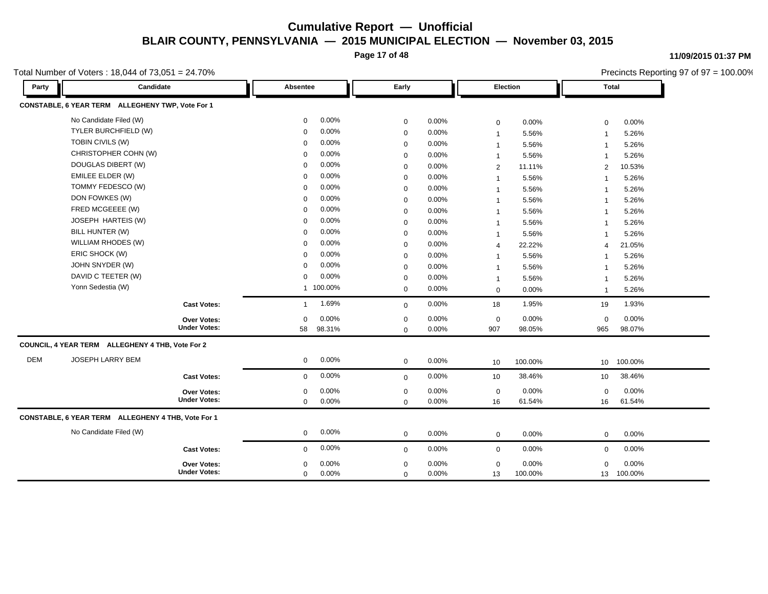# Cumulative Report — Unofficial

## BLAIR COUNTY, PENNSYLVANIA — 2015 MUNICIPAL ELECTION — November 03, 2015

11/09/2015 01:37 PM

Total Number of Voters : 18,044 of 73,051 = 24.70%

Precincts Reporting 97 of 97 = 100.00%

| Party | Candidate | Absentee | | Early | | Election | | Total | |
|---|---|---|---|---|---|---|---|---|---|
| **CONSTABLE, 6 YEAR TERM ALLEGHENY TWP, Vote For 1** | | | | | | | | | |
| | No Candidate Filed (W) | 0 | 0.00% | 0 | 0.00% | 0 | 0.00% | 0 | 0.00% |
| | TYLER BURCHFIELD (W) | 0 | 0.00% | 0 | 0.00% | 1 | 5.56% | 1 | 5.26% |
| | TOBIN CIVILS (W) | 0 | 0.00% | 0 | 0.00% | 1 | 5.56% | 1 | 5.26% |
| | CHRISTOPHER COHN (W) | 0 | 0.00% | 0 | 0.00% | 1 | 5.56% | 1 | 5.26% |
| | DOUGLAS DIBERT (W) | 0 | 0.00% | 0 | 0.00% | 2 | 11.11% | 2 | 10.53% |
| | EMILEE ELDER (W) | 0 | 0.00% | 0 | 0.00% | 1 | 5.56% | 1 | 5.26% |
| | TOMMY FEDESCO (W) | 0 | 0.00% | 0 | 0.00% | 1 | 5.56% | 1 | 5.26% |
| | DON FOWKES (W) | 0 | 0.00% | 0 | 0.00% | 1 | 5.56% | 1 | 5.26% |
| | FRED MCGEEEE (W) | 0 | 0.00% | 0 | 0.00% | 1 | 5.56% | 1 | 5.26% |
| | JOSEPH HARTEIS (W) | 0 | 0.00% | 0 | 0.00% | 1 | 5.56% | 1 | 5.26% |
| | BILL HUNTER (W) | 0 | 0.00% | 0 | 0.00% | 1 | 5.56% | 1 | 5.26% |
| | WILLIAM RHODES (W) | 0 | 0.00% | 0 | 0.00% | 4 | 22.22% | 4 | 21.05% |
| | ERIC SHOCK (W) | 0 | 0.00% | 0 | 0.00% | 1 | 5.56% | 1 | 5.26% |
| | JOHN SNYDER (W) | 0 | 0.00% | 0 | 0.00% | 1 | 5.56% | 1 | 5.26% |
| | DAVID C TEETER (W) | 0 | 0.00% | 0 | 0.00% | 1 | 5.56% | 1 | 5.26% |
| | Yonn Sedestia (W) | 1 | 100.00% | 0 | 0.00% | 0 | 0.00% | 1 | 5.26% |
| | **Cast Votes:** | 1 | 1.69% | 0 | 0.00% | 18 | 1.95% | 19 | 1.93% |
| | **Over Votes:** | 0 | 0.00% | 0 | 0.00% | 0 | 0.00% | 0 | 0.00% |
| | **Under Votes:** | 58 | 98.31% | 0 | 0.00% | 907 | 98.05% | 965 | 98.07% |
| **COUNCIL, 4 YEAR TERM ALLEGHENY 4 THB, Vote For 2** | | | | | | | | | |
| DEM | JOSEPH LARRY BEM | 0 | 0.00% | 0 | 0.00% | 10 | 100.00% | 10 | 100.00% |
| | **Cast Votes:** | 0 | 0.00% | 0 | 0.00% | 10 | 38.46% | 10 | 38.46% |
| | **Over Votes:** | 0 | 0.00% | 0 | 0.00% | 0 | 0.00% | 0 | 0.00% |
| | **Under Votes:** | 0 | 0.00% | 0 | 0.00% | 16 | 61.54% | 16 | 61.54% |
| **CONSTABLE, 6 YEAR TERM ALLEGHENY 4 THB, Vote For 1** | | | | | | | | | |
| | No Candidate Filed (W) | 0 | 0.00% | 0 | 0.00% | 0 | 0.00% | 0 | 0.00% |
| | **Cast Votes:** | 0 | 0.00% | 0 | 0.00% | 0 | 0.00% | 0 | 0.00% |
| | **Over Votes:** | 0 | 0.00% | 0 | 0.00% | 0 | 0.00% | 0 | 0.00% |
| | **Under Votes:** | 0 | 0.00% | 0 | 0.00% | 13 | 100.00% | 13 | 100.00% |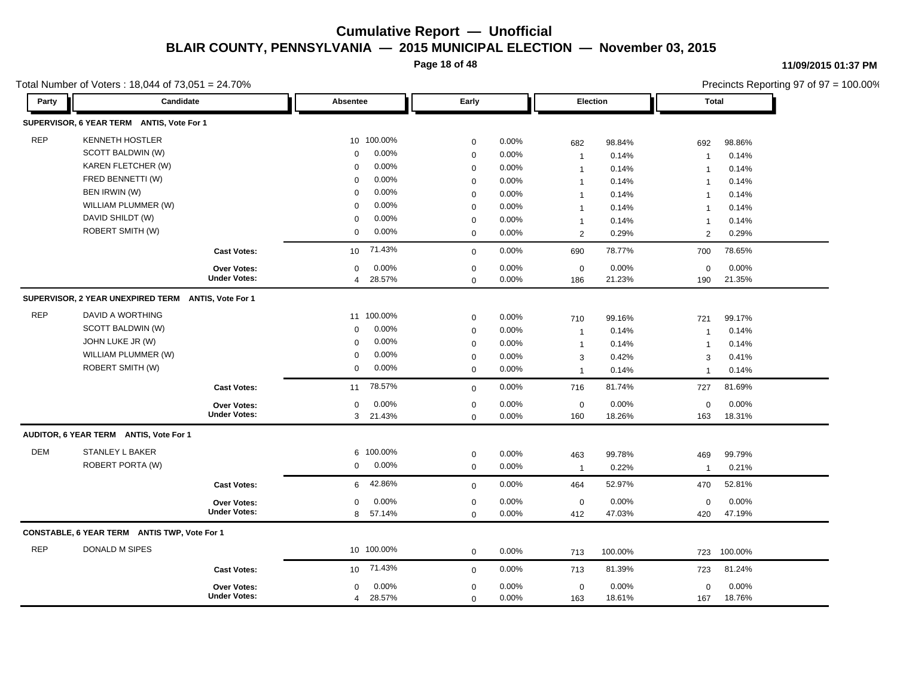# Cumulative Report — Unofficial

## BLAIR COUNTY, PENNSYLVANIA — 2015 MUNICIPAL ELECTION — November 03, 2015

11/09/2015 01:37 PM

Total Number of Voters : 18,044 of 73,051 = 24.70%

Precincts Reporting 97 of 97 = 100.00%

| Party | Candidate | Absentee | | Early | | Election | | Total | |
|---|---|---|---|---|---|---|---|---|---|
| **SUPERVISOR, 6 YEAR TERM ANTIS, Vote For 1** | | | | | | | | | |
| REP | KENNETH HOSTLER | 10 | 100.00% | 0 | 0.00% | 682 | 98.84% | 692 | 98.86% |
| | SCOTT BALDWIN (W) | 0 | 0.00% | 0 | 0.00% | 1 | 0.14% | 1 | 0.14% |
| | KAREN FLETCHER (W) | 0 | 0.00% | 0 | 0.00% | 1 | 0.14% | 1 | 0.14% |
| | FRED BENNETTI (W) | 0 | 0.00% | 0 | 0.00% | 1 | 0.14% | 1 | 0.14% |
| | BEN IRWIN (W) | 0 | 0.00% | 0 | 0.00% | 1 | 0.14% | 1 | 0.14% |
| | WILLIAM PLUMMER (W) | 0 | 0.00% | 0 | 0.00% | 1 | 0.14% | 1 | 0.14% |
| | DAVID SHILDT (W) | 0 | 0.00% | 0 | 0.00% | 1 | 0.14% | 1 | 0.14% |
| | ROBERT SMITH (W) | 0 | 0.00% | 0 | 0.00% | 2 | 0.29% | 2 | 0.29% |
| | **Cast Votes:** | 10 | 71.43% | 0 | 0.00% | 690 | 78.77% | 700 | 78.65% |
| | **Over Votes:** | 0 | 0.00% | 0 | 0.00% | 0 | 0.00% | 0 | 0.00% |
| | **Under Votes:** | 4 | 28.57% | 0 | 0.00% | 186 | 21.23% | 190 | 21.35% |
| **SUPERVISOR, 2 YEAR UNEXPIRED TERM ANTIS, Vote For 1** | | | | | | | | | |
| REP | DAVID A WORTHING | 11 | 100.00% | 0 | 0.00% | 710 | 99.16% | 721 | 99.17% |
| | SCOTT BALDWIN (W) | 0 | 0.00% | 0 | 0.00% | 1 | 0.14% | 1 | 0.14% |
| | JOHN LUKE JR (W) | 0 | 0.00% | 0 | 0.00% | 1 | 0.14% | 1 | 0.14% |
| | WILLIAM PLUMMER (W) | 0 | 0.00% | 0 | 0.00% | 3 | 0.42% | 3 | 0.41% |
| | ROBERT SMITH (W) | 0 | 0.00% | 0 | 0.00% | 1 | 0.14% | 1 | 0.14% |
| | **Cast Votes:** | 11 | 78.57% | 0 | 0.00% | 716 | 81.74% | 727 | 81.69% |
| | **Over Votes:** | 0 | 0.00% | 0 | 0.00% | 0 | 0.00% | 0 | 0.00% |
| | **Under Votes:** | 3 | 21.43% | 0 | 0.00% | 160 | 18.26% | 163 | 18.31% |
| **AUDITOR, 6 YEAR TERM ANTIS, Vote For 1** | | | | | | | | | |
| DEM | STANLEY L BAKER | 6 | 100.00% | 0 | 0.00% | 463 | 99.78% | 469 | 99.79% |
| | ROBERT PORTA (W) | 0 | 0.00% | 0 | 0.00% | 1 | 0.22% | 1 | 0.21% |
| | **Cast Votes:** | 6 | 42.86% | 0 | 0.00% | 464 | 52.97% | 470 | 52.81% |
| | **Over Votes:** | 0 | 0.00% | 0 | 0.00% | 0 | 0.00% | 0 | 0.00% |
| | **Under Votes:** | 8 | 57.14% | 0 | 0.00% | 412 | 47.03% | 420 | 47.19% |
| **CONSTABLE, 6 YEAR TERM ANTIS TWP, Vote For 1** | | | | | | | | | |
| REP | DONALD M SIPES | 10 | 100.00% | 0 | 0.00% | 713 | 100.00% | 723 | 100.00% |
| | **Cast Votes:** | 10 | 71.43% | 0 | 0.00% | 713 | 81.39% | 723 | 81.24% |
| | **Over Votes:** | 0 | 0.00% | 0 | 0.00% | 0 | 0.00% | 0 | 0.00% |
| | **Under Votes:** | 4 | 28.57% | 0 | 0.00% | 163 | 18.61% | 167 | 18.76% |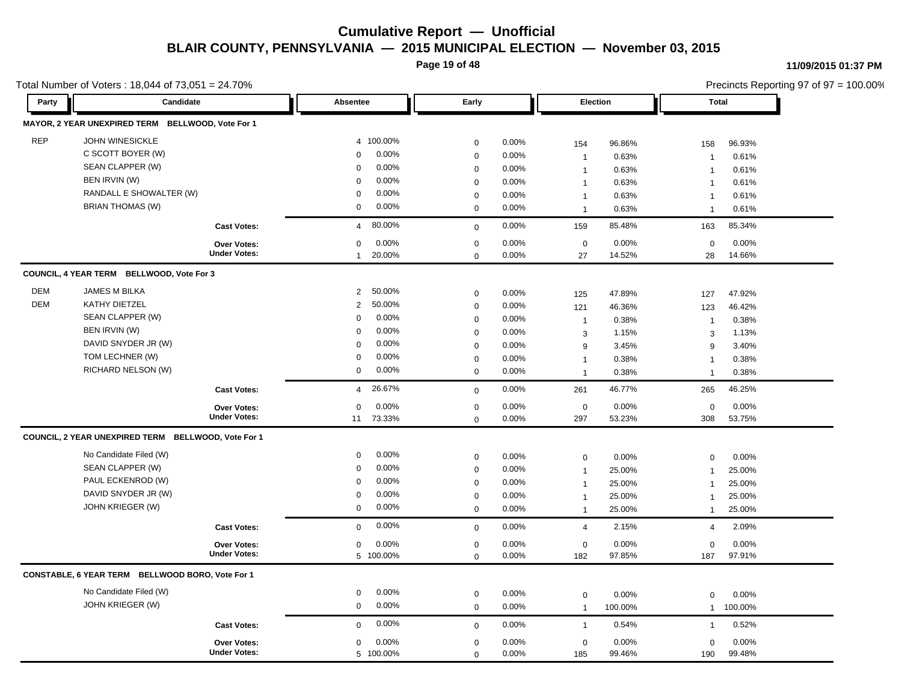# Cumulative Report — Unofficial

## BLAIR COUNTY, PENNSYLVANIA — 2015 MUNICIPAL ELECTION — November 03, 2015

11/09/2015 01:37 PM

Total Number of Voters : 18,044 of 73,051 = 24.70%

Precincts Reporting 97 of 97 = 100.00%

### MAYOR, 2 YEAR UNEXPIRED TERM BELLWOOD, Vote For 1

| Party | Candidate | Absentee | | Early | | Election | | Total | |
|---|---|---|---|---|---|---|---|---|---|
| REP | JOHN WINESICKLE | 4 | 100.00% | 0 | 0.00% | 154 | 96.86% | 158 | 96.93% |
| | C SCOTT BOYER (W) | 0 | 0.00% | 0 | 0.00% | 1 | 0.63% | 1 | 0.61% |
| | SEAN CLAPPER (W) | 0 | 0.00% | 0 | 0.00% | 1 | 0.63% | 1 | 0.61% |
| | BEN IRVIN (W) | 0 | 0.00% | 0 | 0.00% | 1 | 0.63% | 1 | 0.61% |
| | RANDALL E SHOWALTER (W) | 0 | 0.00% | 0 | 0.00% | 1 | 0.63% | 1 | 0.61% |
| | BRIAN THOMAS (W) | 0 | 0.00% | 0 | 0.00% | 1 | 0.63% | 1 | 0.61% |
| | **Cast Votes:** | 4 | 80.00% | 0 | 0.00% | 159 | 85.48% | 163 | 85.34% |
| | **Over Votes:** | 0 | 0.00% | 0 | 0.00% | 0 | 0.00% | 0 | 0.00% |
| | **Under Votes:** | 1 | 20.00% | 0 | 0.00% | 27 | 14.52% | 28 | 14.66% |

### COUNCIL, 4 YEAR TERM BELLWOOD, Vote For 3

| Party | Candidate | Absentee | | Early | | Election | | Total | |
|---|---|---|---|---|---|---|---|---|---|
| DEM | JAMES M BILKA | 2 | 50.00% | 0 | 0.00% | 125 | 47.89% | 127 | 47.92% |
| DEM | KATHY DIETZEL | 2 | 50.00% | 0 | 0.00% | 121 | 46.36% | 123 | 46.42% |
| | SEAN CLAPPER (W) | 0 | 0.00% | 0 | 0.00% | 1 | 0.38% | 1 | 0.38% |
| | BEN IRVIN (W) | 0 | 0.00% | 0 | 0.00% | 3 | 1.15% | 3 | 1.13% |
| | DAVID SNYDER JR (W) | 0 | 0.00% | 0 | 0.00% | 9 | 3.45% | 9 | 3.40% |
| | TOM LECHNER (W) | 0 | 0.00% | 0 | 0.00% | 1 | 0.38% | 1 | 0.38% |
| | RICHARD NELSON (W) | 0 | 0.00% | 0 | 0.00% | 1 | 0.38% | 1 | 0.38% |
| | **Cast Votes:** | 4 | 26.67% | 0 | 0.00% | 261 | 46.77% | 265 | 46.25% |
| | **Over Votes:** | 0 | 0.00% | 0 | 0.00% | 0 | 0.00% | 0 | 0.00% |
| | **Under Votes:** | 11 | 73.33% | 0 | 0.00% | 297 | 53.23% | 308 | 53.75% |

### COUNCIL, 2 YEAR UNEXPIRED TERM BELLWOOD, Vote For 1

| Party | Candidate | Absentee | | Early | | Election | | Total | |
|---|---|---|---|---|---|---|---|---|---|
| | No Candidate Filed (W) | 0 | 0.00% | 0 | 0.00% | 0 | 0.00% | 0 | 0.00% |
| | SEAN CLAPPER (W) | 0 | 0.00% | 0 | 0.00% | 1 | 25.00% | 1 | 25.00% |
| | PAUL ECKENROD (W) | 0 | 0.00% | 0 | 0.00% | 1 | 25.00% | 1 | 25.00% |
| | DAVID SNYDER JR (W) | 0 | 0.00% | 0 | 0.00% | 1 | 25.00% | 1 | 25.00% |
| | JOHN KRIEGER (W) | 0 | 0.00% | 0 | 0.00% | 1 | 25.00% | 1 | 25.00% |
| | **Cast Votes:** | 0 | 0.00% | 0 | 0.00% | 4 | 2.15% | 4 | 2.09% |
| | **Over Votes:** | 0 | 0.00% | 0 | 0.00% | 0 | 0.00% | 0 | 0.00% |
| | **Under Votes:** | 5 | 100.00% | 0 | 0.00% | 182 | 97.85% | 187 | 97.91% |

### CONSTABLE, 6 YEAR TERM BELLWOOD BORO, Vote For 1

| Party | Candidate | Absentee | | Early | | Election | | Total | |
|---|---|---|---|---|---|---|---|---|---|
| | No Candidate Filed (W) | 0 | 0.00% | 0 | 0.00% | 0 | 0.00% | 0 | 0.00% |
| | JOHN KRIEGER (W) | 0 | 0.00% | 0 | 0.00% | 1 | 100.00% | 1 | 100.00% |
| | **Cast Votes:** | 0 | 0.00% | 0 | 0.00% | 1 | 0.54% | 1 | 0.52% |
| | **Over Votes:** | 0 | 0.00% | 0 | 0.00% | 0 | 0.00% | 0 | 0.00% |
| | **Under Votes:** | 5 | 100.00% | 0 | 0.00% | 185 | 99.46% | 190 | 99.48% |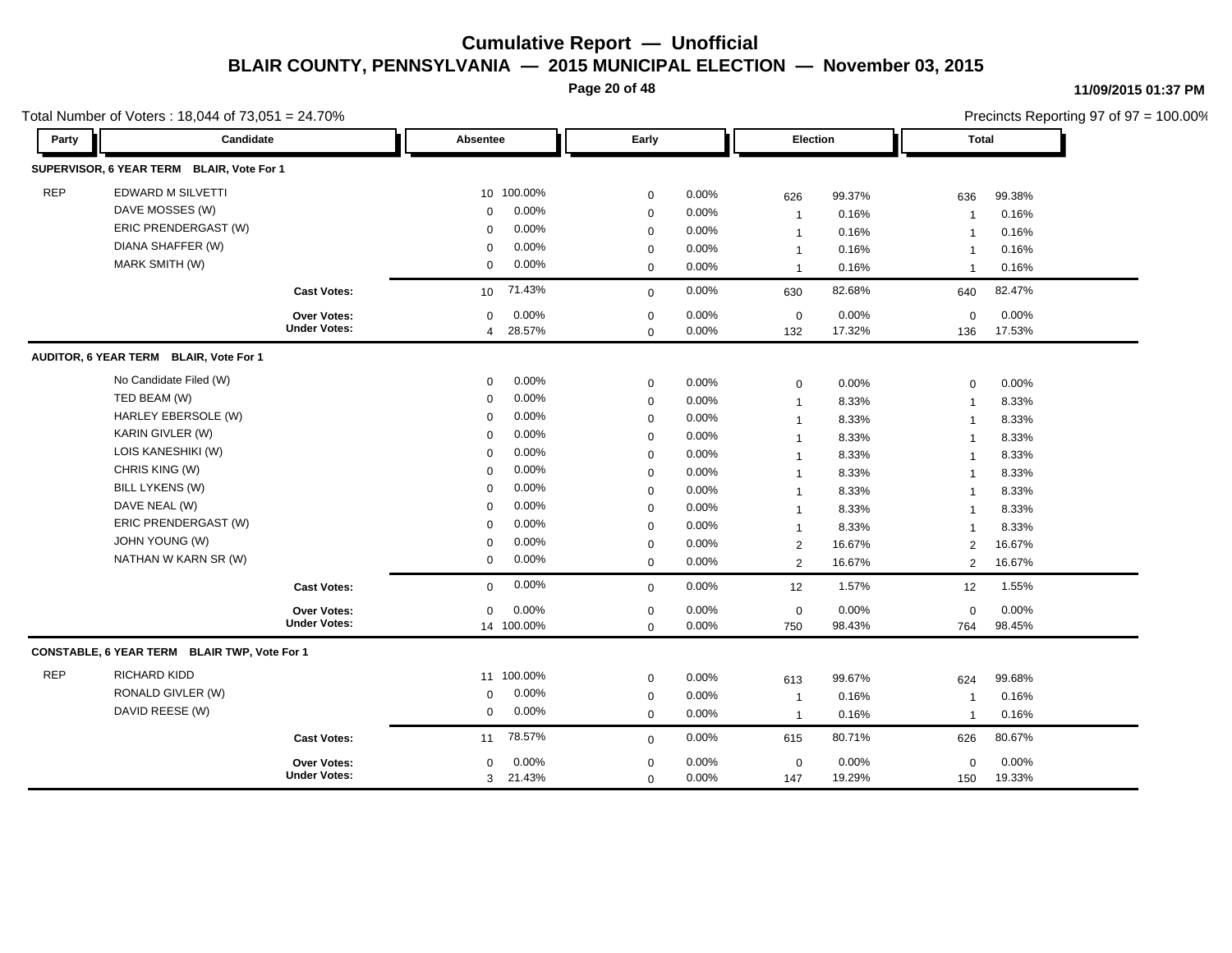# Cumulative Report — Unofficial

## BLAIR COUNTY, PENNSYLVANIA — 2015 MUNICIPAL ELECTION — November 03, 2015

**11/09/2015 01:37 PM**

Total Number of Voters : 18,044 of 73,051 = 24.70%

Precincts Reporting 97 of 97 = 100.00%

| Party | Candidate | Absentee | | Early | | Election | | Total | |
|---|---|---|---|---|---|---|---|---|---|
| **SUPERVISOR, 6 YEAR TERM BLAIR, Vote For 1** | | | | | | | | | |
| REP | EDWARD M SILVETTI | 10 | 100.00% | 0 | 0.00% | 626 | 99.37% | 636 | 99.38% |
| | DAVE MOSSES (W) | 0 | 0.00% | 0 | 0.00% | 1 | 0.16% | 1 | 0.16% |
| | ERIC PRENDERGAST (W) | 0 | 0.00% | 0 | 0.00% | 1 | 0.16% | 1 | 0.16% |
| | DIANA SHAFFER (W) | 0 | 0.00% | 0 | 0.00% | 1 | 0.16% | 1 | 0.16% |
| | MARK SMITH (W) | 0 | 0.00% | 0 | 0.00% | 1 | 0.16% | 1 | 0.16% |
| | **Cast Votes:** | 10 | 71.43% | 0 | 0.00% | 630 | 82.68% | 640 | 82.47% |
| | **Over Votes:** | 0 | 0.00% | 0 | 0.00% | 0 | 0.00% | 0 | 0.00% |
| | **Under Votes:** | 4 | 28.57% | 0 | 0.00% | 132 | 17.32% | 136 | 17.53% |
| **AUDITOR, 6 YEAR TERM BLAIR, Vote For 1** | | | | | | | | | |
| | No Candidate Filed (W) | 0 | 0.00% | 0 | 0.00% | 0 | 0.00% | 0 | 0.00% |
| | TED BEAM (W) | 0 | 0.00% | 0 | 0.00% | 1 | 8.33% | 1 | 8.33% |
| | HARLEY EBERSOLE (W) | 0 | 0.00% | 0 | 0.00% | 1 | 8.33% | 1 | 8.33% |
| | KARIN GIVLER (W) | 0 | 0.00% | 0 | 0.00% | 1 | 8.33% | 1 | 8.33% |
| | LOIS KANESHIKI (W) | 0 | 0.00% | 0 | 0.00% | 1 | 8.33% | 1 | 8.33% |
| | CHRIS KING (W) | 0 | 0.00% | 0 | 0.00% | 1 | 8.33% | 1 | 8.33% |
| | BILL LYKENS (W) | 0 | 0.00% | 0 | 0.00% | 1 | 8.33% | 1 | 8.33% |
| | DAVE NEAL (W) | 0 | 0.00% | 0 | 0.00% | 1 | 8.33% | 1 | 8.33% |
| | ERIC PRENDERGAST (W) | 0 | 0.00% | 0 | 0.00% | 1 | 8.33% | 1 | 8.33% |
| | JOHN YOUNG (W) | 0 | 0.00% | 0 | 0.00% | 2 | 16.67% | 2 | 16.67% |
| | NATHAN W KARN SR (W) | 0 | 0.00% | 0 | 0.00% | 2 | 16.67% | 2 | 16.67% |
| | **Cast Votes:** | 0 | 0.00% | 0 | 0.00% | 12 | 1.57% | 12 | 1.55% |
| | **Over Votes:** | 0 | 0.00% | 0 | 0.00% | 0 | 0.00% | 0 | 0.00% |
| | **Under Votes:** | 14 | 100.00% | 0 | 0.00% | 750 | 98.43% | 764 | 98.45% |
| **CONSTABLE, 6 YEAR TERM BLAIR TWP, Vote For 1** | | | | | | | | | |
| REP | RICHARD KIDD | 11 | 100.00% | 0 | 0.00% | 613 | 99.67% | 624 | 99.68% |
| | RONALD GIVLER (W) | 0 | 0.00% | 0 | 0.00% | 1 | 0.16% | 1 | 0.16% |
| | DAVID REESE (W) | 0 | 0.00% | 0 | 0.00% | 1 | 0.16% | 1 | 0.16% |
| | **Cast Votes:** | 11 | 78.57% | 0 | 0.00% | 615 | 80.71% | 626 | 80.67% |
| | **Over Votes:** | 0 | 0.00% | 0 | 0.00% | 0 | 0.00% | 0 | 0.00% |
| | **Under Votes:** | 3 | 21.43% | 0 | 0.00% | 147 | 19.29% | 150 | 19.33% |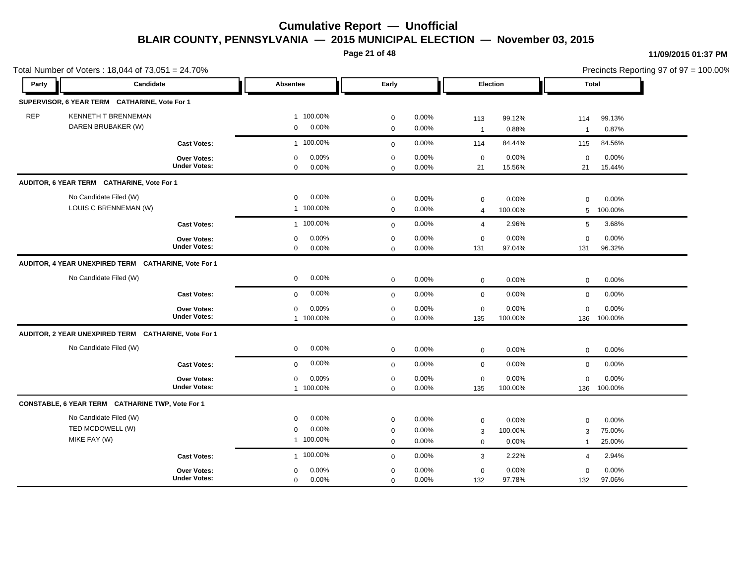# Cumulative Report — Unofficial

## BLAIR COUNTY, PENNSYLVANIA — 2015 MUNICIPAL ELECTION — November 03, 2015

11/09/2015 01:37 PM

Total Number of Voters : 18,044 of 73,051 = 24.70%

Precincts Reporting 97 of 97 = 100.00%

| Party | Candidate | Absentee | | Early | | Election | | Total | |
|---|---|---|---|---|---|---|---|---|---|
| **SUPERVISOR, 6 YEAR TERM CATHARINE, Vote For 1** | | | | | | | | | |
| REP | KENNETH T BRENNEMAN | 1 | 100.00% | 0 | 0.00% | 113 | 99.12% | 114 | 99.13% |
| | DAREN BRUBAKER (W) | 0 | 0.00% | 0 | 0.00% | 1 | 0.88% | 1 | 0.87% |
| | **Cast Votes:** | 1 | 100.00% | 0 | 0.00% | 114 | 84.44% | 115 | 84.56% |
| | **Over Votes:** | 0 | 0.00% | 0 | 0.00% | 0 | 0.00% | 0 | 0.00% |
| | **Under Votes:** | 0 | 0.00% | 0 | 0.00% | 21 | 15.56% | 21 | 15.44% |
| **AUDITOR, 6 YEAR TERM CATHARINE, Vote For 1** | | | | | | | | | |
| | No Candidate Filed (W) | 0 | 0.00% | 0 | 0.00% | 0 | 0.00% | 0 | 0.00% |
| | LOUIS C BRENNEMAN (W) | 1 | 100.00% | 0 | 0.00% | 4 | 100.00% | 5 | 100.00% |
| | **Cast Votes:** | 1 | 100.00% | 0 | 0.00% | 4 | 2.96% | 5 | 3.68% |
| | **Over Votes:** | 0 | 0.00% | 0 | 0.00% | 0 | 0.00% | 0 | 0.00% |
| | **Under Votes:** | 0 | 0.00% | 0 | 0.00% | 131 | 97.04% | 131 | 96.32% |
| **AUDITOR, 4 YEAR UNEXPIRED TERM CATHARINE, Vote For 1** | | | | | | | | | |
| | No Candidate Filed (W) | 0 | 0.00% | 0 | 0.00% | 0 | 0.00% | 0 | 0.00% |
| | **Cast Votes:** | 0 | 0.00% | 0 | 0.00% | 0 | 0.00% | 0 | 0.00% |
| | **Over Votes:** | 0 | 0.00% | 0 | 0.00% | 0 | 0.00% | 0 | 0.00% |
| | **Under Votes:** | 1 | 100.00% | 0 | 0.00% | 135 | 100.00% | 136 | 100.00% |
| **AUDITOR, 2 YEAR UNEXPIRED TERM CATHARINE, Vote For 1** | | | | | | | | | |
| | No Candidate Filed (W) | 0 | 0.00% | 0 | 0.00% | 0 | 0.00% | 0 | 0.00% |
| | **Cast Votes:** | 0 | 0.00% | 0 | 0.00% | 0 | 0.00% | 0 | 0.00% |
| | **Over Votes:** | 0 | 0.00% | 0 | 0.00% | 0 | 0.00% | 0 | 0.00% |
| | **Under Votes:** | 1 | 100.00% | 0 | 0.00% | 135 | 100.00% | 136 | 100.00% |
| **CONSTABLE, 6 YEAR TERM CATHARINE TWP, Vote For 1** | | | | | | | | | |
| | No Candidate Filed (W) | 0 | 0.00% | 0 | 0.00% | 0 | 0.00% | 0 | 0.00% |
| | TED MCDOWELL (W) | 0 | 0.00% | 0 | 0.00% | 3 | 100.00% | 3 | 75.00% |
| | MIKE FAY (W) | 1 | 100.00% | 0 | 0.00% | 0 | 0.00% | 1 | 25.00% |
| | **Cast Votes:** | 1 | 100.00% | 0 | 0.00% | 3 | 2.22% | 4 | 2.94% |
| | **Over Votes:** | 0 | 0.00% | 0 | 0.00% | 0 | 0.00% | 0 | 0.00% |
| | **Under Votes:** | 0 | 0.00% | 0 | 0.00% | 132 | 97.78% | 132 | 97.06% |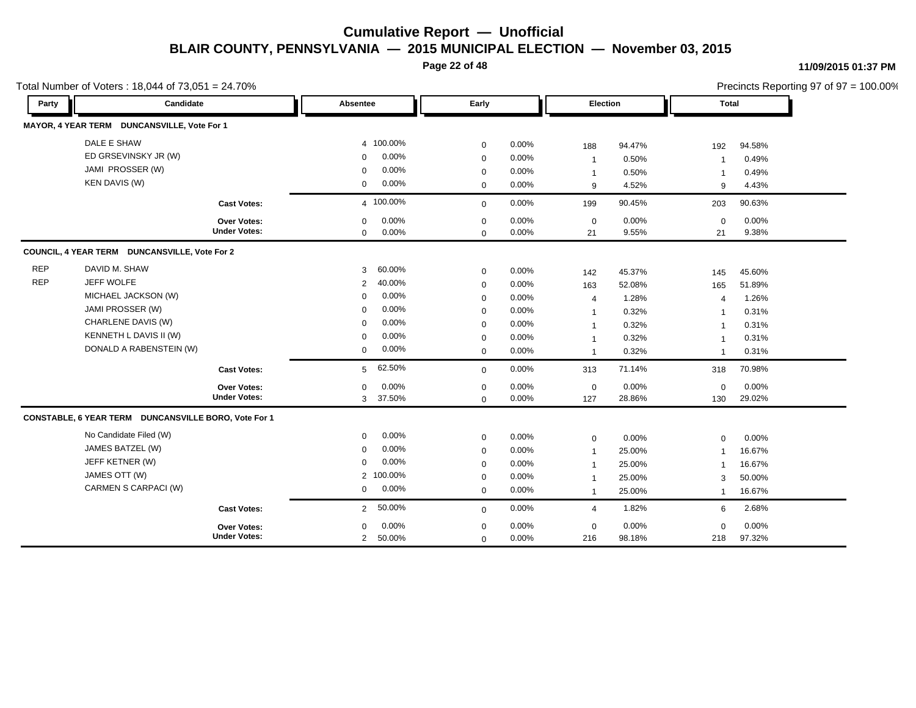# Cumulative Report — Unofficial

## BLAIR COUNTY, PENNSYLVANIA — 2015 MUNICIPAL ELECTION — November 03, 2015

11/09/2015 01:37 PM

Total Number of Voters : 18,044 of 73,051 = 24.70%

Precincts Reporting 97 of 97 = 100.00%

### MAYOR, 4 YEAR TERM DUNCANSVILLE, Vote For 1

| Party | Candidate | Absentee | | Early | | Election | | Total | |
|---|---|---|---|---|---|---|---|---|---|
| | DALE E SHAW | 4 | 100.00% | 0 | 0.00% | 188 | 94.47% | 192 | 94.58% |
| | ED GRSEVINSKY JR (W) | 0 | 0.00% | 0 | 0.00% | 1 | 0.50% | 1 | 0.49% |
| | JAMI PROSSER (W) | 0 | 0.00% | 0 | 0.00% | 1 | 0.50% | 1 | 0.49% |
| | KEN DAVIS (W) | 0 | 0.00% | 0 | 0.00% | 9 | 4.52% | 9 | 4.43% |
| | **Cast Votes:** | 4 | 100.00% | 0 | 0.00% | 199 | 90.45% | 203 | 90.63% |
| | **Over Votes:** | 0 | 0.00% | 0 | 0.00% | 0 | 0.00% | 0 | 0.00% |
| | **Under Votes:** | 0 | 0.00% | 0 | 0.00% | 21 | 9.55% | 21 | 9.38% |

### COUNCIL, 4 YEAR TERM DUNCANSVILLE, Vote For 2

| Party | Candidate | Absentee | | Early | | Election | | Total | |
|---|---|---|---|---|---|---|---|---|---|
| REP | DAVID M. SHAW | 3 | 60.00% | 0 | 0.00% | 142 | 45.37% | 145 | 45.60% |
| REP | JEFF WOLFE | 2 | 40.00% | 0 | 0.00% | 163 | 52.08% | 165 | 51.89% |
| | MICHAEL JACKSON (W) | 0 | 0.00% | 0 | 0.00% | 4 | 1.28% | 4 | 1.26% |
| | JAMI PROSSER (W) | 0 | 0.00% | 0 | 0.00% | 1 | 0.32% | 1 | 0.31% |
| | CHARLENE DAVIS (W) | 0 | 0.00% | 0 | 0.00% | 1 | 0.32% | 1 | 0.31% |
| | KENNETH L DAVIS II (W) | 0 | 0.00% | 0 | 0.00% | 1 | 0.32% | 1 | 0.31% |
| | DONALD A RABENSTEIN (W) | 0 | 0.00% | 0 | 0.00% | 1 | 0.32% | 1 | 0.31% |
| | **Cast Votes:** | 5 | 62.50% | 0 | 0.00% | 313 | 71.14% | 318 | 70.98% |
| | **Over Votes:** | 0 | 0.00% | 0 | 0.00% | 0 | 0.00% | 0 | 0.00% |
| | **Under Votes:** | 3 | 37.50% | 0 | 0.00% | 127 | 28.86% | 130 | 29.02% |

### CONSTABLE, 6 YEAR TERM DUNCANSVILLE BORO, Vote For 1

| Party | Candidate | Absentee | | Early | | Election | | Total | |
|---|---|---|---|---|---|---|---|---|---|
| | No Candidate Filed (W) | 0 | 0.00% | 0 | 0.00% | 0 | 0.00% | 0 | 0.00% |
| | JAMES BATZEL (W) | 0 | 0.00% | 0 | 0.00% | 1 | 25.00% | 1 | 16.67% |
| | JEFF KETNER (W) | 0 | 0.00% | 0 | 0.00% | 1 | 25.00% | 1 | 16.67% |
| | JAMES OTT (W) | 2 | 100.00% | 0 | 0.00% | 1 | 25.00% | 3 | 50.00% |
| | CARMEN S CARPACI (W) | 0 | 0.00% | 0 | 0.00% | 1 | 25.00% | 1 | 16.67% |
| | **Cast Votes:** | 2 | 50.00% | 0 | 0.00% | 4 | 1.82% | 6 | 2.68% |
| | **Over Votes:** | 0 | 0.00% | 0 | 0.00% | 0 | 0.00% | 0 | 0.00% |
| | **Under Votes:** | 2 | 50.00% | 0 | 0.00% | 216 | 98.18% | 218 | 97.32% |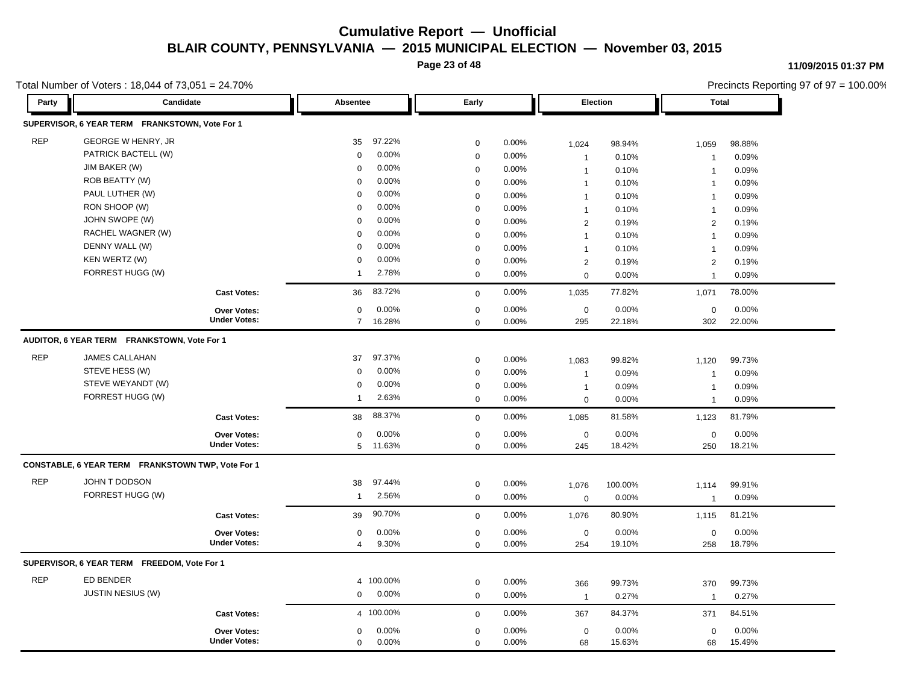# Cumulative Report — Unofficial

## BLAIR COUNTY, PENNSYLVANIA — 2015 MUNICIPAL ELECTION — November 03, 2015

11/09/2015 01:37 PM

Total Number of Voters : 18,044 of 73,051 = 24.70%

Precincts Reporting 97 of 97 = 100.00%

### SUPERVISOR, 6 YEAR TERM FRANKSTOWN, Vote For 1

| Party | Candidate | Absentee | | Early | | Election | | Total | |
|---|---|---|---|---|---|---|---|---|---|
| REP | GEORGE W HENRY, JR | 35 | 97.22% | 0 | 0.00% | 1,024 | 98.94% | 1,059 | 98.88% |
| | PATRICK BACTELL (W) | 0 | 0.00% | 0 | 0.00% | 1 | 0.10% | 1 | 0.09% |
| | JIM BAKER (W) | 0 | 0.00% | 0 | 0.00% | 1 | 0.10% | 1 | 0.09% |
| | ROB BEATTY (W) | 0 | 0.00% | 0 | 0.00% | 1 | 0.10% | 1 | 0.09% |
| | PAUL LUTHER (W) | 0 | 0.00% | 0 | 0.00% | 1 | 0.10% | 1 | 0.09% |
| | RON SHOOP (W) | 0 | 0.00% | 0 | 0.00% | 1 | 0.10% | 1 | 0.09% |
| | JOHN SWOPE (W) | 0 | 0.00% | 0 | 0.00% | 2 | 0.19% | 2 | 0.19% |
| | RACHEL WAGNER (W) | 0 | 0.00% | 0 | 0.00% | 1 | 0.10% | 1 | 0.09% |
| | DENNY WALL (W) | 0 | 0.00% | 0 | 0.00% | 1 | 0.10% | 1 | 0.09% |
| | KEN WERTZ (W) | 0 | 0.00% | 0 | 0.00% | 2 | 0.19% | 2 | 0.19% |
| | FORREST HUGG (W) | 1 | 2.78% | 0 | 0.00% | 0 | 0.00% | 1 | 0.09% |
| | Cast Votes: | 36 | 83.72% | 0 | 0.00% | 1,035 | 77.82% | 1,071 | 78.00% |
| | Over Votes: | 0 | 0.00% | 0 | 0.00% | 0 | 0.00% | 0 | 0.00% |
| | Under Votes: | 7 | 16.28% | 0 | 0.00% | 295 | 22.18% | 302 | 22.00% |

### AUDITOR, 6 YEAR TERM FRANKSTOWN, Vote For 1

| Party | Candidate | Absentee | | Early | | Election | | Total | |
|---|---|---|---|---|---|---|---|---|---|
| REP | JAMES CALLAHAN | 37 | 97.37% | 0 | 0.00% | 1,083 | 99.82% | 1,120 | 99.73% |
| | STEVE HESS (W) | 0 | 0.00% | 0 | 0.00% | 1 | 0.09% | 1 | 0.09% |
| | STEVE WEYANDT (W) | 0 | 0.00% | 0 | 0.00% | 1 | 0.09% | 1 | 0.09% |
| | FORREST HUGG (W) | 1 | 2.63% | 0 | 0.00% | 0 | 0.00% | 1 | 0.09% |
| | Cast Votes: | 38 | 88.37% | 0 | 0.00% | 1,085 | 81.58% | 1,123 | 81.79% |
| | Over Votes: | 0 | 0.00% | 0 | 0.00% | 0 | 0.00% | 0 | 0.00% |
| | Under Votes: | 5 | 11.63% | 0 | 0.00% | 245 | 18.42% | 250 | 18.21% |

### CONSTABLE, 6 YEAR TERM FRANKSTOWN TWP, Vote For 1

| Party | Candidate | Absentee | | Early | | Election | | Total | |
|---|---|---|---|---|---|---|---|---|---|
| REP | JOHN T DODSON | 38 | 97.44% | 0 | 0.00% | 1,076 | 100.00% | 1,114 | 99.91% |
| | FORREST HUGG (W) | 1 | 2.56% | 0 | 0.00% | 0 | 0.00% | 1 | 0.09% |
| | Cast Votes: | 39 | 90.70% | 0 | 0.00% | 1,076 | 80.90% | 1,115 | 81.21% |
| | Over Votes: | 0 | 0.00% | 0 | 0.00% | 0 | 0.00% | 0 | 0.00% |
| | Under Votes: | 4 | 9.30% | 0 | 0.00% | 254 | 19.10% | 258 | 18.79% |

### SUPERVISOR, 6 YEAR TERM FREEDOM, Vote For 1

| Party | Candidate | Absentee | | Early | | Election | | Total | |
|---|---|---|---|---|---|---|---|---|---|
| REP | ED BENDER | 4 | 100.00% | 0 | 0.00% | 366 | 99.73% | 370 | 99.73% |
| | JUSTIN NESIUS (W) | 0 | 0.00% | 0 | 0.00% | 1 | 0.27% | 1 | 0.27% |
| | Cast Votes: | 4 | 100.00% | 0 | 0.00% | 367 | 84.37% | 371 | 84.51% |
| | Over Votes: | 0 | 0.00% | 0 | 0.00% | 0 | 0.00% | 0 | 0.00% |
| | Under Votes: | 0 | 0.00% | 0 | 0.00% | 68 | 15.63% | 68 | 15.49% |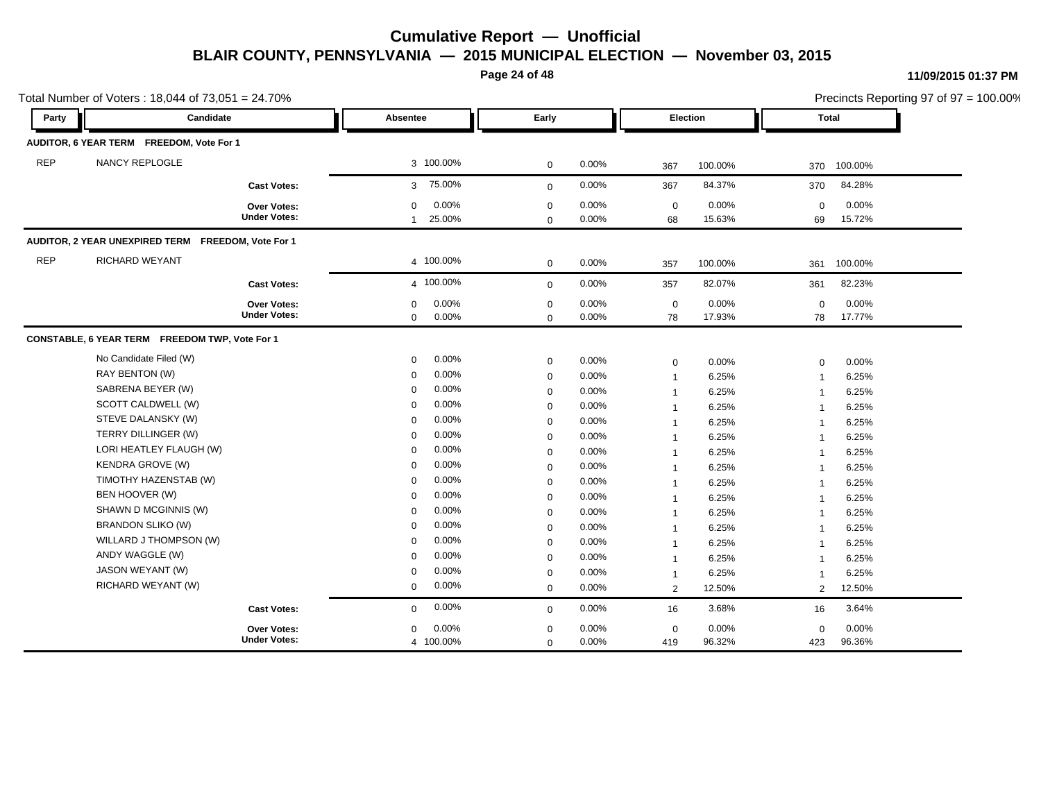# Cumulative Report — Unofficial

## BLAIR COUNTY, PENNSYLVANIA — 2015 MUNICIPAL ELECTION — November 03, 2015

11/09/2015 01:37 PM

Total Number of Voters : 18,044 of 73,051 = 24.70%

Precincts Reporting 97 of 97 = 100.00%

| Party | Candidate | Absentee | | Early | | Election | | Total | |
|---|---|---|---|---|---|---|---|---|---|
| **AUDITOR, 6 YEAR TERM FREEDOM, Vote For 1** | | | | | | | | | |
| REP | NANCY REPLOGLE | 3 | 100.00% | 0 | 0.00% | 367 | 100.00% | 370 | 100.00% |
| | **Cast Votes:** | 3 | 75.00% | 0 | 0.00% | 367 | 84.37% | 370 | 84.28% |
| | **Over Votes:** | 0 | 0.00% | 0 | 0.00% | 0 | 0.00% | 0 | 0.00% |
| | **Under Votes:** | 1 | 25.00% | 0 | 0.00% | 68 | 15.63% | 69 | 15.72% |
| **AUDITOR, 2 YEAR UNEXPIRED TERM FREEDOM, Vote For 1** | | | | | | | | | |
| REP | RICHARD WEYANT | 4 | 100.00% | 0 | 0.00% | 357 | 100.00% | 361 | 100.00% |
| | **Cast Votes:** | 4 | 100.00% | 0 | 0.00% | 357 | 82.07% | 361 | 82.23% |
| | **Over Votes:** | 0 | 0.00% | 0 | 0.00% | 0 | 0.00% | 0 | 0.00% |
| | **Under Votes:** | 0 | 0.00% | 0 | 0.00% | 78 | 17.93% | 78 | 17.77% |
| **CONSTABLE, 6 YEAR TERM FREEDOM TWP, Vote For 1** | | | | | | | | | |
| | No Candidate Filed (W) | 0 | 0.00% | 0 | 0.00% | 0 | 0.00% | 0 | 0.00% |
| | RAY BENTON (W) | 0 | 0.00% | 0 | 0.00% | 1 | 6.25% | 1 | 6.25% |
| | SABRENA BEYER (W) | 0 | 0.00% | 0 | 0.00% | 1 | 6.25% | 1 | 6.25% |
| | SCOTT CALDWELL (W) | 0 | 0.00% | 0 | 0.00% | 1 | 6.25% | 1 | 6.25% |
| | STEVE DALANSKY (W) | 0 | 0.00% | 0 | 0.00% | 1 | 6.25% | 1 | 6.25% |
| | TERRY DILLINGER (W) | 0 | 0.00% | 0 | 0.00% | 1 | 6.25% | 1 | 6.25% |
| | LORI HEATLEY FLAUGH (W) | 0 | 0.00% | 0 | 0.00% | 1 | 6.25% | 1 | 6.25% |
| | KENDRA GROVE (W) | 0 | 0.00% | 0 | 0.00% | 1 | 6.25% | 1 | 6.25% |
| | TIMOTHY HAZENSTAB (W) | 0 | 0.00% | 0 | 0.00% | 1 | 6.25% | 1 | 6.25% |
| | BEN HOOVER (W) | 0 | 0.00% | 0 | 0.00% | 1 | 6.25% | 1 | 6.25% |
| | SHAWN D MCGINNIS (W) | 0 | 0.00% | 0 | 0.00% | 1 | 6.25% | 1 | 6.25% |
| | BRANDON SLIKO (W) | 0 | 0.00% | 0 | 0.00% | 1 | 6.25% | 1 | 6.25% |
| | WILLARD J THOMPSON (W) | 0 | 0.00% | 0 | 0.00% | 1 | 6.25% | 1 | 6.25% |
| | ANDY WAGGLE (W) | 0 | 0.00% | 0 | 0.00% | 1 | 6.25% | 1 | 6.25% |
| | JASON WEYANT (W) | 0 | 0.00% | 0 | 0.00% | 1 | 6.25% | 1 | 6.25% |
| | RICHARD WEYANT (W) | 0 | 0.00% | 0 | 0.00% | 2 | 12.50% | 2 | 12.50% |
| | **Cast Votes:** | 0 | 0.00% | 0 | 0.00% | 16 | 3.68% | 16 | 3.64% |
| | **Over Votes:** | 0 | 0.00% | 0 | 0.00% | 0 | 0.00% | 0 | 0.00% |
| | **Under Votes:** | 4 | 100.00% | 0 | 0.00% | 419 | 96.32% | 423 | 96.36% |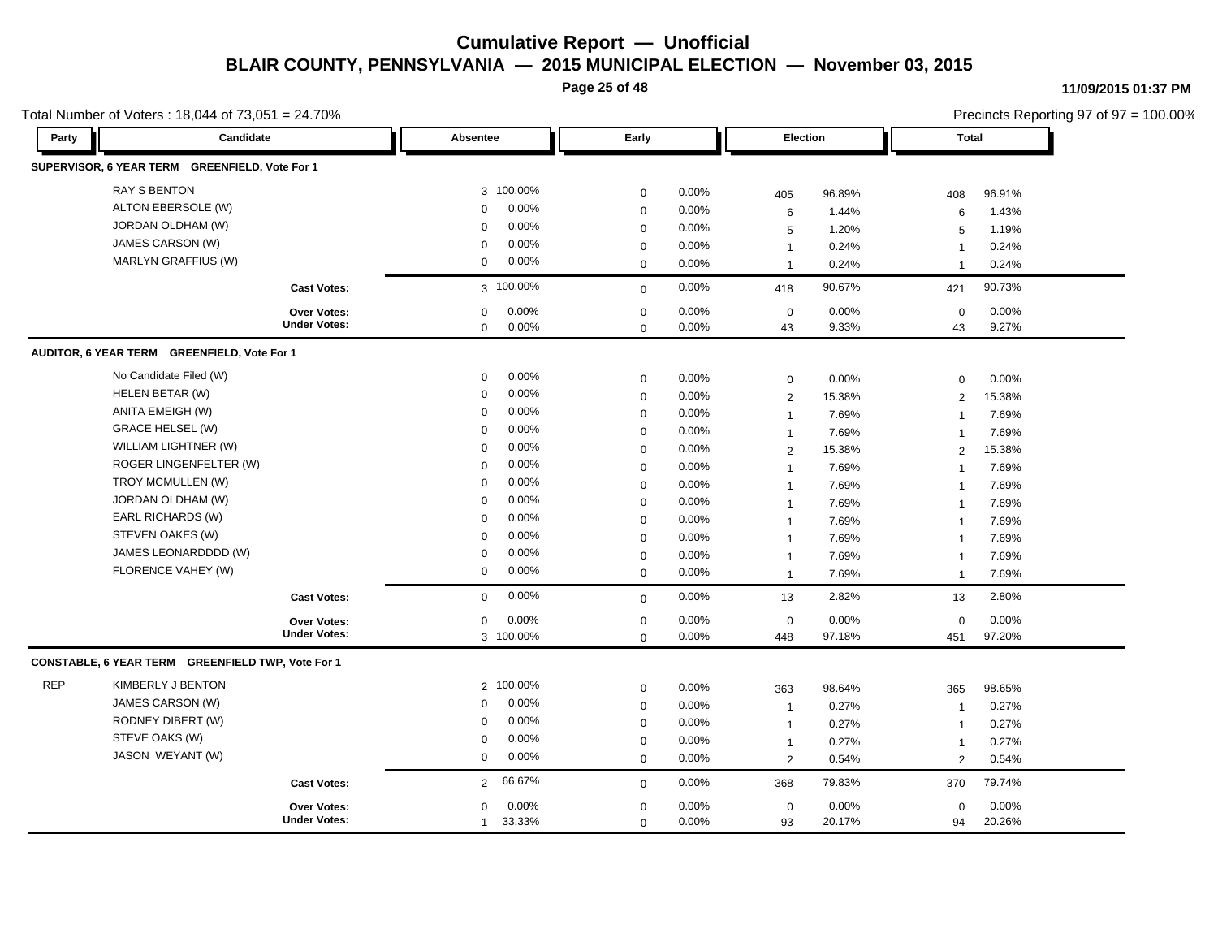# Cumulative Report — Unofficial

## BLAIR COUNTY, PENNSYLVANIA — 2015 MUNICIPAL ELECTION — November 03, 2015

11/09/2015 01:37 PM

Total Number of Voters : 18,044 of 73,051 = 24.70%

Precincts Reporting 97 of 97 = 100.00%

| Party | Candidate | Absentee | | Early | | Election | | Total | |
|---|---|---|---|---|---|---|---|---|---|
| **SUPERVISOR, 6 YEAR TERM GREENFIELD, Vote For 1** | | | | | | | | | |
| | RAY S BENTON | 3 | 100.00% | 0 | 0.00% | 405 | 96.89% | 408 | 96.91% |
| | ALTON EBERSOLE (W) | 0 | 0.00% | 0 | 0.00% | 6 | 1.44% | 6 | 1.43% |
| | JORDAN OLDHAM (W) | 0 | 0.00% | 0 | 0.00% | 5 | 1.20% | 5 | 1.19% |
| | JAMES CARSON (W) | 0 | 0.00% | 0 | 0.00% | 1 | 0.24% | 1 | 0.24% |
| | MARLYN GRAFFIUS (W) | 0 | 0.00% | 0 | 0.00% | 1 | 0.24% | 1 | 0.24% |
| | **Cast Votes:** | 3 | 100.00% | 0 | 0.00% | 418 | 90.67% | 421 | 90.73% |
| | **Over Votes:** | 0 | 0.00% | 0 | 0.00% | 0 | 0.00% | 0 | 0.00% |
| | **Under Votes:** | 0 | 0.00% | 0 | 0.00% | 43 | 9.33% | 43 | 9.27% |
| **AUDITOR, 6 YEAR TERM GREENFIELD, Vote For 1** | | | | | | | | | |
| | No Candidate Filed (W) | 0 | 0.00% | 0 | 0.00% | 0 | 0.00% | 0 | 0.00% |
| | HELEN BETAR (W) | 0 | 0.00% | 0 | 0.00% | 2 | 15.38% | 2 | 15.38% |
| | ANITA EMEIGH (W) | 0 | 0.00% | 0 | 0.00% | 1 | 7.69% | 1 | 7.69% |
| | GRACE HELSEL (W) | 0 | 0.00% | 0 | 0.00% | 1 | 7.69% | 1 | 7.69% |
| | WILLIAM LIGHTNER (W) | 0 | 0.00% | 0 | 0.00% | 2 | 15.38% | 2 | 15.38% |
| | ROGER LINGENFELTER (W) | 0 | 0.00% | 0 | 0.00% | 1 | 7.69% | 1 | 7.69% |
| | TROY MCMULLEN (W) | 0 | 0.00% | 0 | 0.00% | 1 | 7.69% | 1 | 7.69% |
| | JORDAN OLDHAM (W) | 0 | 0.00% | 0 | 0.00% | 1 | 7.69% | 1 | 7.69% |
| | EARL RICHARDS (W) | 0 | 0.00% | 0 | 0.00% | 1 | 7.69% | 1 | 7.69% |
| | STEVEN OAKES (W) | 0 | 0.00% | 0 | 0.00% | 1 | 7.69% | 1 | 7.69% |
| | JAMES LEONARDDDD (W) | 0 | 0.00% | 0 | 0.00% | 1 | 7.69% | 1 | 7.69% |
| | FLORENCE VAHEY (W) | 0 | 0.00% | 0 | 0.00% | 1 | 7.69% | 1 | 7.69% |
| | **Cast Votes:** | 0 | 0.00% | 0 | 0.00% | 13 | 2.82% | 13 | 2.80% |
| | **Over Votes:** | 0 | 0.00% | 0 | 0.00% | 0 | 0.00% | 0 | 0.00% |
| | **Under Votes:** | 3 | 100.00% | 0 | 0.00% | 448 | 97.18% | 451 | 97.20% |
| **CONSTABLE, 6 YEAR TERM GREENFIELD TWP, Vote For 1** | | | | | | | | | |
| REP | KIMBERLY J BENTON | 2 | 100.00% | 0 | 0.00% | 363 | 98.64% | 365 | 98.65% |
| | JAMES CARSON (W) | 0 | 0.00% | 0 | 0.00% | 1 | 0.27% | 1 | 0.27% |
| | RODNEY DIBERT (W) | 0 | 0.00% | 0 | 0.00% | 1 | 0.27% | 1 | 0.27% |
| | STEVE OAKS (W) | 0 | 0.00% | 0 | 0.00% | 1 | 0.27% | 1 | 0.27% |
| | JASON WEYANT (W) | 0 | 0.00% | 0 | 0.00% | 2 | 0.54% | 2 | 0.54% |
| | **Cast Votes:** | 2 | 66.67% | 0 | 0.00% | 368 | 79.83% | 370 | 79.74% |
| | **Over Votes:** | 0 | 0.00% | 0 | 0.00% | 0 | 0.00% | 0 | 0.00% |
| | **Under Votes:** | 1 | 33.33% | 0 | 0.00% | 93 | 20.17% | 94 | 20.26% |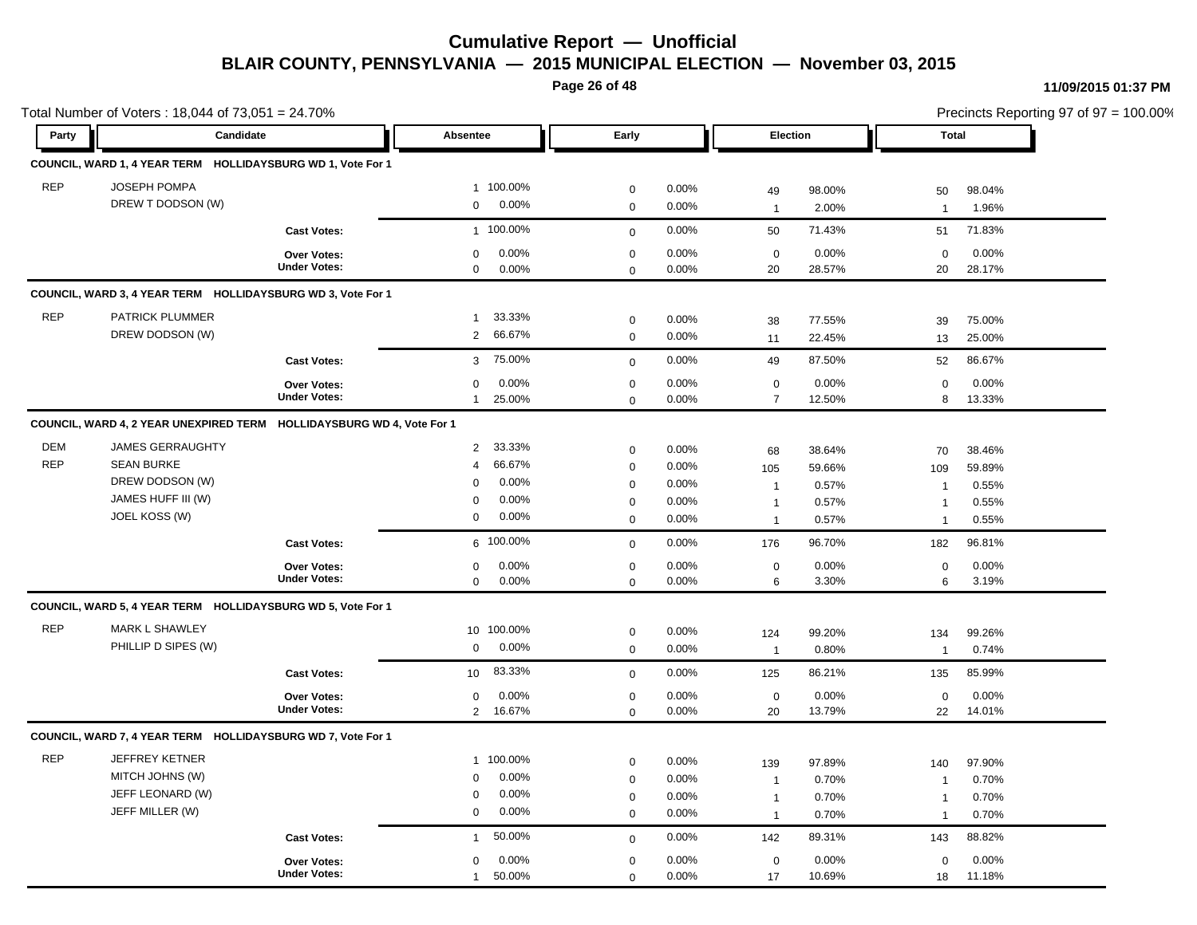# Cumulative Report — Unofficial

## BLAIR COUNTY, PENNSYLVANIA — 2015 MUNICIPAL ELECTION — November 03, 2015

11/09/2015 01:37 PM

Total Number of Voters : 18,044 of 73,051 = 24.70%

Precincts Reporting 97 of 97 = 100.00%

### COUNCIL, WARD 1, 4 YEAR TERM HOLLIDAYSBURG WD 1, Vote For 1

| Party | Candidate | Absentee | | Early | | Election | | Total | |
|---|---|---|---|---|---|---|---|---|---|
| REP | JOSEPH POMPA | 1 | 100.00% | 0 | 0.00% | 49 | 98.00% | 50 | 98.04% |
| | DREW T DODSON (W) | 0 | 0.00% | 0 | 0.00% | 1 | 2.00% | 1 | 1.96% |
| | Cast Votes: | 1 | 100.00% | 0 | 0.00% | 50 | 71.43% | 51 | 71.83% |
| | Over Votes: | 0 | 0.00% | 0 | 0.00% | 0 | 0.00% | 0 | 0.00% |
| | Under Votes: | 0 | 0.00% | 0 | 0.00% | 20 | 28.57% | 20 | 28.17% |

### COUNCIL, WARD 3, 4 YEAR TERM HOLLIDAYSBURG WD 3, Vote For 1

| Party | Candidate | Absentee | | Early | | Election | | Total | |
|---|---|---|---|---|---|---|---|---|---|
| REP | PATRICK PLUMMER | 1 | 33.33% | 0 | 0.00% | 38 | 77.55% | 39 | 75.00% |
| | DREW DODSON (W) | 2 | 66.67% | 0 | 0.00% | 11 | 22.45% | 13 | 25.00% |
| | Cast Votes: | 3 | 75.00% | 0 | 0.00% | 49 | 87.50% | 52 | 86.67% |
| | Over Votes: | 0 | 0.00% | 0 | 0.00% | 0 | 0.00% | 0 | 0.00% |
| | Under Votes: | 1 | 25.00% | 0 | 0.00% | 7 | 12.50% | 8 | 13.33% |

### COUNCIL, WARD 4, 2 YEAR UNEXPIRED TERM HOLLIDAYSBURG WD 4, Vote For 1

| Party | Candidate | Absentee | | Early | | Election | | Total | |
|---|---|---|---|---|---|---|---|---|---|
| DEM | JAMES GERRAUGHTY | 2 | 33.33% | 0 | 0.00% | 68 | 38.64% | 70 | 38.46% |
| REP | SEAN BURKE | 4 | 66.67% | 0 | 0.00% | 105 | 59.66% | 109 | 59.89% |
| | DREW DODSON (W) | 0 | 0.00% | 0 | 0.00% | 1 | 0.57% | 1 | 0.55% |
| | JAMES HUFF III (W) | 0 | 0.00% | 0 | 0.00% | 1 | 0.57% | 1 | 0.55% |
| | JOEL KOSS (W) | 0 | 0.00% | 0 | 0.00% | 1 | 0.57% | 1 | 0.55% |
| | Cast Votes: | 6 | 100.00% | 0 | 0.00% | 176 | 96.70% | 182 | 96.81% |
| | Over Votes: | 0 | 0.00% | 0 | 0.00% | 0 | 0.00% | 0 | 0.00% |
| | Under Votes: | 0 | 0.00% | 0 | 0.00% | 6 | 3.30% | 6 | 3.19% |

### COUNCIL, WARD 5, 4 YEAR TERM HOLLIDAYSBURG WD 5, Vote For 1

| Party | Candidate | Absentee | | Early | | Election | | Total | |
|---|---|---|---|---|---|---|---|---|---|
| REP | MARK L SHAWLEY | 10 | 100.00% | 0 | 0.00% | 124 | 99.20% | 134 | 99.26% |
| | PHILLIP D SIPES (W) | 0 | 0.00% | 0 | 0.00% | 1 | 0.80% | 1 | 0.74% |
| | Cast Votes: | 10 | 83.33% | 0 | 0.00% | 125 | 86.21% | 135 | 85.99% |
| | Over Votes: | 0 | 0.00% | 0 | 0.00% | 0 | 0.00% | 0 | 0.00% |
| | Under Votes: | 2 | 16.67% | 0 | 0.00% | 20 | 13.79% | 22 | 14.01% |

### COUNCIL, WARD 7, 4 YEAR TERM HOLLIDAYSBURG WD 7, Vote For 1

| Party | Candidate | Absentee | | Early | | Election | | Total | |
|---|---|---|---|---|---|---|---|---|---|
| REP | JEFFREY KETNER | 1 | 100.00% | 0 | 0.00% | 139 | 97.89% | 140 | 97.90% |
| | MITCH JOHNS (W) | 0 | 0.00% | 0 | 0.00% | 1 | 0.70% | 1 | 0.70% |
| | JEFF LEONARD (W) | 0 | 0.00% | 0 | 0.00% | 1 | 0.70% | 1 | 0.70% |
| | JEFF MILLER (W) | 0 | 0.00% | 0 | 0.00% | 1 | 0.70% | 1 | 0.70% |
| | Cast Votes: | 1 | 50.00% | 0 | 0.00% | 142 | 89.31% | 143 | 88.82% |
| | Over Votes: | 0 | 0.00% | 0 | 0.00% | 0 | 0.00% | 0 | 0.00% |
| | Under Votes: | 1 | 50.00% | 0 | 0.00% | 17 | 10.69% | 18 | 11.18% |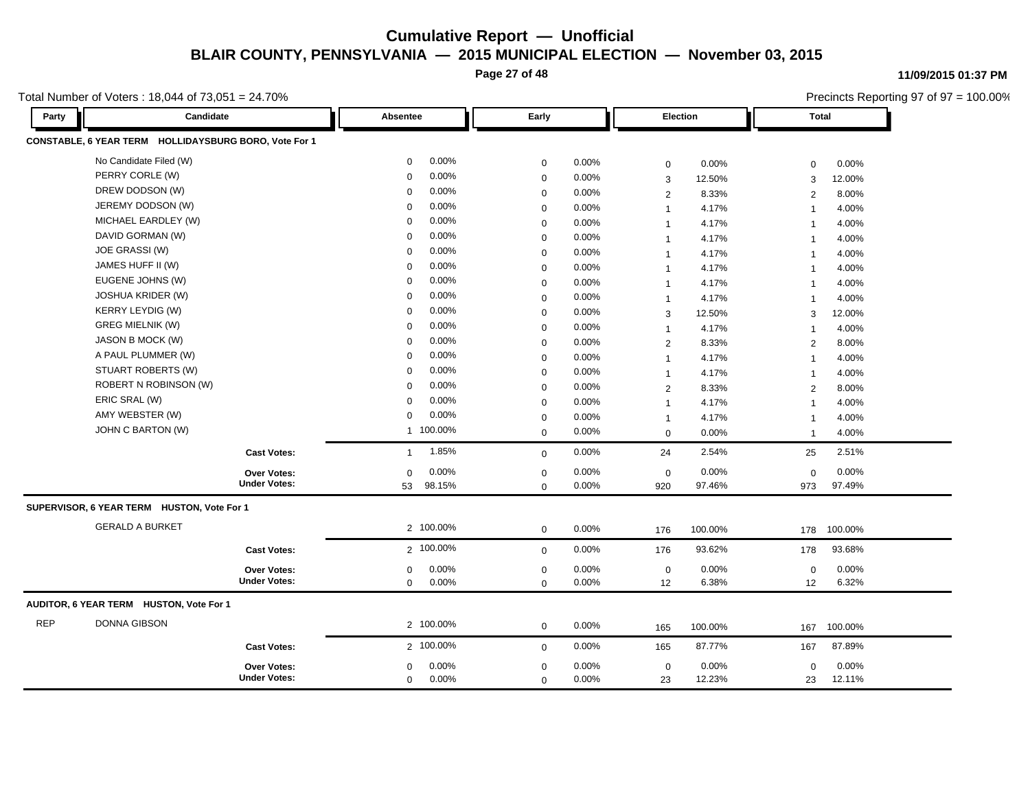# Cumulative Report — Unofficial

## BLAIR COUNTY, PENNSYLVANIA — 2015 MUNICIPAL ELECTION — November 03, 2015

11/09/2015 01:37 PM

Total Number of Voters : 18,044 of 73,051 = 24.70%

Precincts Reporting 97 of 97 = 100.00%

### CONSTABLE, 6 YEAR TERM HOLLIDAYSBURG BORO, Vote For 1

| Party | Candidate | Absentee | | Early | | Election | | Total | |
|---|---|---|---|---|---|---|---|---|---|
| | No Candidate Filed (W) | 0 | 0.00% | 0 | 0.00% | 0 | 0.00% | 0 | 0.00% |
| | PERRY CORLE (W) | 0 | 0.00% | 0 | 0.00% | 3 | 12.50% | 3 | 12.00% |
| | DREW DODSON (W) | 0 | 0.00% | 0 | 0.00% | 2 | 8.33% | 2 | 8.00% |
| | JEREMY DODSON (W) | 0 | 0.00% | 0 | 0.00% | 1 | 4.17% | 1 | 4.00% |
| | MICHAEL EARDLEY (W) | 0 | 0.00% | 0 | 0.00% | 1 | 4.17% | 1 | 4.00% |
| | DAVID GORMAN (W) | 0 | 0.00% | 0 | 0.00% | 1 | 4.17% | 1 | 4.00% |
| | JOE GRASSI (W) | 0 | 0.00% | 0 | 0.00% | 1 | 4.17% | 1 | 4.00% |
| | JAMES HUFF II (W) | 0 | 0.00% | 0 | 0.00% | 1 | 4.17% | 1 | 4.00% |
| | EUGENE JOHNS (W) | 0 | 0.00% | 0 | 0.00% | 1 | 4.17% | 1 | 4.00% |
| | JOSHUA KRIDER (W) | 0 | 0.00% | 0 | 0.00% | 1 | 4.17% | 1 | 4.00% |
| | KERRY LEYDIG (W) | 0 | 0.00% | 0 | 0.00% | 3 | 12.50% | 3 | 12.00% |
| | GREG MIELNIK (W) | 0 | 0.00% | 0 | 0.00% | 1 | 4.17% | 1 | 4.00% |
| | JASON B MOCK (W) | 0 | 0.00% | 0 | 0.00% | 2 | 8.33% | 2 | 8.00% |
| | A PAUL PLUMMER (W) | 0 | 0.00% | 0 | 0.00% | 1 | 4.17% | 1 | 4.00% |
| | STUART ROBERTS (W) | 0 | 0.00% | 0 | 0.00% | 1 | 4.17% | 1 | 4.00% |
| | ROBERT N ROBINSON (W) | 0 | 0.00% | 0 | 0.00% | 2 | 8.33% | 2 | 8.00% |
| | ERIC SRAL (W) | 0 | 0.00% | 0 | 0.00% | 1 | 4.17% | 1 | 4.00% |
| | AMY WEBSTER (W) | 0 | 0.00% | 0 | 0.00% | 1 | 4.17% | 1 | 4.00% |
| | JOHN C BARTON (W) | 1 | 100.00% | 0 | 0.00% | 0 | 0.00% | 1 | 4.00% |
| | **Cast Votes:** | 1 | 1.85% | 0 | 0.00% | 24 | 2.54% | 25 | 2.51% |
| | **Over Votes:** | 0 | 0.00% | 0 | 0.00% | 0 | 0.00% | 0 | 0.00% |
| | **Under Votes:** | 53 | 98.15% | 0 | 0.00% | 920 | 97.46% | 973 | 97.49% |

### SUPERVISOR, 6 YEAR TERM HUSTON, Vote For 1

| Party | Candidate | Absentee | | Early | | Election | | Total | |
|---|---|---|---|---|---|---|---|---|---|
| | GERALD A BURKET | 2 | 100.00% | 0 | 0.00% | 176 | 100.00% | 178 | 100.00% |
| | **Cast Votes:** | 2 | 100.00% | 0 | 0.00% | 176 | 93.62% | 178 | 93.68% |
| | **Over Votes:** | 0 | 0.00% | 0 | 0.00% | 0 | 0.00% | 0 | 0.00% |
| | **Under Votes:** | 0 | 0.00% | 0 | 0.00% | 12 | 6.38% | 12 | 6.32% |

### AUDITOR, 6 YEAR TERM HUSTON, Vote For 1

| Party | Candidate | Absentee | | Early | | Election | | Total | |
|---|---|---|---|---|---|---|---|---|---|
| REP | DONNA GIBSON | 2 | 100.00% | 0 | 0.00% | 165 | 100.00% | 167 | 100.00% |
| | **Cast Votes:** | 2 | 100.00% | 0 | 0.00% | 165 | 87.77% | 167 | 87.89% |
| | **Over Votes:** | 0 | 0.00% | 0 | 0.00% | 0 | 0.00% | 0 | 0.00% |
| | **Under Votes:** | 0 | 0.00% | 0 | 0.00% | 23 | 12.23% | 23 | 12.11% |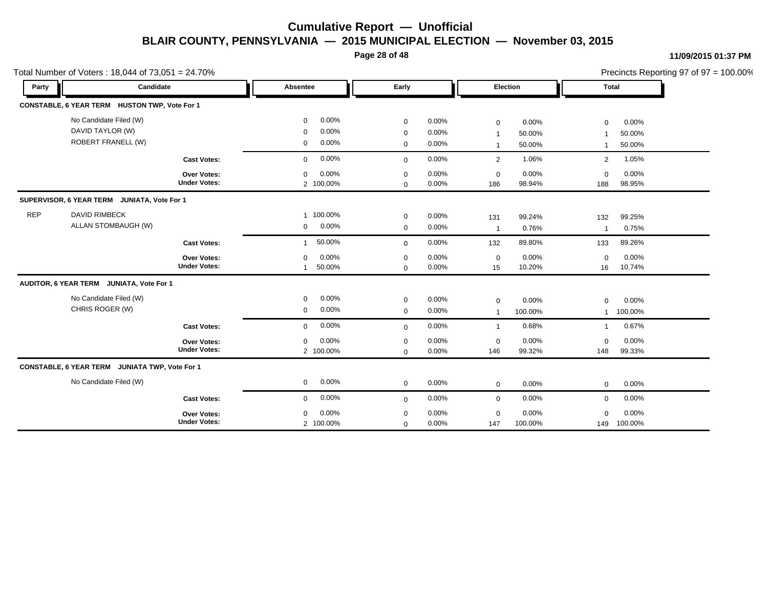# Cumulative Report — Unofficial

## BLAIR COUNTY, PENNSYLVANIA — 2015 MUNICIPAL ELECTION — November 03, 2015

11/09/2015 01:37 PM

Total Number of Voters : 18,044 of 73,051 = 24.70%

Precincts Reporting 97 of 97 = 100.00%

| Party | Candidate | Absentee | | Early | | Election | | Total | |
|---|---|---|---|---|---|---|---|---|---|
| **CONSTABLE, 6 YEAR TERM HUSTON TWP, Vote For 1** | | | | | | | | | |
| | No Candidate Filed (W) | 0 | 0.00% | 0 | 0.00% | 0 | 0.00% | 0 | 0.00% |
| | DAVID TAYLOR (W) | 0 | 0.00% | 0 | 0.00% | 1 | 50.00% | 1 | 50.00% |
| | ROBERT FRANELL (W) | 0 | 0.00% | 0 | 0.00% | 1 | 50.00% | 1 | 50.00% |
| | **Cast Votes:** | 0 | 0.00% | 0 | 0.00% | 2 | 1.06% | 2 | 1.05% |
| | **Over Votes:** | 0 | 0.00% | 0 | 0.00% | 0 | 0.00% | 0 | 0.00% |
| | **Under Votes:** | 2 | 100.00% | 0 | 0.00% | 186 | 98.94% | 188 | 98.95% |
| **SUPERVISOR, 6 YEAR TERM JUNIATA, Vote For 1** | | | | | | | | | |
| REP | DAVID RIMBECK | 1 | 100.00% | 0 | 0.00% | 131 | 99.24% | 132 | 99.25% |
| | ALLAN STOMBAUGH (W) | 0 | 0.00% | 0 | 0.00% | 1 | 0.76% | 1 | 0.75% |
| | **Cast Votes:** | 1 | 50.00% | 0 | 0.00% | 132 | 89.80% | 133 | 89.26% |
| | **Over Votes:** | 0 | 0.00% | 0 | 0.00% | 0 | 0.00% | 0 | 0.00% |
| | **Under Votes:** | 1 | 50.00% | 0 | 0.00% | 15 | 10.20% | 16 | 10.74% |
| **AUDITOR, 6 YEAR TERM JUNIATA, Vote For 1** | | | | | | | | | |
| | No Candidate Filed (W) | 0 | 0.00% | 0 | 0.00% | 0 | 0.00% | 0 | 0.00% |
| | CHRIS ROGER (W) | 0 | 0.00% | 0 | 0.00% | 1 | 100.00% | 1 | 100.00% |
| | **Cast Votes:** | 0 | 0.00% | 0 | 0.00% | 1 | 0.68% | 1 | 0.67% |
| | **Over Votes:** | 0 | 0.00% | 0 | 0.00% | 0 | 0.00% | 0 | 0.00% |
| | **Under Votes:** | 2 | 100.00% | 0 | 0.00% | 146 | 99.32% | 148 | 99.33% |
| **CONSTABLE, 6 YEAR TERM JUNIATA TWP, Vote For 1** | | | | | | | | | |
| | No Candidate Filed (W) | 0 | 0.00% | 0 | 0.00% | 0 | 0.00% | 0 | 0.00% |
| | **Cast Votes:** | 0 | 0.00% | 0 | 0.00% | 0 | 0.00% | 0 | 0.00% |
| | **Over Votes:** | 0 | 0.00% | 0 | 0.00% | 0 | 0.00% | 0 | 0.00% |
| | **Under Votes:** | 2 | 100.00% | 0 | 0.00% | 147 | 100.00% | 149 | 100.00% |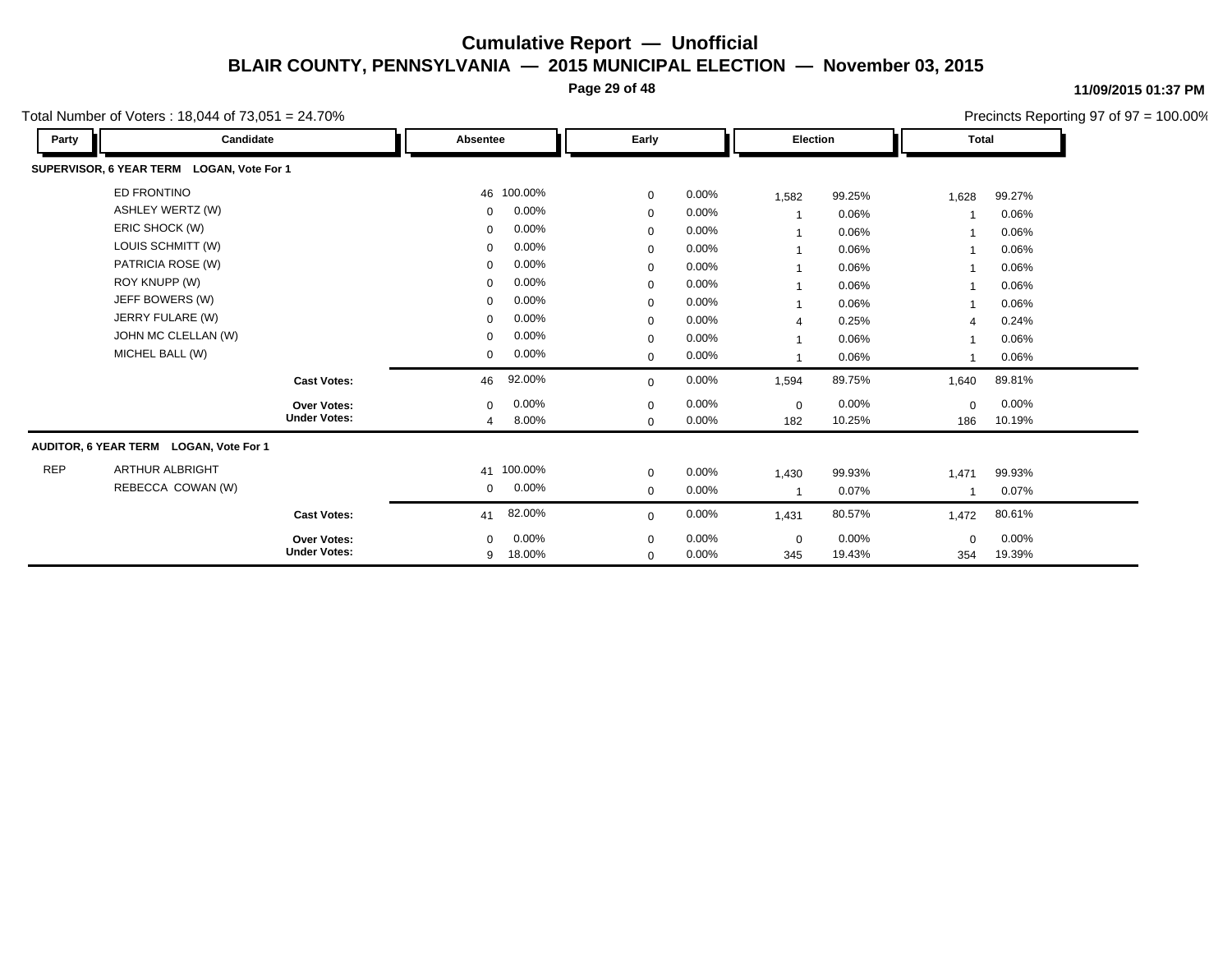# Cumulative Report — Unofficial

## BLAIR COUNTY, PENNSYLVANIA — 2015 MUNICIPAL ELECTION — November 03, 2015

11/09/2015 01:37 PM

Total Number of Voters : 18,044 of 73,051 = 24.70%

Precincts Reporting 97 of 97 = 100.00%

| Party | Candidate | Absentee | | Early | | Election | | Total | |
|---|---|---|---|---|---|---|---|---|---|
| **SUPERVISOR, 6 YEAR TERM LOGAN, Vote For 1** | | | | | | | | | |
| | ED FRONTINO | 46 | 100.00% | 0 | 0.00% | 1,582 | 99.25% | 1,628 | 99.27% |
| | ASHLEY WERTZ (W) | 0 | 0.00% | 0 | 0.00% | 1 | 0.06% | 1 | 0.06% |
| | ERIC SHOCK (W) | 0 | 0.00% | 0 | 0.00% | 1 | 0.06% | 1 | 0.06% |
| | LOUIS SCHMITT (W) | 0 | 0.00% | 0 | 0.00% | 1 | 0.06% | 1 | 0.06% |
| | PATRICIA ROSE (W) | 0 | 0.00% | 0 | 0.00% | 1 | 0.06% | 1 | 0.06% |
| | ROY KNUPP (W) | 0 | 0.00% | 0 | 0.00% | 1 | 0.06% | 1 | 0.06% |
| | JEFF BOWERS (W) | 0 | 0.00% | 0 | 0.00% | 1 | 0.06% | 1 | 0.06% |
| | JERRY FULARE (W) | 0 | 0.00% | 0 | 0.00% | 4 | 0.25% | 4 | 0.24% |
| | JOHN MC CLELLAN (W) | 0 | 0.00% | 0 | 0.00% | 1 | 0.06% | 1 | 0.06% |
| | MICHEL BALL (W) | 0 | 0.00% | 0 | 0.00% | 1 | 0.06% | 1 | 0.06% |
| | **Cast Votes:** | 46 | 92.00% | 0 | 0.00% | 1,594 | 89.75% | 1,640 | 89.81% |
| | **Over Votes:** | 0 | 0.00% | 0 | 0.00% | 0 | 0.00% | 0 | 0.00% |
| | **Under Votes:** | 4 | 8.00% | 0 | 0.00% | 182 | 10.25% | 186 | 10.19% |
| **AUDITOR, 6 YEAR TERM LOGAN, Vote For 1** | | | | | | | | | |
| REP | ARTHUR ALBRIGHT | 41 | 100.00% | 0 | 0.00% | 1,430 | 99.93% | 1,471 | 99.93% |
| | REBECCA COWAN (W) | 0 | 0.00% | 0 | 0.00% | 1 | 0.07% | 1 | 0.07% |
| | **Cast Votes:** | 41 | 82.00% | 0 | 0.00% | 1,431 | 80.57% | 1,472 | 80.61% |
| | **Over Votes:** | 0 | 0.00% | 0 | 0.00% | 0 | 0.00% | 0 | 0.00% |
| | **Under Votes:** | 9 | 18.00% | 0 | 0.00% | 345 | 19.43% | 354 | 19.39% |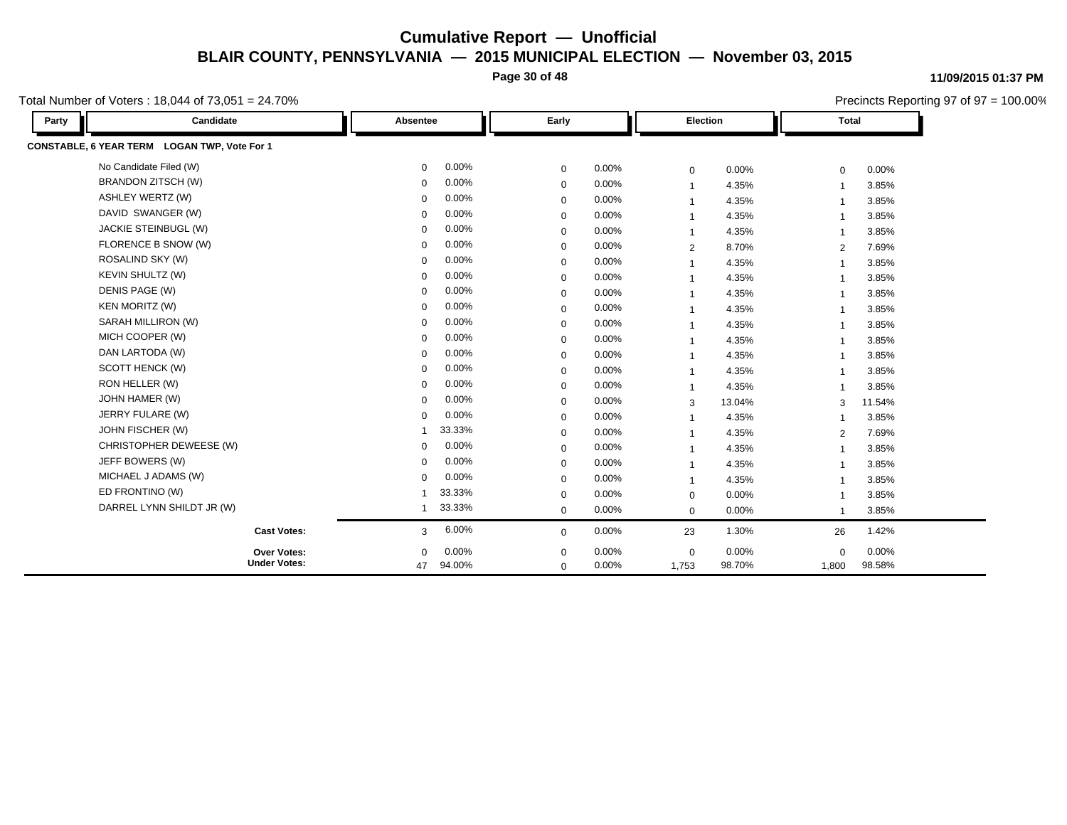# Cumulative Report — Unofficial

## BLAIR COUNTY, PENNSYLVANIA — 2015 MUNICIPAL ELECTION — November 03, 2015

11/09/2015 01:37 PM

Total Number of Voters : 18,044 of 73,051 = 24.70%

Precincts Reporting 97 of 97 = 100.00%

| Party | Candidate | Absentee | | Early | | Election | | Total | |
|---|---|---|---|---|---|---|---|---|---|
| **CONSTABLE, 6 YEAR TERM LOGAN TWP, Vote For 1** | | | | | | | | | |
| | No Candidate Filed (W) | 0 | 0.00% | 0 | 0.00% | 0 | 0.00% | 0 | 0.00% |
| | BRANDON ZITSCH (W) | 0 | 0.00% | 0 | 0.00% | 1 | 4.35% | 1 | 3.85% |
| | ASHLEY WERTZ (W) | 0 | 0.00% | 0 | 0.00% | 1 | 4.35% | 1 | 3.85% |
| | DAVID SWANGER (W) | 0 | 0.00% | 0 | 0.00% | 1 | 4.35% | 1 | 3.85% |
| | JACKIE STEINBUGL (W) | 0 | 0.00% | 0 | 0.00% | 1 | 4.35% | 1 | 3.85% |
| | FLORENCE B SNOW (W) | 0 | 0.00% | 0 | 0.00% | 2 | 8.70% | 2 | 7.69% |
| | ROSALIND SKY (W) | 0 | 0.00% | 0 | 0.00% | 1 | 4.35% | 1 | 3.85% |
| | KEVIN SHULTZ (W) | 0 | 0.00% | 0 | 0.00% | 1 | 4.35% | 1 | 3.85% |
| | DENIS PAGE (W) | 0 | 0.00% | 0 | 0.00% | 1 | 4.35% | 1 | 3.85% |
| | KEN MORITZ (W) | 0 | 0.00% | 0 | 0.00% | 1 | 4.35% | 1 | 3.85% |
| | SARAH MILLIRON (W) | 0 | 0.00% | 0 | 0.00% | 1 | 4.35% | 1 | 3.85% |
| | MICH COOPER (W) | 0 | 0.00% | 0 | 0.00% | 1 | 4.35% | 1 | 3.85% |
| | DAN LARTODA (W) | 0 | 0.00% | 0 | 0.00% | 1 | 4.35% | 1 | 3.85% |
| | SCOTT HENCK (W) | 0 | 0.00% | 0 | 0.00% | 1 | 4.35% | 1 | 3.85% |
| | RON HELLER (W) | 0 | 0.00% | 0 | 0.00% | 1 | 4.35% | 1 | 3.85% |
| | JOHN HAMER (W) | 0 | 0.00% | 0 | 0.00% | 3 | 13.04% | 3 | 11.54% |
| | JERRY FULARE (W) | 0 | 0.00% | 0 | 0.00% | 1 | 4.35% | 1 | 3.85% |
| | JOHN FISCHER (W) | 1 | 33.33% | 0 | 0.00% | 1 | 4.35% | 2 | 7.69% |
| | CHRISTOPHER DEWEESE (W) | 0 | 0.00% | 0 | 0.00% | 1 | 4.35% | 1 | 3.85% |
| | JEFF BOWERS (W) | 0 | 0.00% | 0 | 0.00% | 1 | 4.35% | 1 | 3.85% |
| | MICHAEL J ADAMS (W) | 0 | 0.00% | 0 | 0.00% | 1 | 4.35% | 1 | 3.85% |
| | ED FRONTINO (W) | 1 | 33.33% | 0 | 0.00% | 0 | 0.00% | 1 | 3.85% |
| | DARREL LYNN SHILDT JR (W) | 1 | 33.33% | 0 | 0.00% | 0 | 0.00% | 1 | 3.85% |
| | **Cast Votes:** | 3 | 6.00% | 0 | 0.00% | 23 | 1.30% | 26 | 1.42% |
| | **Over Votes:** | 0 | 0.00% | 0 | 0.00% | 0 | 0.00% | 0 | 0.00% |
| | **Under Votes:** | 47 | 94.00% | 0 | 0.00% | 1,753 | 98.70% | 1,800 | 98.58% |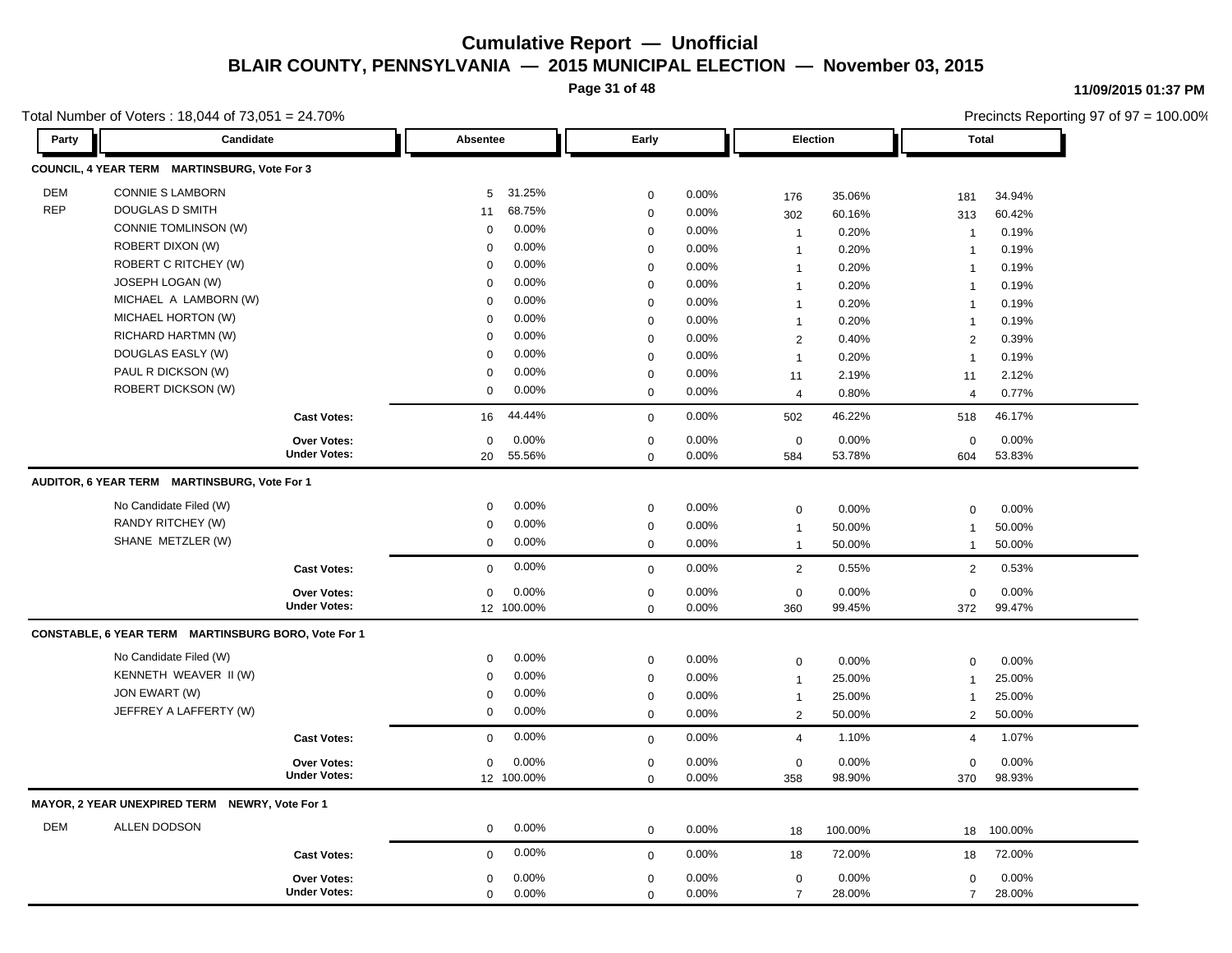# Cumulative Report — Unofficial

## BLAIR COUNTY, PENNSYLVANIA — 2015 MUNICIPAL ELECTION — November 03, 2015

11/09/2015 01:37 PM

Total Number of Voters : 18,044 of 73,051 = 24.70%

Precincts Reporting 97 of 97 = 100.00%

| Party | Candidate | Absentee | | Early | | Election | | Total | |
|---|---|---|---|---|---|---|---|---|---|
| **COUNCIL, 4 YEAR TERM MARTINSBURG, Vote For 3** | | | | | | | | | |
| DEM | CONNIE S LAMBORN | 5 | 31.25% | 0 | 0.00% | 176 | 35.06% | 181 | 34.94% |
| REP | DOUGLAS D SMITH | 11 | 68.75% | 0 | 0.00% | 302 | 60.16% | 313 | 60.42% |
| | CONNIE TOMLINSON (W) | 0 | 0.00% | 0 | 0.00% | 1 | 0.20% | 1 | 0.19% |
| | ROBERT DIXON (W) | 0 | 0.00% | 0 | 0.00% | 1 | 0.20% | 1 | 0.19% |
| | ROBERT C RITCHEY (W) | 0 | 0.00% | 0 | 0.00% | 1 | 0.20% | 1 | 0.19% |
| | JOSEPH LOGAN (W) | 0 | 0.00% | 0 | 0.00% | 1 | 0.20% | 1 | 0.19% |
| | MICHAEL A LAMBORN (W) | 0 | 0.00% | 0 | 0.00% | 1 | 0.20% | 1 | 0.19% |
| | MICHAEL HORTON (W) | 0 | 0.00% | 0 | 0.00% | 1 | 0.20% | 1 | 0.19% |
| | RICHARD HARTMN (W) | 0 | 0.00% | 0 | 0.00% | 2 | 0.40% | 2 | 0.39% |
| | DOUGLAS EASLY (W) | 0 | 0.00% | 0 | 0.00% | 1 | 0.20% | 1 | 0.19% |
| | PAUL R DICKSON (W) | 0 | 0.00% | 0 | 0.00% | 11 | 2.19% | 11 | 2.12% |
| | ROBERT DICKSON (W) | 0 | 0.00% | 0 | 0.00% | 4 | 0.80% | 4 | 0.77% |
| | **Cast Votes:** | 16 | 44.44% | 0 | 0.00% | 502 | 46.22% | 518 | 46.17% |
| | **Over Votes:** | 0 | 0.00% | 0 | 0.00% | 0 | 0.00% | 0 | 0.00% |
| | **Under Votes:** | 20 | 55.56% | 0 | 0.00% | 584 | 53.78% | 604 | 53.83% |
| **AUDITOR, 6 YEAR TERM MARTINSBURG, Vote For 1** | | | | | | | | | |
| | No Candidate Filed (W) | 0 | 0.00% | 0 | 0.00% | 0 | 0.00% | 0 | 0.00% |
| | RANDY RITCHEY (W) | 0 | 0.00% | 0 | 0.00% | 1 | 50.00% | 1 | 50.00% |
| | SHANE METZLER (W) | 0 | 0.00% | 0 | 0.00% | 1 | 50.00% | 1 | 50.00% |
| | **Cast Votes:** | 0 | 0.00% | 0 | 0.00% | 2 | 0.55% | 2 | 0.53% |
| | **Over Votes:** | 0 | 0.00% | 0 | 0.00% | 0 | 0.00% | 0 | 0.00% |
| | **Under Votes:** | 12 | 100.00% | 0 | 0.00% | 360 | 99.45% | 372 | 99.47% |
| **CONSTABLE, 6 YEAR TERM MARTINSBURG BORO, Vote For 1** | | | | | | | | | |
| | No Candidate Filed (W) | 0 | 0.00% | 0 | 0.00% | 0 | 0.00% | 0 | 0.00% |
| | KENNETH WEAVER II (W) | 0 | 0.00% | 0 | 0.00% | 1 | 25.00% | 1 | 25.00% |
| | JON EWART (W) | 0 | 0.00% | 0 | 0.00% | 1 | 25.00% | 1 | 25.00% |
| | JEFFREY A LAFFERTY (W) | 0 | 0.00% | 0 | 0.00% | 2 | 50.00% | 2 | 50.00% |
| | **Cast Votes:** | 0 | 0.00% | 0 | 0.00% | 4 | 1.10% | 4 | 1.07% |
| | **Over Votes:** | 0 | 0.00% | 0 | 0.00% | 0 | 0.00% | 0 | 0.00% |
| | **Under Votes:** | 12 | 100.00% | 0 | 0.00% | 358 | 98.90% | 370 | 98.93% |
| **MAYOR, 2 YEAR UNEXPIRED TERM NEWRY, Vote For 1** | | | | | | | | | |
| DEM | ALLEN DODSON | 0 | 0.00% | 0 | 0.00% | 18 | 100.00% | 18 | 100.00% |
| | **Cast Votes:** | 0 | 0.00% | 0 | 0.00% | 18 | 72.00% | 18 | 72.00% |
| | **Over Votes:** | 0 | 0.00% | 0 | 0.00% | 0 | 0.00% | 0 | 0.00% |
| | **Under Votes:** | 0 | 0.00% | 0 | 0.00% | 7 | 28.00% | 7 | 28.00% |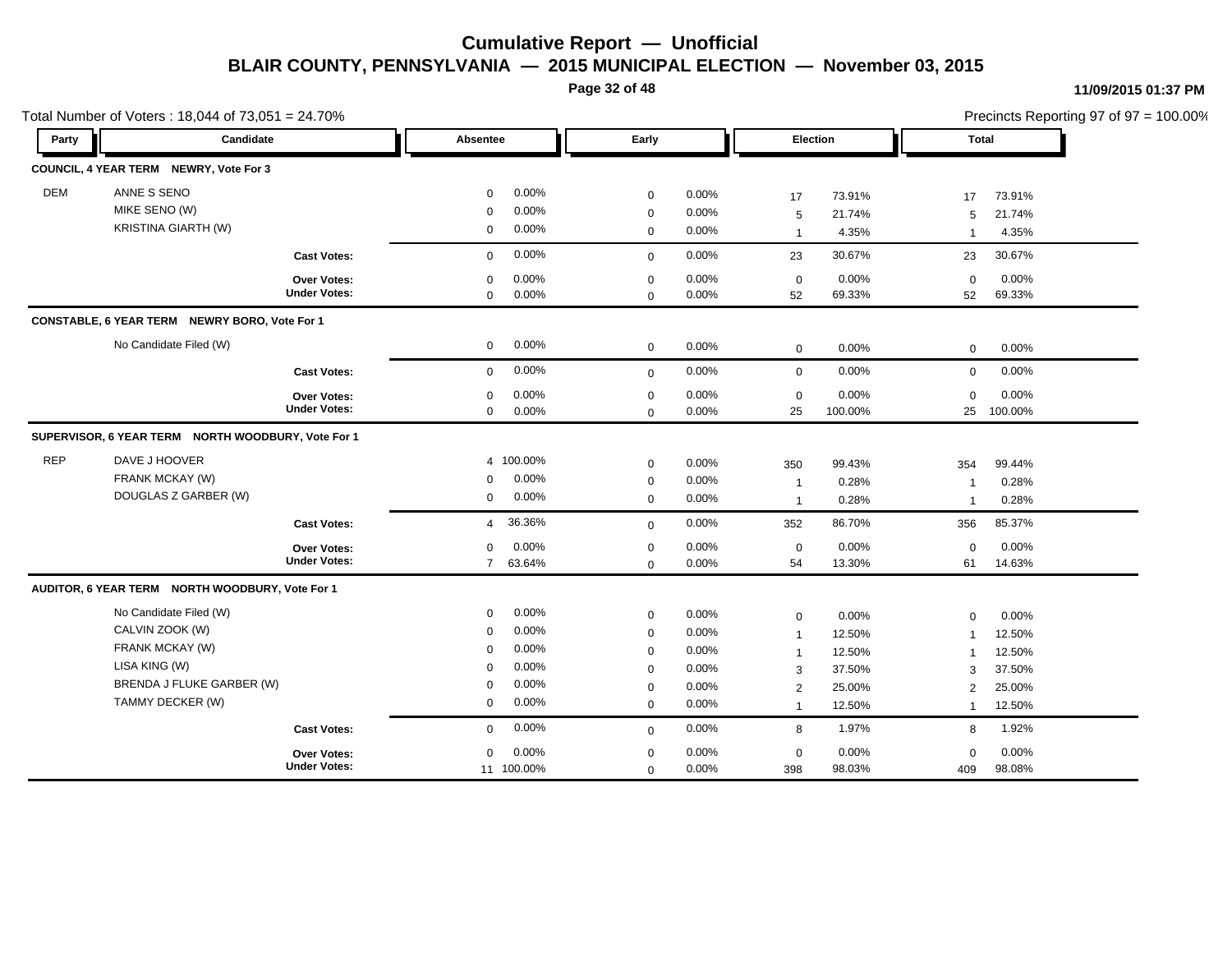# Cumulative Report — Unofficial

## BLAIR COUNTY, PENNSYLVANIA — 2015 MUNICIPAL ELECTION — November 03, 2015

11/09/2015 01:37 PM

Total Number of Voters : 18,044 of 73,051 = 24.70%

Precincts Reporting 97 of 97 = 100.00%

| Party | Candidate | Absentee | | Early | | Election | | Total | |
|---|---|---|---|---|---|---|---|---|---|
| **COUNCIL, 4 YEAR TERM NEWRY, Vote For 3** | | | | | | | | | |
| DEM | ANNE S SENO | 0 | 0.00% | 0 | 0.00% | 17 | 73.91% | 17 | 73.91% |
| | MIKE SENO (W) | 0 | 0.00% | 0 | 0.00% | 5 | 21.74% | 5 | 21.74% |
| | KRISTINA GIARTH (W) | 0 | 0.00% | 0 | 0.00% | 1 | 4.35% | 1 | 4.35% |
| | **Cast Votes:** | 0 | 0.00% | 0 | 0.00% | 23 | 30.67% | 23 | 30.67% |
| | **Over Votes:** | 0 | 0.00% | 0 | 0.00% | 0 | 0.00% | 0 | 0.00% |
| | **Under Votes:** | 0 | 0.00% | 0 | 0.00% | 52 | 69.33% | 52 | 69.33% |
| **CONSTABLE, 6 YEAR TERM NEWRY BORO, Vote For 1** | | | | | | | | | |
| | No Candidate Filed (W) | 0 | 0.00% | 0 | 0.00% | 0 | 0.00% | 0 | 0.00% |
| | **Cast Votes:** | 0 | 0.00% | 0 | 0.00% | 0 | 0.00% | 0 | 0.00% |
| | **Over Votes:** | 0 | 0.00% | 0 | 0.00% | 0 | 0.00% | 0 | 0.00% |
| | **Under Votes:** | 0 | 0.00% | 0 | 0.00% | 25 | 100.00% | 25 | 100.00% |
| **SUPERVISOR, 6 YEAR TERM NORTH WOODBURY, Vote For 1** | | | | | | | | | |
| REP | DAVE J HOOVER | 4 | 100.00% | 0 | 0.00% | 350 | 99.43% | 354 | 99.44% |
| | FRANK MCKAY (W) | 0 | 0.00% | 0 | 0.00% | 1 | 0.28% | 1 | 0.28% |
| | DOUGLAS Z GARBER (W) | 0 | 0.00% | 0 | 0.00% | 1 | 0.28% | 1 | 0.28% |
| | **Cast Votes:** | 4 | 36.36% | 0 | 0.00% | 352 | 86.70% | 356 | 85.37% |
| | **Over Votes:** | 0 | 0.00% | 0 | 0.00% | 0 | 0.00% | 0 | 0.00% |
| | **Under Votes:** | 7 | 63.64% | 0 | 0.00% | 54 | 13.30% | 61 | 14.63% |
| **AUDITOR, 6 YEAR TERM NORTH WOODBURY, Vote For 1** | | | | | | | | | |
| | No Candidate Filed (W) | 0 | 0.00% | 0 | 0.00% | 0 | 0.00% | 0 | 0.00% |
| | CALVIN ZOOK (W) | 0 | 0.00% | 0 | 0.00% | 1 | 12.50% | 1 | 12.50% |
| | FRANK MCKAY (W) | 0 | 0.00% | 0 | 0.00% | 1 | 12.50% | 1 | 12.50% |
| | LISA KING (W) | 0 | 0.00% | 0 | 0.00% | 3 | 37.50% | 3 | 37.50% |
| | BRENDA J FLUKE GARBER (W) | 0 | 0.00% | 0 | 0.00% | 2 | 25.00% | 2 | 25.00% |
| | TAMMY DECKER (W) | 0 | 0.00% | 0 | 0.00% | 1 | 12.50% | 1 | 12.50% |
| | **Cast Votes:** | 0 | 0.00% | 0 | 0.00% | 8 | 1.97% | 8 | 1.92% |
| | **Over Votes:** | 0 | 0.00% | 0 | 0.00% | 0 | 0.00% | 0 | 0.00% |
| | **Under Votes:** | 11 | 100.00% | 0 | 0.00% | 398 | 98.03% | 409 | 98.08% |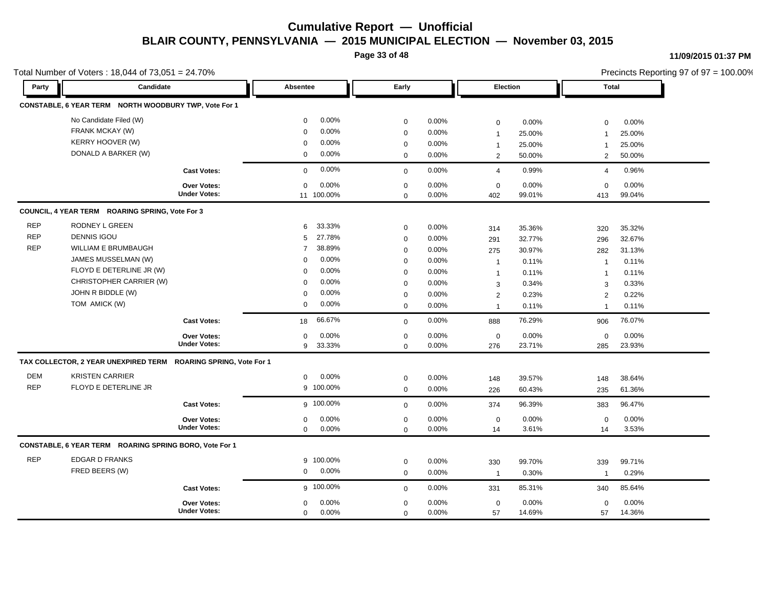# Cumulative Report — Unofficial

## BLAIR COUNTY, PENNSYLVANIA — 2015 MUNICIPAL ELECTION — November 03, 2015

11/09/2015 01:37 PM

Total Number of Voters : 18,044 of 73,051 = 24.70%

Precincts Reporting 97 of 97 = 100.00%

| Party | Candidate | Absentee | | Early | | Election | | Total | |
|---|---|---|---|---|---|---|---|---|---|
| **CONSTABLE, 6 YEAR TERM NORTH WOODBURY TWP, Vote For 1** | | | | | | | | | |
| | No Candidate Filed (W) | 0 | 0.00% | 0 | 0.00% | 0 | 0.00% | 0 | 0.00% |
| | FRANK MCKAY (W) | 0 | 0.00% | 0 | 0.00% | 1 | 25.00% | 1 | 25.00% |
| | KERRY HOOVER (W) | 0 | 0.00% | 0 | 0.00% | 1 | 25.00% | 1 | 25.00% |
| | DONALD A BARKER (W) | 0 | 0.00% | 0 | 0.00% | 2 | 50.00% | 2 | 50.00% |
| | **Cast Votes:** | 0 | 0.00% | 0 | 0.00% | 4 | 0.99% | 4 | 0.96% |
| | **Over Votes:** | 0 | 0.00% | 0 | 0.00% | 0 | 0.00% | 0 | 0.00% |
| | **Under Votes:** | 11 | 100.00% | 0 | 0.00% | 402 | 99.01% | 413 | 99.04% |
| **COUNCIL, 4 YEAR TERM ROARING SPRING, Vote For 3** | | | | | | | | | |
| REP | RODNEY L GREEN | 6 | 33.33% | 0 | 0.00% | 314 | 35.36% | 320 | 35.32% |
| REP | DENNIS IGOU | 5 | 27.78% | 0 | 0.00% | 291 | 32.77% | 296 | 32.67% |
| REP | WILLIAM E BRUMBAUGH | 7 | 38.89% | 0 | 0.00% | 275 | 30.97% | 282 | 31.13% |
| | JAMES MUSSELMAN (W) | 0 | 0.00% | 0 | 0.00% | 1 | 0.11% | 1 | 0.11% |
| | FLOYD E DETERLINE JR (W) | 0 | 0.00% | 0 | 0.00% | 1 | 0.11% | 1 | 0.11% |
| | CHRISTOPHER CARRIER (W) | 0 | 0.00% | 0 | 0.00% | 3 | 0.34% | 3 | 0.33% |
| | JOHN R BIDDLE (W) | 0 | 0.00% | 0 | 0.00% | 2 | 0.23% | 2 | 0.22% |
| | TOM AMICK (W) | 0 | 0.00% | 0 | 0.00% | 1 | 0.11% | 1 | 0.11% |
| | **Cast Votes:** | 18 | 66.67% | 0 | 0.00% | 888 | 76.29% | 906 | 76.07% |
| | **Over Votes:** | 0 | 0.00% | 0 | 0.00% | 0 | 0.00% | 0 | 0.00% |
| | **Under Votes:** | 9 | 33.33% | 0 | 0.00% | 276 | 23.71% | 285 | 23.93% |
| **TAX COLLECTOR, 2 YEAR UNEXPIRED TERM ROARING SPRING, Vote For 1** | | | | | | | | | |
| DEM | KRISTEN CARRIER | 0 | 0.00% | 0 | 0.00% | 148 | 39.57% | 148 | 38.64% |
| REP | FLOYD E DETERLINE JR | 9 | 100.00% | 0 | 0.00% | 226 | 60.43% | 235 | 61.36% |
| | **Cast Votes:** | 9 | 100.00% | 0 | 0.00% | 374 | 96.39% | 383 | 96.47% |
| | **Over Votes:** | 0 | 0.00% | 0 | 0.00% | 0 | 0.00% | 0 | 0.00% |
| | **Under Votes:** | 0 | 0.00% | 0 | 0.00% | 14 | 3.61% | 14 | 3.53% |
| **CONSTABLE, 6 YEAR TERM ROARING SPRING BORO, Vote For 1** | | | | | | | | | |
| REP | EDGAR D FRANKS | 9 | 100.00% | 0 | 0.00% | 330 | 99.70% | 339 | 99.71% |
| | FRED BEERS (W) | 0 | 0.00% | 0 | 0.00% | 1 | 0.30% | 1 | 0.29% |
| | **Cast Votes:** | 9 | 100.00% | 0 | 0.00% | 331 | 85.31% | 340 | 85.64% |
| | **Over Votes:** | 0 | 0.00% | 0 | 0.00% | 0 | 0.00% | 0 | 0.00% |
| | **Under Votes:** | 0 | 0.00% | 0 | 0.00% | 57 | 14.69% | 57 | 14.36% |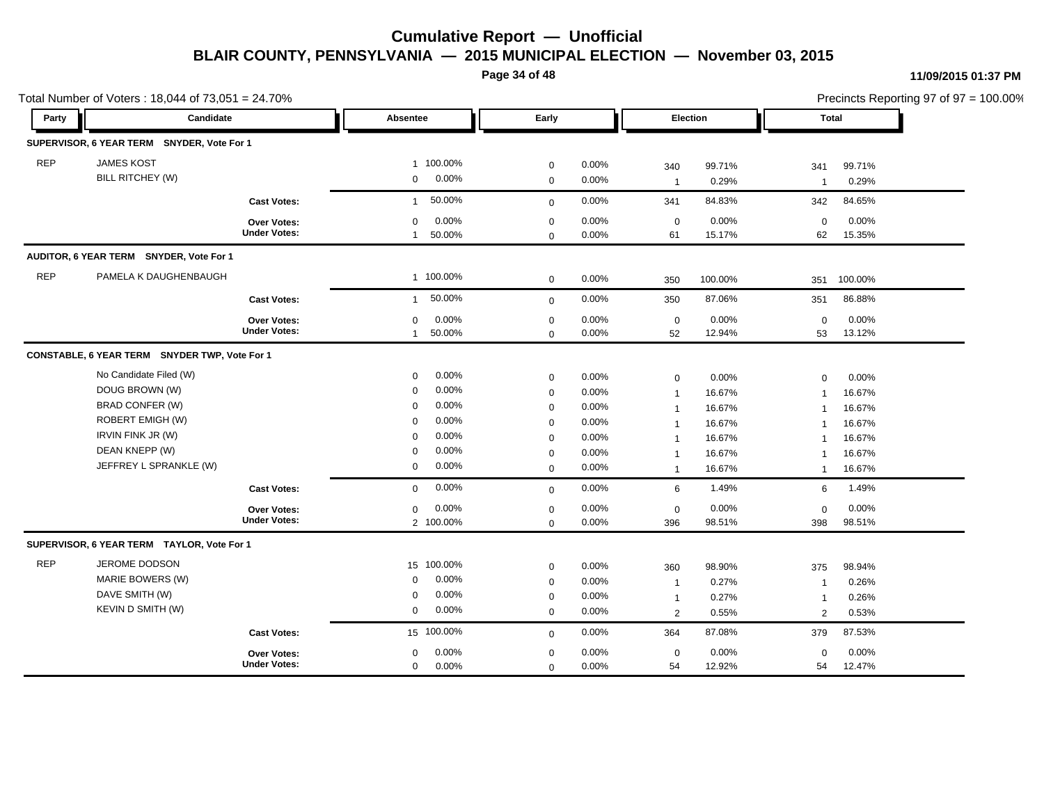# Cumulative Report — Unofficial

## BLAIR COUNTY, PENNSYLVANIA — 2015 MUNICIPAL ELECTION — November 03, 2015

11/09/2015 01:37 PM

Total Number of Voters : 18,044 of 73,051 = 24.70%

Precincts Reporting 97 of 97 = 100.00%

| Party | Candidate | Absentee | | Early | | Election | | Total | |
|---|---|---|---|---|---|---|---|---|---|
| **SUPERVISOR, 6 YEAR TERM SNYDER, Vote For 1** | | | | | | | | | |
| REP | JAMES KOST | 1 | 100.00% | 0 | 0.00% | 340 | 99.71% | 341 | 99.71% |
| | BILL RITCHEY (W) | 0 | 0.00% | 0 | 0.00% | 1 | 0.29% | 1 | 0.29% |
| | **Cast Votes:** | 1 | 50.00% | 0 | 0.00% | 341 | 84.83% | 342 | 84.65% |
| | **Over Votes:** | 0 | 0.00% | 0 | 0.00% | 0 | 0.00% | 0 | 0.00% |
| | **Under Votes:** | 1 | 50.00% | 0 | 0.00% | 61 | 15.17% | 62 | 15.35% |
| **AUDITOR, 6 YEAR TERM SNYDER, Vote For 1** | | | | | | | | | |
| REP | PAMELA K DAUGHENBAUGH | 1 | 100.00% | 0 | 0.00% | 350 | 100.00% | 351 | 100.00% |
| | **Cast Votes:** | 1 | 50.00% | 0 | 0.00% | 350 | 87.06% | 351 | 86.88% |
| | **Over Votes:** | 0 | 0.00% | 0 | 0.00% | 0 | 0.00% | 0 | 0.00% |
| | **Under Votes:** | 1 | 50.00% | 0 | 0.00% | 52 | 12.94% | 53 | 13.12% |
| **CONSTABLE, 6 YEAR TERM SNYDER TWP, Vote For 1** | | | | | | | | | |
| | No Candidate Filed (W) | 0 | 0.00% | 0 | 0.00% | 0 | 0.00% | 0 | 0.00% |
| | DOUG BROWN (W) | 0 | 0.00% | 0 | 0.00% | 1 | 16.67% | 1 | 16.67% |
| | BRAD CONFER (W) | 0 | 0.00% | 0 | 0.00% | 1 | 16.67% | 1 | 16.67% |
| | ROBERT EMIGH (W) | 0 | 0.00% | 0 | 0.00% | 1 | 16.67% | 1 | 16.67% |
| | IRVIN FINK JR (W) | 0 | 0.00% | 0 | 0.00% | 1 | 16.67% | 1 | 16.67% |
| | DEAN KNEPP (W) | 0 | 0.00% | 0 | 0.00% | 1 | 16.67% | 1 | 16.67% |
| | JEFFREY L SPRANKLE (W) | 0 | 0.00% | 0 | 0.00% | 1 | 16.67% | 1 | 16.67% |
| | **Cast Votes:** | 0 | 0.00% | 0 | 0.00% | 6 | 1.49% | 6 | 1.49% |
| | **Over Votes:** | 0 | 0.00% | 0 | 0.00% | 0 | 0.00% | 0 | 0.00% |
| | **Under Votes:** | 2 | 100.00% | 0 | 0.00% | 396 | 98.51% | 398 | 98.51% |
| **SUPERVISOR, 6 YEAR TERM TAYLOR, Vote For 1** | | | | | | | | | |
| REP | JEROME DODSON | 15 | 100.00% | 0 | 0.00% | 360 | 98.90% | 375 | 98.94% |
| | MARIE BOWERS (W) | 0 | 0.00% | 0 | 0.00% | 1 | 0.27% | 1 | 0.26% |
| | DAVE SMITH (W) | 0 | 0.00% | 0 | 0.00% | 1 | 0.27% | 1 | 0.26% |
| | KEVIN D SMITH (W) | 0 | 0.00% | 0 | 0.00% | 2 | 0.55% | 2 | 0.53% |
| | **Cast Votes:** | 15 | 100.00% | 0 | 0.00% | 364 | 87.08% | 379 | 87.53% |
| | **Over Votes:** | 0 | 0.00% | 0 | 0.00% | 0 | 0.00% | 0 | 0.00% |
| | **Under Votes:** | 0 | 0.00% | 0 | 0.00% | 54 | 12.92% | 54 | 12.47% |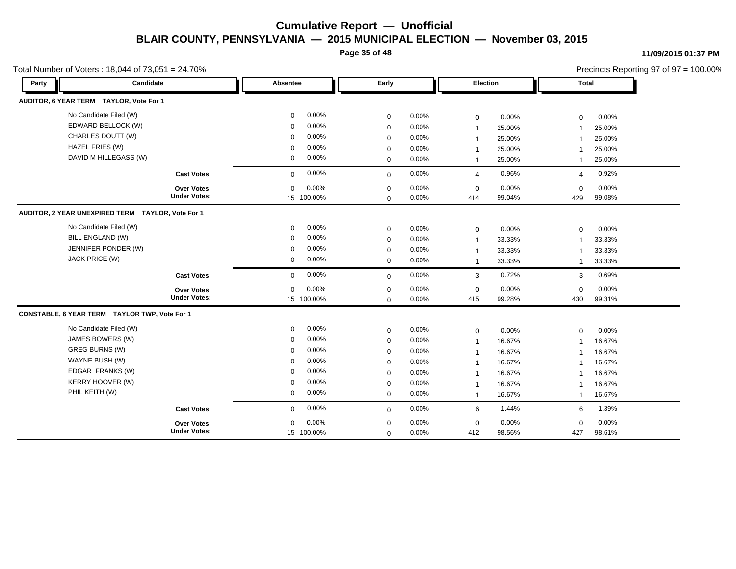# Cumulative Report — Unofficial

## BLAIR COUNTY, PENNSYLVANIA — 2015 MUNICIPAL ELECTION — November 03, 2015

11/09/2015 01:37 PM

Total Number of Voters : 18,044 of 73,051 = 24.70%

Precincts Reporting 97 of 97 = 100.00%

| Party | Candidate | Absentee | | Early | | Election | | Total | |
|---|---|---|---|---|---|---|---|---|---|
| **AUDITOR, 6 YEAR TERM TAYLOR, Vote For 1** | | | | | | | | | |
| | No Candidate Filed (W) | 0 | 0.00% | 0 | 0.00% | 0 | 0.00% | 0 | 0.00% |
| | EDWARD BELLOCK (W) | 0 | 0.00% | 0 | 0.00% | 1 | 25.00% | 1 | 25.00% |
| | CHARLES DOUTT (W) | 0 | 0.00% | 0 | 0.00% | 1 | 25.00% | 1 | 25.00% |
| | HAZEL FRIES (W) | 0 | 0.00% | 0 | 0.00% | 1 | 25.00% | 1 | 25.00% |
| | DAVID M HILLEGASS (W) | 0 | 0.00% | 0 | 0.00% | 1 | 25.00% | 1 | 25.00% |
| | **Cast Votes:** | 0 | 0.00% | 0 | 0.00% | 4 | 0.96% | 4 | 0.92% |
| | **Over Votes:** | 0 | 0.00% | 0 | 0.00% | 0 | 0.00% | 0 | 0.00% |
| | **Under Votes:** | 15 | 100.00% | 0 | 0.00% | 414 | 99.04% | 429 | 99.08% |
| **AUDITOR, 2 YEAR UNEXPIRED TERM TAYLOR, Vote For 1** | | | | | | | | | |
| | No Candidate Filed (W) | 0 | 0.00% | 0 | 0.00% | 0 | 0.00% | 0 | 0.00% |
| | BILL ENGLAND (W) | 0 | 0.00% | 0 | 0.00% | 1 | 33.33% | 1 | 33.33% |
| | JENNIFER PONDER (W) | 0 | 0.00% | 0 | 0.00% | 1 | 33.33% | 1 | 33.33% |
| | JACK PRICE (W) | 0 | 0.00% | 0 | 0.00% | 1 | 33.33% | 1 | 33.33% |
| | **Cast Votes:** | 0 | 0.00% | 0 | 0.00% | 3 | 0.72% | 3 | 0.69% |
| | **Over Votes:** | 0 | 0.00% | 0 | 0.00% | 0 | 0.00% | 0 | 0.00% |
| | **Under Votes:** | 15 | 100.00% | 0 | 0.00% | 415 | 99.28% | 430 | 99.31% |
| **CONSTABLE, 6 YEAR TERM TAYLOR TWP, Vote For 1** | | | | | | | | | |
| | No Candidate Filed (W) | 0 | 0.00% | 0 | 0.00% | 0 | 0.00% | 0 | 0.00% |
| | JAMES BOWERS (W) | 0 | 0.00% | 0 | 0.00% | 1 | 16.67% | 1 | 16.67% |
| | GREG BURNS (W) | 0 | 0.00% | 0 | 0.00% | 1 | 16.67% | 1 | 16.67% |
| | WAYNE BUSH (W) | 0 | 0.00% | 0 | 0.00% | 1 | 16.67% | 1 | 16.67% |
| | EDGAR FRANKS (W) | 0 | 0.00% | 0 | 0.00% | 1 | 16.67% | 1 | 16.67% |
| | KERRY HOOVER (W) | 0 | 0.00% | 0 | 0.00% | 1 | 16.67% | 1 | 16.67% |
| | PHIL KEITH (W) | 0 | 0.00% | 0 | 0.00% | 1 | 16.67% | 1 | 16.67% |
| | **Cast Votes:** | 0 | 0.00% | 0 | 0.00% | 6 | 1.44% | 6 | 1.39% |
| | **Over Votes:** | 0 | 0.00% | 0 | 0.00% | 0 | 0.00% | 0 | 0.00% |
| | **Under Votes:** | 15 | 100.00% | 0 | 0.00% | 412 | 98.56% | 427 | 98.61% |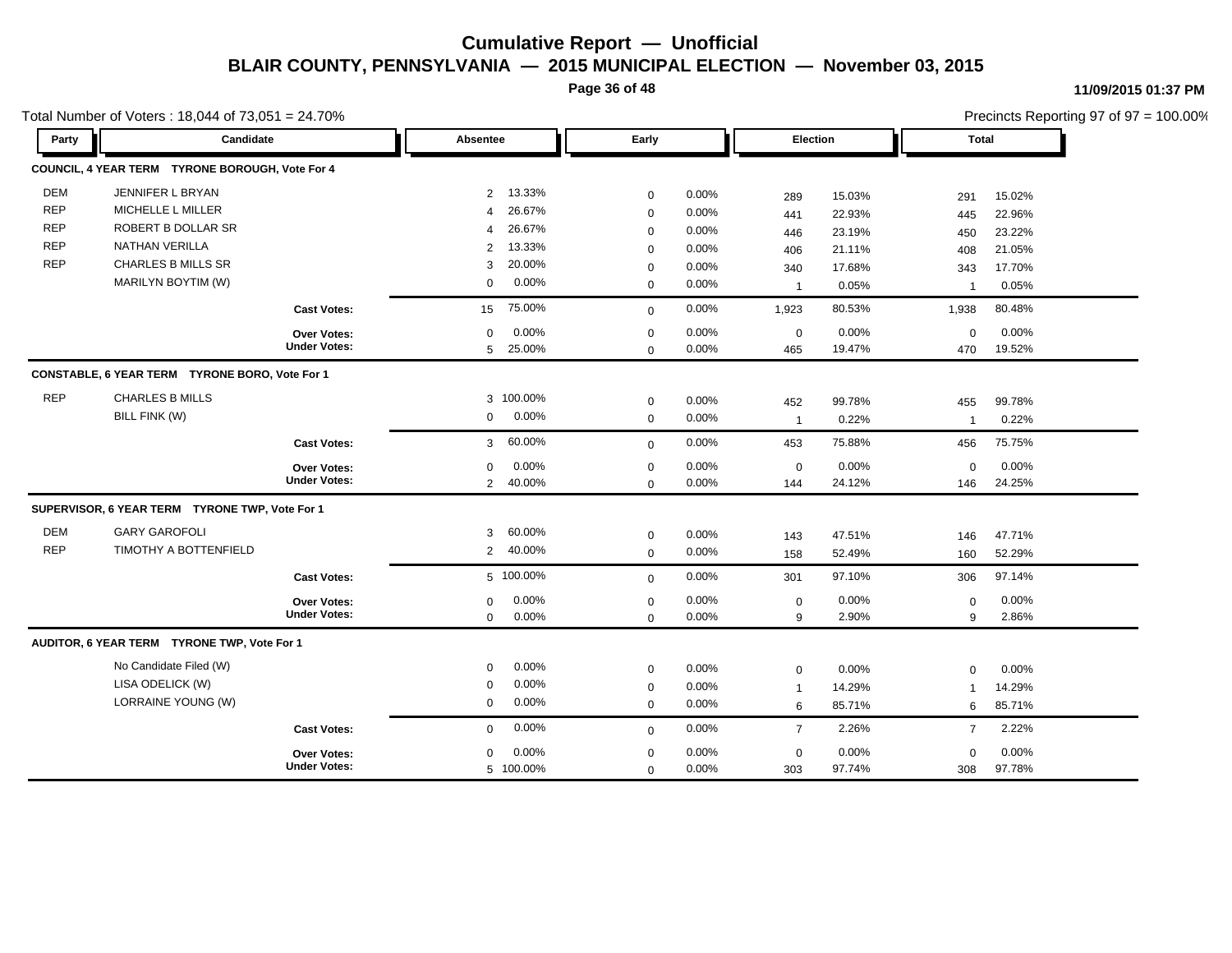# Cumulative Report — Unofficial

## BLAIR COUNTY, PENNSYLVANIA — 2015 MUNICIPAL ELECTION — November 03, 2015

11/09/2015 01:37 PM

Total Number of Voters : 18,044 of 73,051 = 24.70%

Precincts Reporting 97 of 97 = 100.00%

| Party | Candidate | Absentee | | Early | | Election | | Total | |
|---|---|---|---|---|---|---|---|---|---|
| **COUNCIL, 4 YEAR TERM TYRONE BOROUGH, Vote For 4** | | | | | | | | | |
| DEM | JENNIFER L BRYAN | 2 | 13.33% | 0 | 0.00% | 289 | 15.03% | 291 | 15.02% |
| REP | MICHELLE L MILLER | 4 | 26.67% | 0 | 0.00% | 441 | 22.93% | 445 | 22.96% |
| REP | ROBERT B DOLLAR SR | 4 | 26.67% | 0 | 0.00% | 446 | 23.19% | 450 | 23.22% |
| REP | NATHAN VERILLA | 2 | 13.33% | 0 | 0.00% | 406 | 21.11% | 408 | 21.05% |
| REP | CHARLES B MILLS SR | 3 | 20.00% | 0 | 0.00% | 340 | 17.68% | 343 | 17.70% |
| | MARILYN BOYTIM (W) | 0 | 0.00% | 0 | 0.00% | 1 | 0.05% | 1 | 0.05% |
| | **Cast Votes:** | 15 | 75.00% | 0 | 0.00% | 1,923 | 80.53% | 1,938 | 80.48% |
| | **Over Votes:** | 0 | 0.00% | 0 | 0.00% | 0 | 0.00% | 0 | 0.00% |
| | **Under Votes:** | 5 | 25.00% | 0 | 0.00% | 465 | 19.47% | 470 | 19.52% |
| **CONSTABLE, 6 YEAR TERM TYRONE BORO, Vote For 1** | | | | | | | | | |
| REP | CHARLES B MILLS | 3 | 100.00% | 0 | 0.00% | 452 | 99.78% | 455 | 99.78% |
| | BILL FINK (W) | 0 | 0.00% | 0 | 0.00% | 1 | 0.22% | 1 | 0.22% |
| | **Cast Votes:** | 3 | 60.00% | 0 | 0.00% | 453 | 75.88% | 456 | 75.75% |
| | **Over Votes:** | 0 | 0.00% | 0 | 0.00% | 0 | 0.00% | 0 | 0.00% |
| | **Under Votes:** | 2 | 40.00% | 0 | 0.00% | 144 | 24.12% | 146 | 24.25% |
| **SUPERVISOR, 6 YEAR TERM TYRONE TWP, Vote For 1** | | | | | | | | | |
| DEM | GARY GAROFOLI | 3 | 60.00% | 0 | 0.00% | 143 | 47.51% | 146 | 47.71% |
| REP | TIMOTHY A BOTTENFIELD | 2 | 40.00% | 0 | 0.00% | 158 | 52.49% | 160 | 52.29% |
| | **Cast Votes:** | 5 | 100.00% | 0 | 0.00% | 301 | 97.10% | 306 | 97.14% |
| | **Over Votes:** | 0 | 0.00% | 0 | 0.00% | 0 | 0.00% | 0 | 0.00% |
| | **Under Votes:** | 0 | 0.00% | 0 | 0.00% | 9 | 2.90% | 9 | 2.86% |
| **AUDITOR, 6 YEAR TERM TYRONE TWP, Vote For 1** | | | | | | | | | |
| | No Candidate Filed (W) | 0 | 0.00% | 0 | 0.00% | 0 | 0.00% | 0 | 0.00% |
| | LISA ODELICK (W) | 0 | 0.00% | 0 | 0.00% | 1 | 14.29% | 1 | 14.29% |
| | LORRAINE YOUNG (W) | 0 | 0.00% | 0 | 0.00% | 6 | 85.71% | 6 | 85.71% |
| | **Cast Votes:** | 0 | 0.00% | 0 | 0.00% | 7 | 2.26% | 7 | 2.22% |
| | **Over Votes:** | 0 | 0.00% | 0 | 0.00% | 0 | 0.00% | 0 | 0.00% |
| | **Under Votes:** | 5 | 100.00% | 0 | 0.00% | 303 | 97.74% | 308 | 97.78% |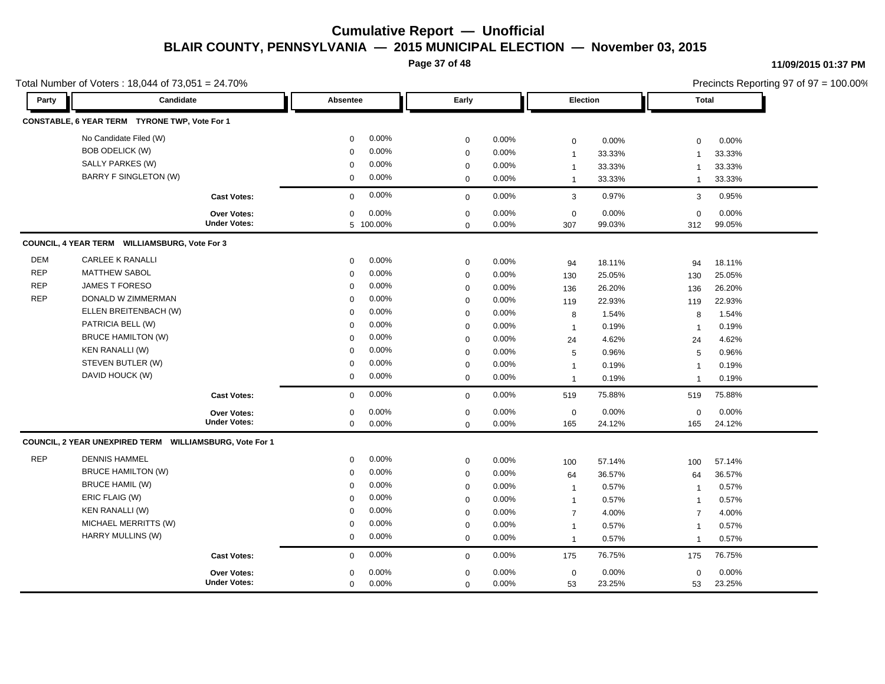# Cumulative Report — Unofficial

## BLAIR COUNTY, PENNSYLVANIA — 2015 MUNICIPAL ELECTION — November 03, 2015

11/09/2015 01:37 PM

Total Number of Voters : 18,044 of 73,051 = 24.70%

Precincts Reporting 97 of 97 = 100.00%

| Party | Candidate | Absentee | | Early | | Election | | Total | |
|---|---|---|---|---|---|---|---|---|---|
| **CONSTABLE, 6 YEAR TERM TYRONE TWP, Vote For 1** | | | | | | | | | |
| | No Candidate Filed (W) | 0 | 0.00% | 0 | 0.00% | 0 | 0.00% | 0 | 0.00% |
| | BOB ODELICK (W) | 0 | 0.00% | 0 | 0.00% | 1 | 33.33% | 1 | 33.33% |
| | SALLY PARKES (W) | 0 | 0.00% | 0 | 0.00% | 1 | 33.33% | 1 | 33.33% |
| | BARRY F SINGLETON (W) | 0 | 0.00% | 0 | 0.00% | 1 | 33.33% | 1 | 33.33% |
| | **Cast Votes:** | 0 | 0.00% | 0 | 0.00% | 3 | 0.97% | 3 | 0.95% |
| | **Over Votes:** | 0 | 0.00% | 0 | 0.00% | 0 | 0.00% | 0 | 0.00% |
| | **Under Votes:** | 5 | 100.00% | 0 | 0.00% | 307 | 99.03% | 312 | 99.05% |
| **COUNCIL, 4 YEAR TERM WILLIAMSBURG, Vote For 3** | | | | | | | | | |
| DEM | CARLEE K RANALLI | 0 | 0.00% | 0 | 0.00% | 94 | 18.11% | 94 | 18.11% |
| REP | MATTHEW SABOL | 0 | 0.00% | 0 | 0.00% | 130 | 25.05% | 130 | 25.05% |
| REP | JAMES T FORESO | 0 | 0.00% | 0 | 0.00% | 136 | 26.20% | 136 | 26.20% |
| REP | DONALD W ZIMMERMAN | 0 | 0.00% | 0 | 0.00% | 119 | 22.93% | 119 | 22.93% |
| | ELLEN BREITENBACH (W) | 0 | 0.00% | 0 | 0.00% | 8 | 1.54% | 8 | 1.54% |
| | PATRICIA BELL (W) | 0 | 0.00% | 0 | 0.00% | 1 | 0.19% | 1 | 0.19% |
| | BRUCE HAMILTON (W) | 0 | 0.00% | 0 | 0.00% | 24 | 4.62% | 24 | 4.62% |
| | KEN RANALLI (W) | 0 | 0.00% | 0 | 0.00% | 5 | 0.96% | 5 | 0.96% |
| | STEVEN BUTLER (W) | 0 | 0.00% | 0 | 0.00% | 1 | 0.19% | 1 | 0.19% |
| | DAVID HOUCK (W) | 0 | 0.00% | 0 | 0.00% | 1 | 0.19% | 1 | 0.19% |
| | **Cast Votes:** | 0 | 0.00% | 0 | 0.00% | 519 | 75.88% | 519 | 75.88% |
| | **Over Votes:** | 0 | 0.00% | 0 | 0.00% | 0 | 0.00% | 0 | 0.00% |
| | **Under Votes:** | 0 | 0.00% | 0 | 0.00% | 165 | 24.12% | 165 | 24.12% |
| **COUNCIL, 2 YEAR UNEXPIRED TERM WILLIAMSBURG, Vote For 1** | | | | | | | | | |
| REP | DENNIS HAMMEL | 0 | 0.00% | 0 | 0.00% | 100 | 57.14% | 100 | 57.14% |
| | BRUCE HAMILTON (W) | 0 | 0.00% | 0 | 0.00% | 64 | 36.57% | 64 | 36.57% |
| | BRUCE HAMIL (W) | 0 | 0.00% | 0 | 0.00% | 1 | 0.57% | 1 | 0.57% |
| | ERIC FLAIG (W) | 0 | 0.00% | 0 | 0.00% | 1 | 0.57% | 1 | 0.57% |
| | KEN RANALLI (W) | 0 | 0.00% | 0 | 0.00% | 7 | 4.00% | 7 | 4.00% |
| | MICHAEL MERRITTS (W) | 0 | 0.00% | 0 | 0.00% | 1 | 0.57% | 1 | 0.57% |
| | HARRY MULLINS (W) | 0 | 0.00% | 0 | 0.00% | 1 | 0.57% | 1 | 0.57% |
| | **Cast Votes:** | 0 | 0.00% | 0 | 0.00% | 175 | 76.75% | 175 | 76.75% |
| | **Over Votes:** | 0 | 0.00% | 0 | 0.00% | 0 | 0.00% | 0 | 0.00% |
| | **Under Votes:** | 0 | 0.00% | 0 | 0.00% | 53 | 23.25% | 53 | 23.25% |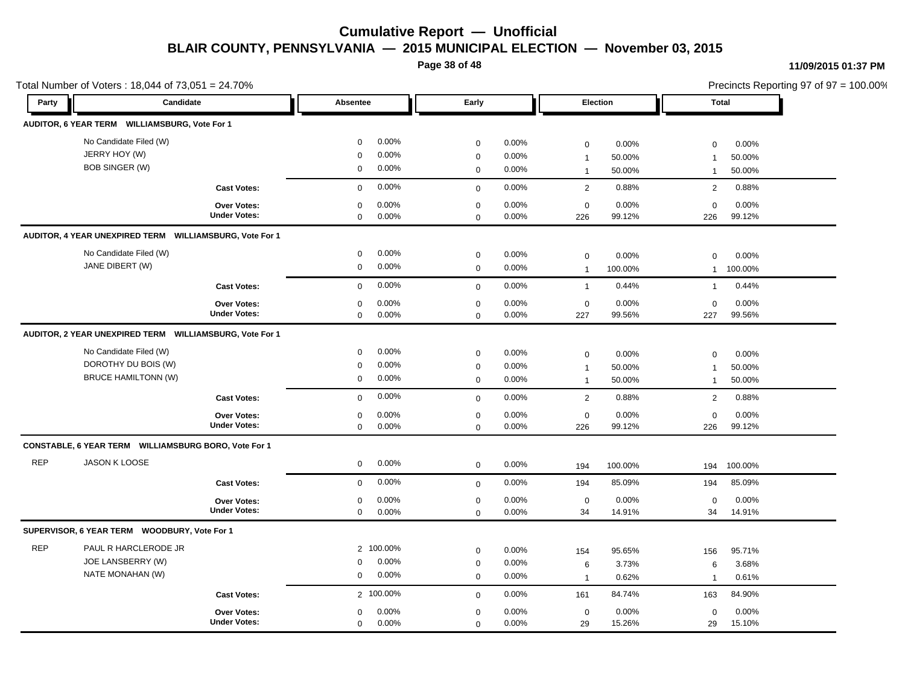# Cumulative Report — Unofficial

## BLAIR COUNTY, PENNSYLVANIA — 2015 MUNICIPAL ELECTION — November 03, 2015

11/09/2015 01:37 PM

Total Number of Voters : 18,044 of 73,051 = 24.70%

Precincts Reporting 97 of 97 = 100.00%

| Party | Candidate | Absentee | | Early | | Election | | Total | |
|---|---|---|---|---|---|---|---|---|---|
| **AUDITOR, 6 YEAR TERM WILLIAMSBURG, Vote For 1** | | | | | | | | | |
| | No Candidate Filed (W) | 0 | 0.00% | 0 | 0.00% | 0 | 0.00% | 0 | 0.00% |
| | JERRY HOY (W) | 0 | 0.00% | 0 | 0.00% | 1 | 50.00% | 1 | 50.00% |
| | BOB SINGER (W) | 0 | 0.00% | 0 | 0.00% | 1 | 50.00% | 1 | 50.00% |
| | **Cast Votes:** | 0 | 0.00% | 0 | 0.00% | 2 | 0.88% | 2 | 0.88% |
| | **Over Votes:** | 0 | 0.00% | 0 | 0.00% | 0 | 0.00% | 0 | 0.00% |
| | **Under Votes:** | 0 | 0.00% | 0 | 0.00% | 226 | 99.12% | 226 | 99.12% |
| **AUDITOR, 4 YEAR UNEXPIRED TERM WILLIAMSBURG, Vote For 1** | | | | | | | | | |
| | No Candidate Filed (W) | 0 | 0.00% | 0 | 0.00% | 0 | 0.00% | 0 | 0.00% |
| | JANE DIBERT (W) | 0 | 0.00% | 0 | 0.00% | 1 | 100.00% | 1 | 100.00% |
| | **Cast Votes:** | 0 | 0.00% | 0 | 0.00% | 1 | 0.44% | 1 | 0.44% |
| | **Over Votes:** | 0 | 0.00% | 0 | 0.00% | 0 | 0.00% | 0 | 0.00% |
| | **Under Votes:** | 0 | 0.00% | 0 | 0.00% | 227 | 99.56% | 227 | 99.56% |
| **AUDITOR, 2 YEAR UNEXPIRED TERM WILLIAMSBURG, Vote For 1** | | | | | | | | | |
| | No Candidate Filed (W) | 0 | 0.00% | 0 | 0.00% | 0 | 0.00% | 0 | 0.00% |
| | DOROTHY DU BOIS (W) | 0 | 0.00% | 0 | 0.00% | 1 | 50.00% | 1 | 50.00% |
| | BRUCE HAMILTONN (W) | 0 | 0.00% | 0 | 0.00% | 1 | 50.00% | 1 | 50.00% |
| | **Cast Votes:** | 0 | 0.00% | 0 | 0.00% | 2 | 0.88% | 2 | 0.88% |
| | **Over Votes:** | 0 | 0.00% | 0 | 0.00% | 0 | 0.00% | 0 | 0.00% |
| | **Under Votes:** | 0 | 0.00% | 0 | 0.00% | 226 | 99.12% | 226 | 99.12% |
| **CONSTABLE, 6 YEAR TERM WILLIAMSBURG BORO, Vote For 1** | | | | | | | | | |
| REP | JASON K LOOSE | 0 | 0.00% | 0 | 0.00% | 194 | 100.00% | 194 | 100.00% |
| | **Cast Votes:** | 0 | 0.00% | 0 | 0.00% | 194 | 85.09% | 194 | 85.09% |
| | **Over Votes:** | 0 | 0.00% | 0 | 0.00% | 0 | 0.00% | 0 | 0.00% |
| | **Under Votes:** | 0 | 0.00% | 0 | 0.00% | 34 | 14.91% | 34 | 14.91% |
| **SUPERVISOR, 6 YEAR TERM WOODBURY, Vote For 1** | | | | | | | | | |
| REP | PAUL R HARCLERODE JR | 2 | 100.00% | 0 | 0.00% | 154 | 95.65% | 156 | 95.71% |
| | JOE LANSBERRY (W) | 0 | 0.00% | 0 | 0.00% | 6 | 3.73% | 6 | 3.68% |
| | NATE MONAHAN (W) | 0 | 0.00% | 0 | 0.00% | 1 | 0.62% | 1 | 0.61% |
| | **Cast Votes:** | 2 | 100.00% | 0 | 0.00% | 161 | 84.74% | 163 | 84.90% |
| | **Over Votes:** | 0 | 0.00% | 0 | 0.00% | 0 | 0.00% | 0 | 0.00% |
| | **Under Votes:** | 0 | 0.00% | 0 | 0.00% | 29 | 15.26% | 29 | 15.10% |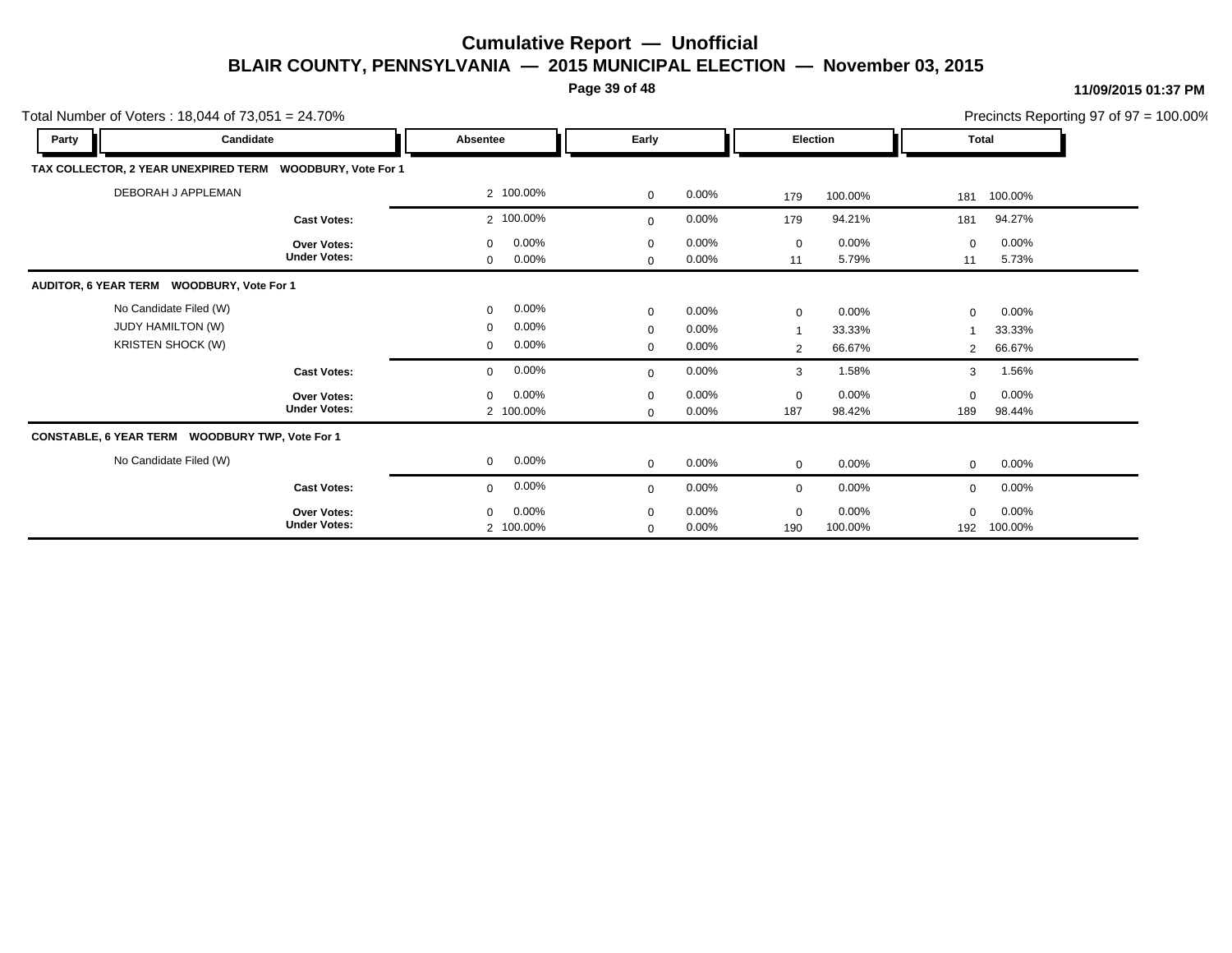# Cumulative Report — Unofficial

## BLAIR COUNTY, PENNSYLVANIA — 2015 MUNICIPAL ELECTION — November 03, 2015

11/09/2015 01:37 PM

Total Number of Voters : 18,044 of 73,051 = 24.70%

Precincts Reporting 97 of 97 = 100.00%

| Party | Candidate | Absentee | | Early | | Election | | Total | |
|---|---|---|---|---|---|---|---|---|---|
| **TAX COLLECTOR, 2 YEAR UNEXPIRED TERM WOODBURY, Vote For 1** | | | | | | | | | |
| | DEBORAH J APPLEMAN | 2 | 100.00% | 0 | 0.00% | 179 | 100.00% | 181 | 100.00% |
| | **Cast Votes:** | 2 | 100.00% | 0 | 0.00% | 179 | 94.21% | 181 | 94.27% |
| | **Over Votes:** | 0 | 0.00% | 0 | 0.00% | 0 | 0.00% | 0 | 0.00% |
| | **Under Votes:** | 0 | 0.00% | 0 | 0.00% | 11 | 5.79% | 11 | 5.73% |
| **AUDITOR, 6 YEAR TERM WOODBURY, Vote For 1** | | | | | | | | | |
| | No Candidate Filed (W) | 0 | 0.00% | 0 | 0.00% | 0 | 0.00% | 0 | 0.00% |
| | JUDY HAMILTON (W) | 0 | 0.00% | 0 | 0.00% | 1 | 33.33% | 1 | 33.33% |
| | KRISTEN SHOCK (W) | 0 | 0.00% | 0 | 0.00% | 2 | 66.67% | 2 | 66.67% |
| | **Cast Votes:** | 0 | 0.00% | 0 | 0.00% | 3 | 1.58% | 3 | 1.56% |
| | **Over Votes:** | 0 | 0.00% | 0 | 0.00% | 0 | 0.00% | 0 | 0.00% |
| | **Under Votes:** | 2 | 100.00% | 0 | 0.00% | 187 | 98.42% | 189 | 98.44% |
| **CONSTABLE, 6 YEAR TERM WOODBURY TWP, Vote For 1** | | | | | | | | | |
| | No Candidate Filed (W) | 0 | 0.00% | 0 | 0.00% | 0 | 0.00% | 0 | 0.00% |
| | **Cast Votes:** | 0 | 0.00% | 0 | 0.00% | 0 | 0.00% | 0 | 0.00% |
| | **Over Votes:** | 0 | 0.00% | 0 | 0.00% | 0 | 0.00% | 0 | 0.00% |
| | **Under Votes:** | 2 | 100.00% | 0 | 0.00% | 190 | 100.00% | 192 | 100.00% |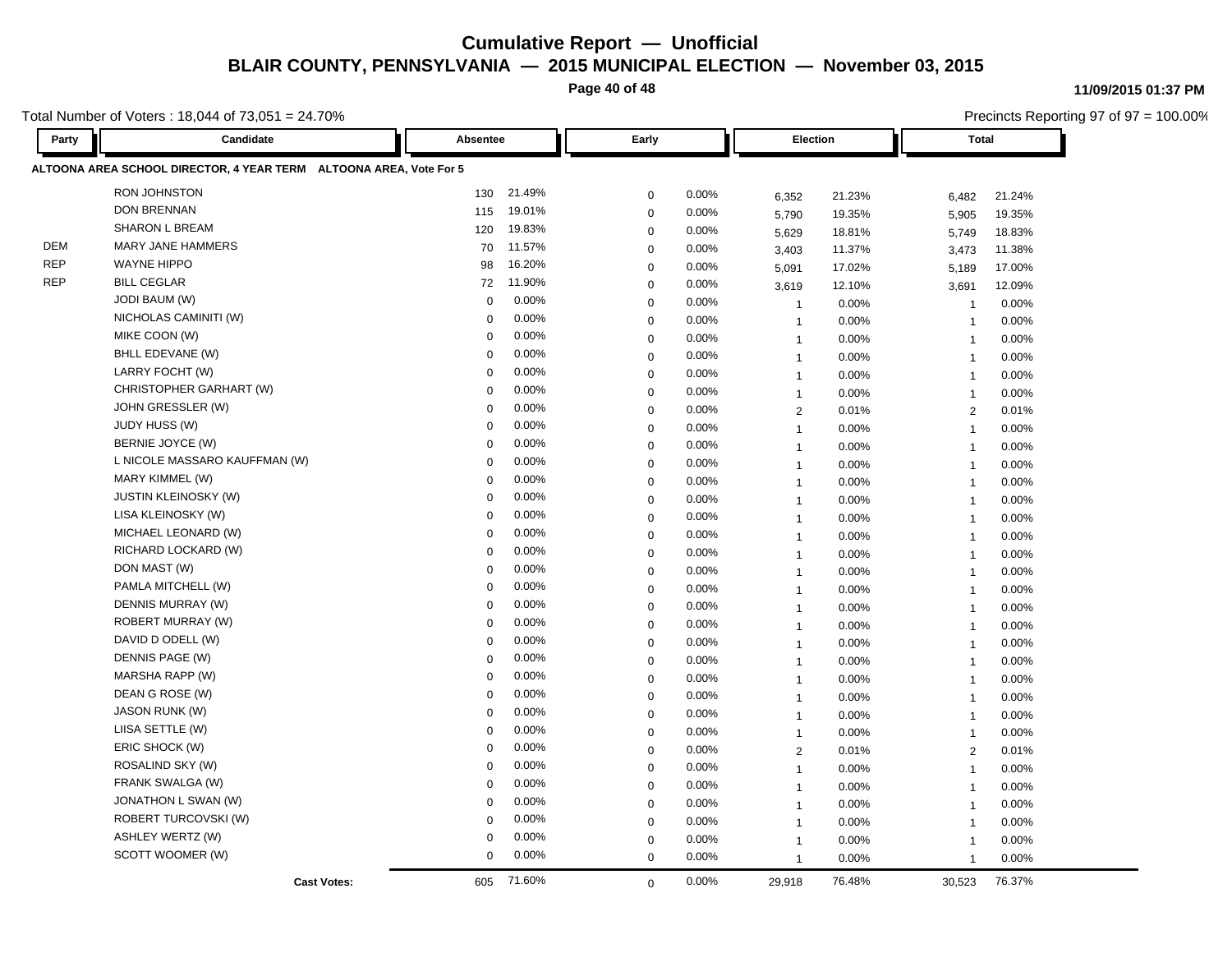# Cumulative Report — Unofficial

## BLAIR COUNTY, PENNSYLVANIA — 2015 MUNICIPAL ELECTION — November 03, 2015

11/09/2015 01:37 PM

Total Number of Voters : 18,044 of 73,051 = 24.70%

Precincts Reporting 97 of 97 = 100.00%

**ALTOONA AREA SCHOOL DIRECTOR, 4 YEAR TERM ALTOONA AREA, Vote For 5**

| Party | Candidate | Absentee | | Early | | Election | | Total | |
|---|---|---|---|---|---|---|---|---|---|
| | RON JOHNSTON | 130 | 21.49% | 0 | 0.00% | 6,352 | 21.23% | 6,482 | 21.24% |
| | DON BRENNAN | 115 | 19.01% | 0 | 0.00% | 5,790 | 19.35% | 5,905 | 19.35% |
| | SHARON L BREAM | 120 | 19.83% | 0 | 0.00% | 5,629 | 18.81% | 5,749 | 18.83% |
| DEM | MARY JANE HAMMERS | 70 | 11.57% | 0 | 0.00% | 3,403 | 11.37% | 3,473 | 11.38% |
| REP | WAYNE HIPPO | 98 | 16.20% | 0 | 0.00% | 5,091 | 17.02% | 5,189 | 17.00% |
| REP | BILL CEGLAR | 72 | 11.90% | 0 | 0.00% | 3,619 | 12.10% | 3,691 | 12.09% |
| | JODI BAUM (W) | 0 | 0.00% | 0 | 0.00% | 1 | 0.00% | 1 | 0.00% |
| | NICHOLAS CAMINITI (W) | 0 | 0.00% | 0 | 0.00% | 1 | 0.00% | 1 | 0.00% |
| | MIKE COON (W) | 0 | 0.00% | 0 | 0.00% | 1 | 0.00% | 1 | 0.00% |
| | BHLL EDEVANE (W) | 0 | 0.00% | 0 | 0.00% | 1 | 0.00% | 1 | 0.00% |
| | LARRY FOCHT (W) | 0 | 0.00% | 0 | 0.00% | 1 | 0.00% | 1 | 0.00% |
| | CHRISTOPHER GARHART (W) | 0 | 0.00% | 0 | 0.00% | 1 | 0.00% | 1 | 0.00% |
| | JOHN GRESSLER (W) | 0 | 0.00% | 0 | 0.00% | 2 | 0.01% | 2 | 0.01% |
| | JUDY HUSS (W) | 0 | 0.00% | 0 | 0.00% | 1 | 0.00% | 1 | 0.00% |
| | BERNIE JOYCE (W) | 0 | 0.00% | 0 | 0.00% | 1 | 0.00% | 1 | 0.00% |
| | L NICOLE MASSARO KAUFFMAN (W) | 0 | 0.00% | 0 | 0.00% | 1 | 0.00% | 1 | 0.00% |
| | MARY KIMMEL (W) | 0 | 0.00% | 0 | 0.00% | 1 | 0.00% | 1 | 0.00% |
| | JUSTIN KLEINOSKY (W) | 0 | 0.00% | 0 | 0.00% | 1 | 0.00% | 1 | 0.00% |
| | LISA KLEINOSKY (W) | 0 | 0.00% | 0 | 0.00% | 1 | 0.00% | 1 | 0.00% |
| | MICHAEL LEONARD (W) | 0 | 0.00% | 0 | 0.00% | 1 | 0.00% | 1 | 0.00% |
| | RICHARD LOCKARD (W) | 0 | 0.00% | 0 | 0.00% | 1 | 0.00% | 1 | 0.00% |
| | DON MAST (W) | 0 | 0.00% | 0 | 0.00% | 1 | 0.00% | 1 | 0.00% |
| | PAMLA MITCHELL (W) | 0 | 0.00% | 0 | 0.00% | 1 | 0.00% | 1 | 0.00% |
| | DENNIS MURRAY (W) | 0 | 0.00% | 0 | 0.00% | 1 | 0.00% | 1 | 0.00% |
| | ROBERT MURRAY (W) | 0 | 0.00% | 0 | 0.00% | 1 | 0.00% | 1 | 0.00% |
| | DAVID D ODELL (W) | 0 | 0.00% | 0 | 0.00% | 1 | 0.00% | 1 | 0.00% |
| | DENNIS PAGE (W) | 0 | 0.00% | 0 | 0.00% | 1 | 0.00% | 1 | 0.00% |
| | MARSHA RAPP (W) | 0 | 0.00% | 0 | 0.00% | 1 | 0.00% | 1 | 0.00% |
| | DEAN G ROSE (W) | 0 | 0.00% | 0 | 0.00% | 1 | 0.00% | 1 | 0.00% |
| | JASON RUNK (W) | 0 | 0.00% | 0 | 0.00% | 1 | 0.00% | 1 | 0.00% |
| | LIISA SETTLE (W) | 0 | 0.00% | 0 | 0.00% | 1 | 0.00% | 1 | 0.00% |
| | ERIC SHOCK (W) | 0 | 0.00% | 0 | 0.00% | 2 | 0.01% | 2 | 0.01% |
| | ROSALIND SKY (W) | 0 | 0.00% | 0 | 0.00% | 1 | 0.00% | 1 | 0.00% |
| | FRANK SWALGA (W) | 0 | 0.00% | 0 | 0.00% | 1 | 0.00% | 1 | 0.00% |
| | JONATHON L SWAN (W) | 0 | 0.00% | 0 | 0.00% | 1 | 0.00% | 1 | 0.00% |
| | ROBERT TURCOVSKI (W) | 0 | 0.00% | 0 | 0.00% | 1 | 0.00% | 1 | 0.00% |
| | ASHLEY WERTZ (W) | 0 | 0.00% | 0 | 0.00% | 1 | 0.00% | 1 | 0.00% |
| | SCOTT WOOMER (W) | 0 | 0.00% | 0 | 0.00% | 1 | 0.00% | 1 | 0.00% |
| | **Cast Votes:** | 605 | 71.60% | 0 | 0.00% | 29,918 | 76.48% | 30,523 | 76.37% |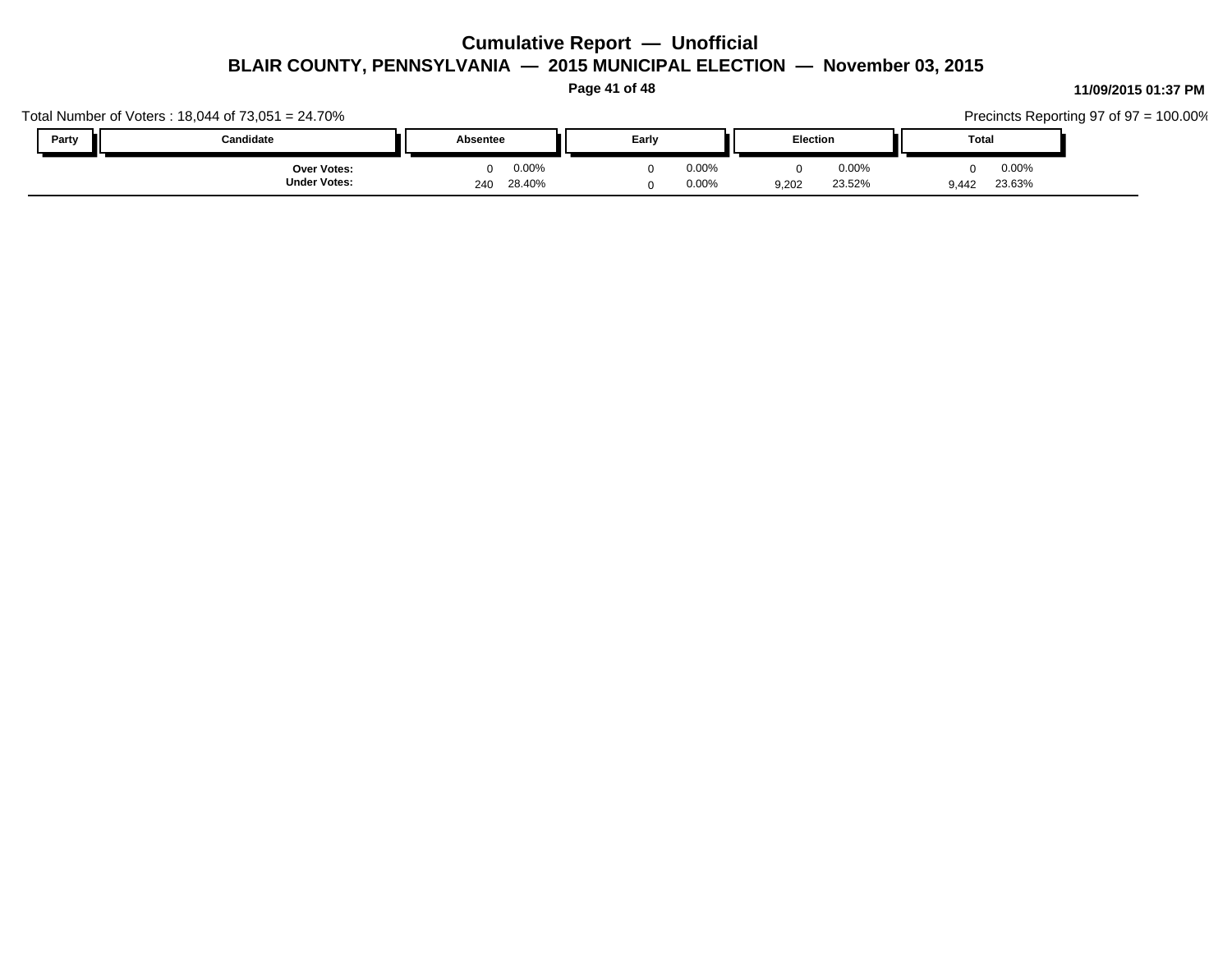Total Number of Voters : 18,044 of 73,051 = 24.70%

Precincts Reporting 97 of 97 = 100.00%

| Party | Candidate | Absentee | | Early | | Election | | Total | |
|---|---|---|---|---|---|---|---|---|---|
| | **Over Votes:** | 0 | 0.00% | 0 | 0.00% | 0 | 0.00% | 0 | 0.00% |
| | **Under Votes:** | 240 | 28.40% | 0 | 0.00% | 9,202 | 23.52% | 9,442 | 23.63% |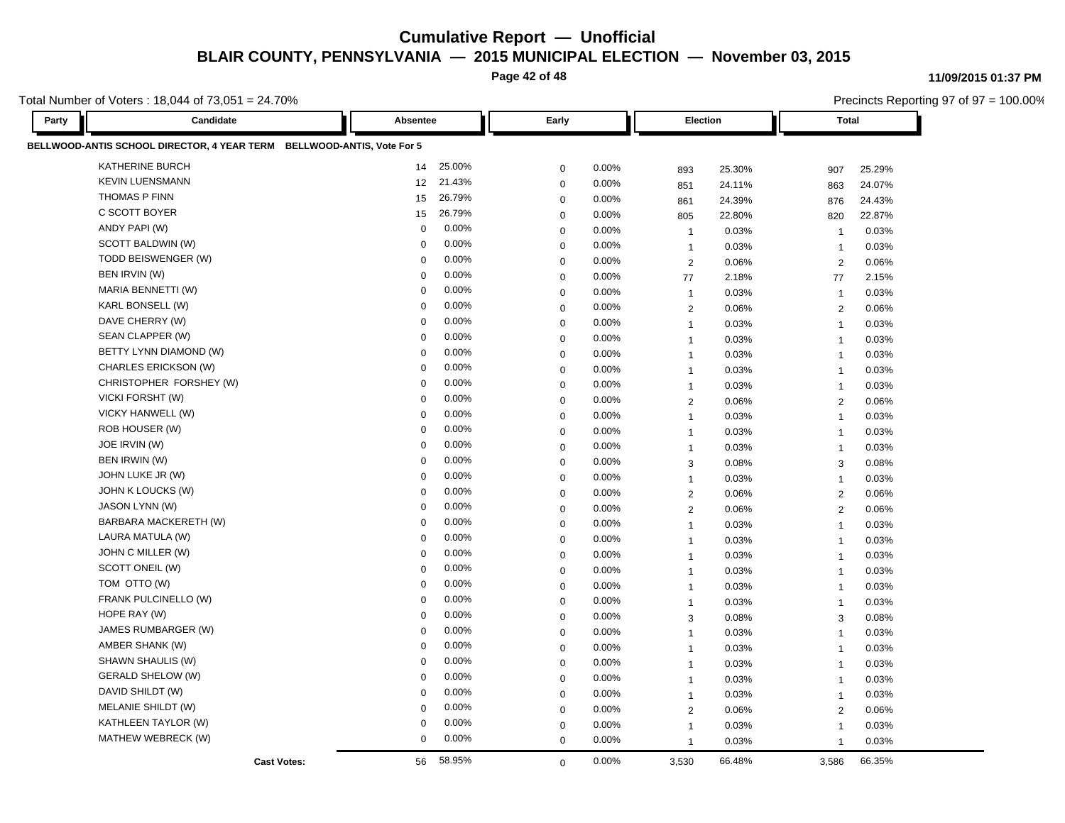# Cumulative Report — Unofficial

## BLAIR COUNTY, PENNSYLVANIA — 2015 MUNICIPAL ELECTION — November 03, 2015

11/09/2015 01:37 PM

Total Number of Voters : 18,044 of 73,051 = 24.70%

Precincts Reporting 97 of 97 = 100.00%

| Party | Candidate | Absentee | | Early | | Election | | Total | |
|---|---|---|---|---|---|---|---|---|---|
| **BELLWOOD-ANTIS SCHOOL DIRECTOR, 4 YEAR TERM BELLWOOD-ANTIS, Vote For 5** | | | | | | | | | |
| | KATHERINE BURCH | 14 | 25.00% | 0 | 0.00% | 893 | 25.30% | 907 | 25.29% |
| | KEVIN LUENSMANN | 12 | 21.43% | 0 | 0.00% | 851 | 24.11% | 863 | 24.07% |
| | THOMAS P FINN | 15 | 26.79% | 0 | 0.00% | 861 | 24.39% | 876 | 24.43% |
| | C SCOTT BOYER | 15 | 26.79% | 0 | 0.00% | 805 | 22.80% | 820 | 22.87% |
| | ANDY PAPI (W) | 0 | 0.00% | 0 | 0.00% | 1 | 0.03% | 1 | 0.03% |
| | SCOTT BALDWIN (W) | 0 | 0.00% | 0 | 0.00% | 1 | 0.03% | 1 | 0.03% |
| | TODD BEISWENGER (W) | 0 | 0.00% | 0 | 0.00% | 2 | 0.06% | 2 | 0.06% |
| | BEN IRVIN (W) | 0 | 0.00% | 0 | 0.00% | 77 | 2.18% | 77 | 2.15% |
| | MARIA BENNETTI (W) | 0 | 0.00% | 0 | 0.00% | 1 | 0.03% | 1 | 0.03% |
| | KARL BONSELL (W) | 0 | 0.00% | 0 | 0.00% | 2 | 0.06% | 2 | 0.06% |
| | DAVE CHERRY (W) | 0 | 0.00% | 0 | 0.00% | 1 | 0.03% | 1 | 0.03% |
| | SEAN CLAPPER (W) | 0 | 0.00% | 0 | 0.00% | 1 | 0.03% | 1 | 0.03% |
| | BETTY LYNN DIAMOND (W) | 0 | 0.00% | 0 | 0.00% | 1 | 0.03% | 1 | 0.03% |
| | CHARLES ERICKSON (W) | 0 | 0.00% | 0 | 0.00% | 1 | 0.03% | 1 | 0.03% |
| | CHRISTOPHER FORSHEY (W) | 0 | 0.00% | 0 | 0.00% | 1 | 0.03% | 1 | 0.03% |
| | VICKI FORSHT (W) | 0 | 0.00% | 0 | 0.00% | 2 | 0.06% | 2 | 0.06% |
| | VICKY HANWELL (W) | 0 | 0.00% | 0 | 0.00% | 1 | 0.03% | 1 | 0.03% |
| | ROB HOUSER (W) | 0 | 0.00% | 0 | 0.00% | 1 | 0.03% | 1 | 0.03% |
| | JOE IRVIN (W) | 0 | 0.00% | 0 | 0.00% | 1 | 0.03% | 1 | 0.03% |
| | BEN IRWIN (W) | 0 | 0.00% | 0 | 0.00% | 3 | 0.08% | 3 | 0.08% |
| | JOHN LUKE JR (W) | 0 | 0.00% | 0 | 0.00% | 1 | 0.03% | 1 | 0.03% |
| | JOHN K LOUCKS (W) | 0 | 0.00% | 0 | 0.00% | 2 | 0.06% | 2 | 0.06% |
| | JASON LYNN (W) | 0 | 0.00% | 0 | 0.00% | 2 | 0.06% | 2 | 0.06% |
| | BARBARA MACKERETH (W) | 0 | 0.00% | 0 | 0.00% | 1 | 0.03% | 1 | 0.03% |
| | LAURA MATULA (W) | 0 | 0.00% | 0 | 0.00% | 1 | 0.03% | 1 | 0.03% |
| | JOHN C MILLER (W) | 0 | 0.00% | 0 | 0.00% | 1 | 0.03% | 1 | 0.03% |
| | SCOTT ONEIL (W) | 0 | 0.00% | 0 | 0.00% | 1 | 0.03% | 1 | 0.03% |
| | TOM OTTO (W) | 0 | 0.00% | 0 | 0.00% | 1 | 0.03% | 1 | 0.03% |
| | FRANK PULCINELLO (W) | 0 | 0.00% | 0 | 0.00% | 1 | 0.03% | 1 | 0.03% |
| | HOPE RAY (W) | 0 | 0.00% | 0 | 0.00% | 3 | 0.08% | 3 | 0.08% |
| | JAMES RUMBARGER (W) | 0 | 0.00% | 0 | 0.00% | 1 | 0.03% | 1 | 0.03% |
| | AMBER SHANK (W) | 0 | 0.00% | 0 | 0.00% | 1 | 0.03% | 1 | 0.03% |
| | SHAWN SHAULIS (W) | 0 | 0.00% | 0 | 0.00% | 1 | 0.03% | 1 | 0.03% |
| | GERALD SHELOW (W) | 0 | 0.00% | 0 | 0.00% | 1 | 0.03% | 1 | 0.03% |
| | DAVID SHILDT (W) | 0 | 0.00% | 0 | 0.00% | 1 | 0.03% | 1 | 0.03% |
| | MELANIE SHILDT (W) | 0 | 0.00% | 0 | 0.00% | 2 | 0.06% | 2 | 0.06% |
| | KATHLEEN TAYLOR (W) | 0 | 0.00% | 0 | 0.00% | 1 | 0.03% | 1 | 0.03% |
| | MATHEW WEBRECK (W) | 0 | 0.00% | 0 | 0.00% | 1 | 0.03% | 1 | 0.03% |
| | **Cast Votes:** | 56 | 58.95% | 0 | 0.00% | 3,530 | 66.48% | 3,586 | 66.35% |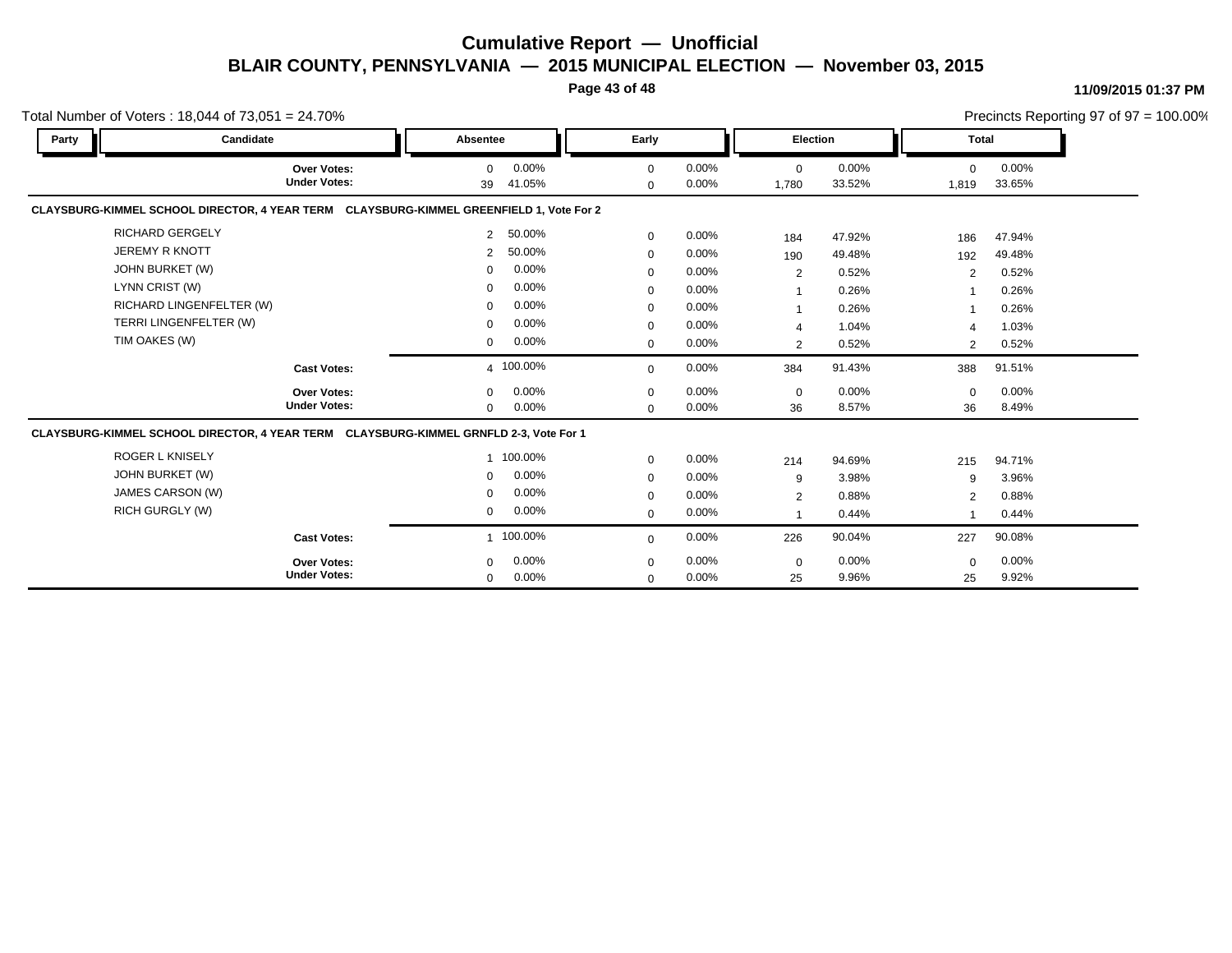# Cumulative Report — Unofficial

## BLAIR COUNTY, PENNSYLVANIA — 2015 MUNICIPAL ELECTION — November 03, 2015

11/09/2015 01:37 PM

Total Number of Voters : 18,044 of 73,051 = 24.70%

Precincts Reporting 97 of 97 = 100.00%

| Party | Candidate | Absentee | | Early | | Election | | Total | |
|---|---|---|---|---|---|---|---|---|---|
| | **Over Votes:** | 0 | 0.00% | 0 | 0.00% | 0 | 0.00% | 0 | 0.00% |
| | **Under Votes:** | 39 | 41.05% | 0 | 0.00% | 1,780 | 33.52% | 1,819 | 33.65% |

**CLAYSBURG-KIMMEL SCHOOL DIRECTOR, 4 YEAR TERM CLAYSBURG-KIMMEL GREENFIELD 1, Vote For 2**

| Party | Candidate | Absentee | | Early | | Election | | Total | |
|---|---|---|---|---|---|---|---|---|---|
| | RICHARD GERGELY | 2 | 50.00% | 0 | 0.00% | 184 | 47.92% | 186 | 47.94% |
| | JEREMY R KNOTT | 2 | 50.00% | 0 | 0.00% | 190 | 49.48% | 192 | 49.48% |
| | JOHN BURKET (W) | 0 | 0.00% | 0 | 0.00% | 2 | 0.52% | 2 | 0.52% |
| | LYNN CRIST (W) | 0 | 0.00% | 0 | 0.00% | 1 | 0.26% | 1 | 0.26% |
| | RICHARD LINGENFELTER (W) | 0 | 0.00% | 0 | 0.00% | 1 | 0.26% | 1 | 0.26% |
| | TERRI LINGENFELTER (W) | 0 | 0.00% | 0 | 0.00% | 4 | 1.04% | 4 | 1.03% |
| | TIM OAKES (W) | 0 | 0.00% | 0 | 0.00% | 2 | 0.52% | 2 | 0.52% |
| | **Cast Votes:** | 4 | 100.00% | 0 | 0.00% | 384 | 91.43% | 388 | 91.51% |
| | **Over Votes:** | 0 | 0.00% | 0 | 0.00% | 0 | 0.00% | 0 | 0.00% |
| | **Under Votes:** | 0 | 0.00% | 0 | 0.00% | 36 | 8.57% | 36 | 8.49% |

**CLAYSBURG-KIMMEL SCHOOL DIRECTOR, 4 YEAR TERM CLAYSBURG-KIMMEL GRNFLD 2-3, Vote For 1**

| Party | Candidate | Absentee | | Early | | Election | | Total | |
|---|---|---|---|---|---|---|---|---|---|
| | ROGER L KNISELY | 1 | 100.00% | 0 | 0.00% | 214 | 94.69% | 215 | 94.71% |
| | JOHN BURKET (W) | 0 | 0.00% | 0 | 0.00% | 9 | 3.98% | 9 | 3.96% |
| | JAMES CARSON (W) | 0 | 0.00% | 0 | 0.00% | 2 | 0.88% | 2 | 0.88% |
| | RICH GURGLY (W) | 0 | 0.00% | 0 | 0.00% | 1 | 0.44% | 1 | 0.44% |
| | **Cast Votes:** | 1 | 100.00% | 0 | 0.00% | 226 | 90.04% | 227 | 90.08% |
| | **Over Votes:** | 0 | 0.00% | 0 | 0.00% | 0 | 0.00% | 0 | 0.00% |
| | **Under Votes:** | 0 | 0.00% | 0 | 0.00% | 25 | 9.96% | 25 | 9.92% |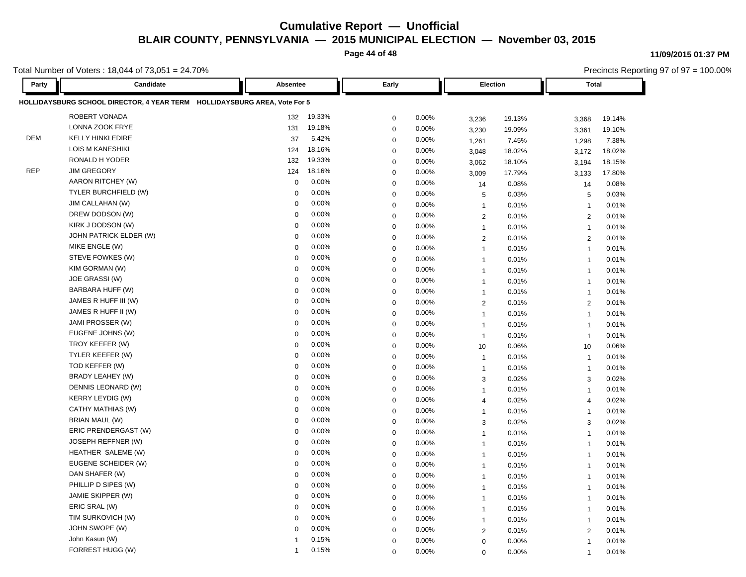# Cumulative Report — Unofficial

## BLAIR COUNTY, PENNSYLVANIA — 2015 MUNICIPAL ELECTION — November 03, 2015

11/09/2015 01:37 PM

Total Number of Voters : 18,044 of 73,051 = 24.70%

Precincts Reporting 97 of 97 = 100.00%

| Party | Candidate | Absentee | | Early | | Election | | Total | |
|---|---|---|---|---|---|---|---|---|---|
| **HOLLIDAYSBURG SCHOOL DIRECTOR, 4 YEAR TERM HOLLIDAYSBURG AREA, Vote For 5** | | | | | | | | | |
| | ROBERT VONADA | 132 | 19.33% | 0 | 0.00% | 3,236 | 19.13% | 3,368 | 19.14% |
| | LONNA ZOOK FRYE | 131 | 19.18% | 0 | 0.00% | 3,230 | 19.09% | 3,361 | 19.10% |
| DEM | KELLY HINKLEDIRE | 37 | 5.42% | 0 | 0.00% | 1,261 | 7.45% | 1,298 | 7.38% |
| | LOIS M KANESHIKI | 124 | 18.16% | 0 | 0.00% | 3,048 | 18.02% | 3,172 | 18.02% |
| | RONALD H YODER | 132 | 19.33% | 0 | 0.00% | 3,062 | 18.10% | 3,194 | 18.15% |
| REP | JIM GREGORY | 124 | 18.16% | 0 | 0.00% | 3,009 | 17.79% | 3,133 | 17.80% |
| | AARON RITCHEY (W) | 0 | 0.00% | 0 | 0.00% | 14 | 0.08% | 14 | 0.08% |
| | TYLER BURCHFIELD (W) | 0 | 0.00% | 0 | 0.00% | 5 | 0.03% | 5 | 0.03% |
| | JIM CALLAHAN (W) | 0 | 0.00% | 0 | 0.00% | 1 | 0.01% | 1 | 0.01% |
| | DREW DODSON (W) | 0 | 0.00% | 0 | 0.00% | 2 | 0.01% | 2 | 0.01% |
| | KIRK J DODSON (W) | 0 | 0.00% | 0 | 0.00% | 1 | 0.01% | 1 | 0.01% |
| | JOHN PATRICK ELDER (W) | 0 | 0.00% | 0 | 0.00% | 2 | 0.01% | 2 | 0.01% |
| | MIKE ENGLE (W) | 0 | 0.00% | 0 | 0.00% | 1 | 0.01% | 1 | 0.01% |
| | STEVE FOWKES (W) | 0 | 0.00% | 0 | 0.00% | 1 | 0.01% | 1 | 0.01% |
| | KIM GORMAN (W) | 0 | 0.00% | 0 | 0.00% | 1 | 0.01% | 1 | 0.01% |
| | JOE GRASSI (W) | 0 | 0.00% | 0 | 0.00% | 1 | 0.01% | 1 | 0.01% |
| | BARBARA HUFF (W) | 0 | 0.00% | 0 | 0.00% | 1 | 0.01% | 1 | 0.01% |
| | JAMES R HUFF III (W) | 0 | 0.00% | 0 | 0.00% | 2 | 0.01% | 2 | 0.01% |
| | JAMES R HUFF II (W) | 0 | 0.00% | 0 | 0.00% | 1 | 0.01% | 1 | 0.01% |
| | JAMI PROSSER (W) | 0 | 0.00% | 0 | 0.00% | 1 | 0.01% | 1 | 0.01% |
| | EUGENE JOHNS (W) | 0 | 0.00% | 0 | 0.00% | 1 | 0.01% | 1 | 0.01% |
| | TROY KEEFER (W) | 0 | 0.00% | 0 | 0.00% | 10 | 0.06% | 10 | 0.06% |
| | TYLER KEEFER (W) | 0 | 0.00% | 0 | 0.00% | 1 | 0.01% | 1 | 0.01% |
| | TOD KEFFER (W) | 0 | 0.00% | 0 | 0.00% | 1 | 0.01% | 1 | 0.01% |
| | BRADY LEAHEY (W) | 0 | 0.00% | 0 | 0.00% | 3 | 0.02% | 3 | 0.02% |
| | DENNIS LEONARD (W) | 0 | 0.00% | 0 | 0.00% | 1 | 0.01% | 1 | 0.01% |
| | KERRY LEYDIG (W) | 0 | 0.00% | 0 | 0.00% | 4 | 0.02% | 4 | 0.02% |
| | CATHY MATHIAS (W) | 0 | 0.00% | 0 | 0.00% | 1 | 0.01% | 1 | 0.01% |
| | BRIAN MAUL (W) | 0 | 0.00% | 0 | 0.00% | 3 | 0.02% | 3 | 0.02% |
| | ERIC PRENDERGAST (W) | 0 | 0.00% | 0 | 0.00% | 1 | 0.01% | 1 | 0.01% |
| | JOSEPH REFFNER (W) | 0 | 0.00% | 0 | 0.00% | 1 | 0.01% | 1 | 0.01% |
| | HEATHER SALEME (W) | 0 | 0.00% | 0 | 0.00% | 1 | 0.01% | 1 | 0.01% |
| | EUGENE SCHEIDER (W) | 0 | 0.00% | 0 | 0.00% | 1 | 0.01% | 1 | 0.01% |
| | DAN SHAFER (W) | 0 | 0.00% | 0 | 0.00% | 1 | 0.01% | 1 | 0.01% |
| | PHILLIP D SIPES (W) | 0 | 0.00% | 0 | 0.00% | 1 | 0.01% | 1 | 0.01% |
| | JAMIE SKIPPER (W) | 0 | 0.00% | 0 | 0.00% | 1 | 0.01% | 1 | 0.01% |
| | ERIC SRAL (W) | 0 | 0.00% | 0 | 0.00% | 1 | 0.01% | 1 | 0.01% |
| | TIM SURKOVICH (W) | 0 | 0.00% | 0 | 0.00% | 1 | 0.01% | 1 | 0.01% |
| | JOHN SWOPE (W) | 0 | 0.00% | 0 | 0.00% | 2 | 0.01% | 2 | 0.01% |
| | John Kasun (W) | 1 | 0.15% | 0 | 0.00% | 0 | 0.00% | 1 | 0.01% |
| | FORREST HUGG (W) | 1 | 0.15% | 0 | 0.00% | 0 | 0.00% | 1 | 0.01% |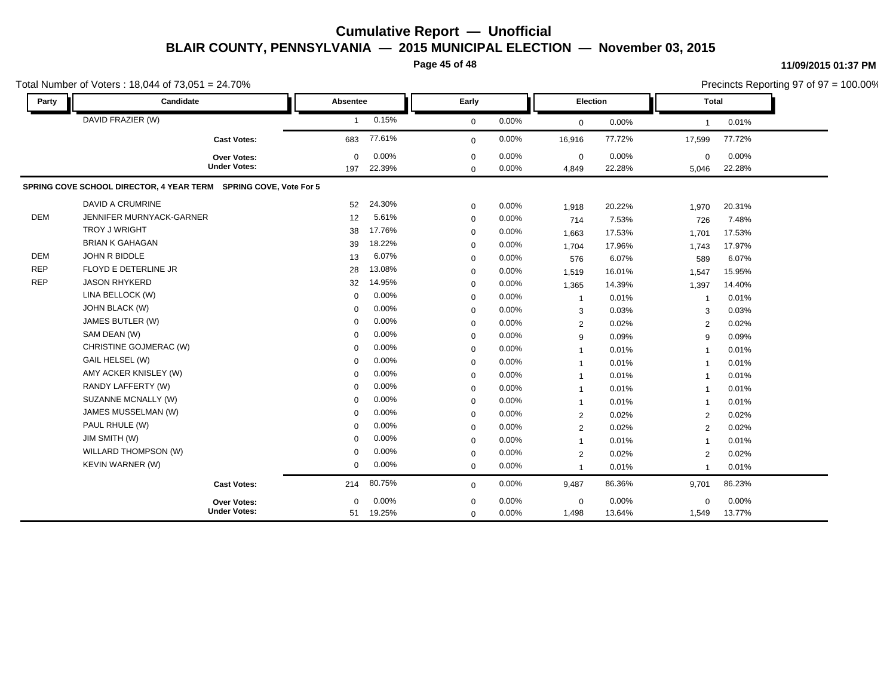# Cumulative Report — Unofficial

## BLAIR COUNTY, PENNSYLVANIA — 2015 MUNICIPAL ELECTION — November 03, 2015

11/09/2015 01:37 PM

Total Number of Voters : 18,044 of 73,051 = 24.70%

Precincts Reporting 97 of 97 = 100.00%

| Party | Candidate | Absentee | | Early | | Election | | Total | |
|---|---|---|---|---|---|---|---|---|---|
| | DAVID FRAZIER (W) | 1 | 0.15% | 0 | 0.00% | 0 | 0.00% | 1 | 0.01% |
| | **Cast Votes:** | 683 | 77.61% | 0 | 0.00% | 16,916 | 77.72% | 17,599 | 77.72% |
| | **Over Votes:** | 0 | 0.00% | 0 | 0.00% | 0 | 0.00% | 0 | 0.00% |
| | **Under Votes:** | 197 | 22.39% | 0 | 0.00% | 4,849 | 22.28% | 5,046 | 22.28% |

**SPRING COVE SCHOOL DIRECTOR, 4 YEAR TERM SPRING COVE, Vote For 5**

| Party | Candidate | Absentee | | Early | | Election | | Total | |
|---|---|---|---|---|---|---|---|---|---|
| | DAVID A CRUMRINE | 52 | 24.30% | 0 | 0.00% | 1,918 | 20.22% | 1,970 | 20.31% |
| DEM | JENNIFER MURNYACK-GARNER | 12 | 5.61% | 0 | 0.00% | 714 | 7.53% | 726 | 7.48% |
| | TROY J WRIGHT | 38 | 17.76% | 0 | 0.00% | 1,663 | 17.53% | 1,701 | 17.53% |
| | BRIAN K GAHAGAN | 39 | 18.22% | 0 | 0.00% | 1,704 | 17.96% | 1,743 | 17.97% |
| DEM | JOHN R BIDDLE | 13 | 6.07% | 0 | 0.00% | 576 | 6.07% | 589 | 6.07% |
| REP | FLOYD E DETERLINE JR | 28 | 13.08% | 0 | 0.00% | 1,519 | 16.01% | 1,547 | 15.95% |
| REP | JASON RHYKERD | 32 | 14.95% | 0 | 0.00% | 1,365 | 14.39% | 1,397 | 14.40% |
| | LINA BELLOCK (W) | 0 | 0.00% | 0 | 0.00% | 1 | 0.01% | 1 | 0.01% |
| | JOHN BLACK (W) | 0 | 0.00% | 0 | 0.00% | 3 | 0.03% | 3 | 0.03% |
| | JAMES BUTLER (W) | 0 | 0.00% | 0 | 0.00% | 2 | 0.02% | 2 | 0.02% |
| | SAM DEAN (W) | 0 | 0.00% | 0 | 0.00% | 9 | 0.09% | 9 | 0.09% |
| | CHRISTINE GOJMERAC (W) | 0 | 0.00% | 0 | 0.00% | 1 | 0.01% | 1 | 0.01% |
| | GAIL HELSEL (W) | 0 | 0.00% | 0 | 0.00% | 1 | 0.01% | 1 | 0.01% |
| | AMY ACKER KNISLEY (W) | 0 | 0.00% | 0 | 0.00% | 1 | 0.01% | 1 | 0.01% |
| | RANDY LAFFERTY (W) | 0 | 0.00% | 0 | 0.00% | 1 | 0.01% | 1 | 0.01% |
| | SUZANNE MCNALLY (W) | 0 | 0.00% | 0 | 0.00% | 1 | 0.01% | 1 | 0.01% |
| | JAMES MUSSELMAN (W) | 0 | 0.00% | 0 | 0.00% | 2 | 0.02% | 2 | 0.02% |
| | PAUL RHULE (W) | 0 | 0.00% | 0 | 0.00% | 2 | 0.02% | 2 | 0.02% |
| | JIM SMITH (W) | 0 | 0.00% | 0 | 0.00% | 1 | 0.01% | 1 | 0.01% |
| | WILLARD THOMPSON (W) | 0 | 0.00% | 0 | 0.00% | 2 | 0.02% | 2 | 0.02% |
| | KEVIN WARNER (W) | 0 | 0.00% | 0 | 0.00% | 1 | 0.01% | 1 | 0.01% |
| | **Cast Votes:** | 214 | 80.75% | 0 | 0.00% | 9,487 | 86.36% | 9,701 | 86.23% |
| | **Over Votes:** | 0 | 0.00% | 0 | 0.00% | 0 | 0.00% | 0 | 0.00% |
| | **Under Votes:** | 51 | 19.25% | 0 | 0.00% | 1,498 | 13.64% | 1,549 | 13.77% |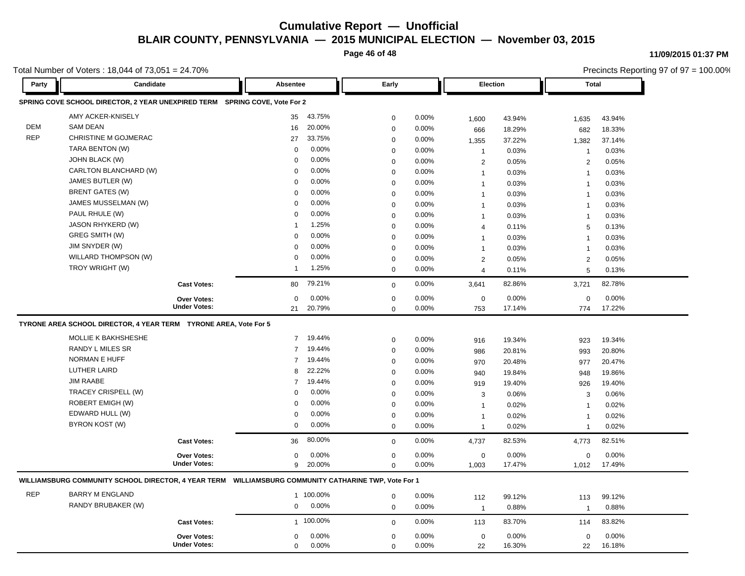# Cumulative Report — Unofficial

## BLAIR COUNTY, PENNSYLVANIA — 2015 MUNICIPAL ELECTION — November 03, 2015

11/09/2015 01:37 PM

Total Number of Voters : 18,044 of 73,051 = 24.70%

Precincts Reporting 97 of 97 = 100.00%

### SPRING COVE SCHOOL DIRECTOR, 2 YEAR UNEXPIRED TERM — SPRING COVE, Vote For 2

| Party | Candidate | Absentee | | Early | | Election | | Total | |
|---|---|---|---|---|---|---|---|---|---|
| | AMY ACKER-KNISELY | 35 | 43.75% | 0 | 0.00% | 1,600 | 43.94% | 1,635 | 43.94% |
| DEM | SAM DEAN | 16 | 20.00% | 0 | 0.00% | 666 | 18.29% | 682 | 18.33% |
| REP | CHRISTINE M GOJMERAC | 27 | 33.75% | 0 | 0.00% | 1,355 | 37.22% | 1,382 | 37.14% |
| | TARA BENTON (W) | 0 | 0.00% | 0 | 0.00% | 1 | 0.03% | 1 | 0.03% |
| | JOHN BLACK (W) | 0 | 0.00% | 0 | 0.00% | 2 | 0.05% | 2 | 0.05% |
| | CARLTON BLANCHARD (W) | 0 | 0.00% | 0 | 0.00% | 1 | 0.03% | 1 | 0.03% |
| | JAMES BUTLER (W) | 0 | 0.00% | 0 | 0.00% | 1 | 0.03% | 1 | 0.03% |
| | BRENT GATES (W) | 0 | 0.00% | 0 | 0.00% | 1 | 0.03% | 1 | 0.03% |
| | JAMES MUSSELMAN (W) | 0 | 0.00% | 0 | 0.00% | 1 | 0.03% | 1 | 0.03% |
| | PAUL RHULE (W) | 0 | 0.00% | 0 | 0.00% | 1 | 0.03% | 1 | 0.03% |
| | JASON RHYKERD (W) | 1 | 1.25% | 0 | 0.00% | 4 | 0.11% | 5 | 0.13% |
| | GREG SMITH (W) | 0 | 0.00% | 0 | 0.00% | 1 | 0.03% | 1 | 0.03% |
| | JIM SNYDER (W) | 0 | 0.00% | 0 | 0.00% | 1 | 0.03% | 1 | 0.03% |
| | WILLARD THOMPSON (W) | 0 | 0.00% | 0 | 0.00% | 2 | 0.05% | 2 | 0.05% |
| | TROY WRIGHT (W) | 1 | 1.25% | 0 | 0.00% | 4 | 0.11% | 5 | 0.13% |
| | **Cast Votes:** | 80 | 79.21% | 0 | 0.00% | 3,641 | 82.86% | 3,721 | 82.78% |
| | **Over Votes:** | 0 | 0.00% | 0 | 0.00% | 0 | 0.00% | 0 | 0.00% |
| | **Under Votes:** | 21 | 20.79% | 0 | 0.00% | 753 | 17.14% | 774 | 17.22% |

### TYRONE AREA SCHOOL DIRECTOR, 4 YEAR TERM — TYRONE AREA, Vote For 5

| Party | Candidate | Absentee | | Early | | Election | | Total | |
|---|---|---|---|---|---|---|---|---|---|
| | MOLLIE K BAKHSHESHE | 7 | 19.44% | 0 | 0.00% | 916 | 19.34% | 923 | 19.34% |
| | RANDY L MILES SR | 7 | 19.44% | 0 | 0.00% | 986 | 20.81% | 993 | 20.80% |
| | NORMAN E HUFF | 7 | 19.44% | 0 | 0.00% | 970 | 20.48% | 977 | 20.47% |
| | LUTHER LAIRD | 8 | 22.22% | 0 | 0.00% | 940 | 19.84% | 948 | 19.86% |
| | JIM RAABE | 7 | 19.44% | 0 | 0.00% | 919 | 19.40% | 926 | 19.40% |
| | TRACEY CRISPELL (W) | 0 | 0.00% | 0 | 0.00% | 3 | 0.06% | 3 | 0.06% |
| | ROBERT EMIGH (W) | 0 | 0.00% | 0 | 0.00% | 1 | 0.02% | 1 | 0.02% |
| | EDWARD HULL (W) | 0 | 0.00% | 0 | 0.00% | 1 | 0.02% | 1 | 0.02% |
| | BYRON KOST (W) | 0 | 0.00% | 0 | 0.00% | 1 | 0.02% | 1 | 0.02% |
| | **Cast Votes:** | 36 | 80.00% | 0 | 0.00% | 4,737 | 82.53% | 4,773 | 82.51% |
| | **Over Votes:** | 0 | 0.00% | 0 | 0.00% | 0 | 0.00% | 0 | 0.00% |
| | **Under Votes:** | 9 | 20.00% | 0 | 0.00% | 1,003 | 17.47% | 1,012 | 17.49% |

### WILLIAMSBURG COMMUNITY SCHOOL DIRECTOR, 4 YEAR TERM — WILLIAMSBURG COMMUNITY CATHARINE TWP, Vote For 1

| Party | Candidate | Absentee | | Early | | Election | | Total | |
|---|---|---|---|---|---|---|---|---|---|
| REP | BARRY M ENGLAND | 1 | 100.00% | 0 | 0.00% | 112 | 99.12% | 113 | 99.12% |
| | RANDY BRUBAKER (W) | 0 | 0.00% | 0 | 0.00% | 1 | 0.88% | 1 | 0.88% |
| | **Cast Votes:** | 1 | 100.00% | 0 | 0.00% | 113 | 83.70% | 114 | 83.82% |
| | **Over Votes:** | 0 | 0.00% | 0 | 0.00% | 0 | 0.00% | 0 | 0.00% |
| | **Under Votes:** | 0 | 0.00% | 0 | 0.00% | 22 | 16.30% | 22 | 16.18% |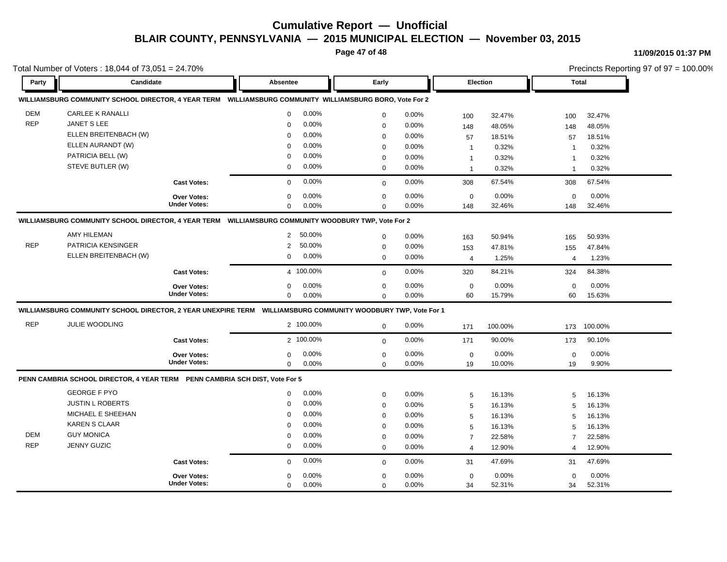# Cumulative Report — Unofficial

## BLAIR COUNTY, PENNSYLVANIA — 2015 MUNICIPAL ELECTION — November 03, 2015

11/09/2015 01:37 PM

Total Number of Voters : 18,044 of 73,051 = 24.70%

Precincts Reporting 97 of 97 = 100.00%

### WILLIAMSBURG COMMUNITY SCHOOL DIRECTOR, 4 YEAR TERM — WILLIAMSBURG COMMUNITY WILLIAMSBURG BORO, Vote For 2

| Party | Candidate | Absentee | | Early | | Election | | Total | |
|---|---|---|---|---|---|---|---|---|---|
| DEM | CARLEE K RANALLI | 0 | 0.00% | 0 | 0.00% | 100 | 32.47% | 100 | 32.47% |
| REP | JANET S LEE | 0 | 0.00% | 0 | 0.00% | 148 | 48.05% | 148 | 48.05% |
| | ELLEN BREITENBACH (W) | 0 | 0.00% | 0 | 0.00% | 57 | 18.51% | 57 | 18.51% |
| | ELLEN AURANDT (W) | 0 | 0.00% | 0 | 0.00% | 1 | 0.32% | 1 | 0.32% |
| | PATRICIA BELL (W) | 0 | 0.00% | 0 | 0.00% | 1 | 0.32% | 1 | 0.32% |
| | STEVE BUTLER (W) | 0 | 0.00% | 0 | 0.00% | 1 | 0.32% | 1 | 0.32% |
| | **Cast Votes:** | 0 | 0.00% | 0 | 0.00% | 308 | 67.54% | 308 | 67.54% |
| | **Over Votes:** | 0 | 0.00% | 0 | 0.00% | 0 | 0.00% | 0 | 0.00% |
| | **Under Votes:** | 0 | 0.00% | 0 | 0.00% | 148 | 32.46% | 148 | 32.46% |

### WILLIAMSBURG COMMUNITY SCHOOL DIRECTOR, 4 YEAR TERM — WILLIAMSBURG COMMUNITY WOODBURY TWP, Vote For 2

| Party | Candidate | Absentee | | Early | | Election | | Total | |
|---|---|---|---|---|---|---|---|---|---|
| | AMY HILEMAN | 2 | 50.00% | 0 | 0.00% | 163 | 50.94% | 165 | 50.93% |
| REP | PATRICIA KENSINGER | 2 | 50.00% | 0 | 0.00% | 153 | 47.81% | 155 | 47.84% |
| | ELLEN BREITENBACH (W) | 0 | 0.00% | 0 | 0.00% | 4 | 1.25% | 4 | 1.23% |
| | **Cast Votes:** | 4 | 100.00% | 0 | 0.00% | 320 | 84.21% | 324 | 84.38% |
| | **Over Votes:** | 0 | 0.00% | 0 | 0.00% | 0 | 0.00% | 0 | 0.00% |
| | **Under Votes:** | 0 | 0.00% | 0 | 0.00% | 60 | 15.79% | 60 | 15.63% |

### WILLIAMSBURG COMMUNITY SCHOOL DIRECTOR, 2 YEAR UNEXPIRE TERM — WILLIAMSBURG COMMUNITY WOODBURY TWP, Vote For 1

| Party | Candidate | Absentee | | Early | | Election | | Total | |
|---|---|---|---|---|---|---|---|---|---|
| REP | JULIE WOODLING | 2 | 100.00% | 0 | 0.00% | 171 | 100.00% | 173 | 100.00% |
| | **Cast Votes:** | 2 | 100.00% | 0 | 0.00% | 171 | 90.00% | 173 | 90.10% |
| | **Over Votes:** | 0 | 0.00% | 0 | 0.00% | 0 | 0.00% | 0 | 0.00% |
| | **Under Votes:** | 0 | 0.00% | 0 | 0.00% | 19 | 10.00% | 19 | 9.90% |

### PENN CAMBRIA SCHOOL DIRECTOR, 4 YEAR TERM — PENN CAMBRIA SCH DIST, Vote For 5

| Party | Candidate | Absentee | | Early | | Election | | Total | |
|---|---|---|---|---|---|---|---|---|---|
| | GEORGE F PYO | 0 | 0.00% | 0 | 0.00% | 5 | 16.13% | 5 | 16.13% |
| | JUSTIN L ROBERTS | 0 | 0.00% | 0 | 0.00% | 5 | 16.13% | 5 | 16.13% |
| | MICHAEL E SHEEHAN | 0 | 0.00% | 0 | 0.00% | 5 | 16.13% | 5 | 16.13% |
| | KAREN S CLAAR | 0 | 0.00% | 0 | 0.00% | 5 | 16.13% | 5 | 16.13% |
| DEM | GUY MONICA | 0 | 0.00% | 0 | 0.00% | 7 | 22.58% | 7 | 22.58% |
| REP | JENNY GUZIC | 0 | 0.00% | 0 | 0.00% | 4 | 12.90% | 4 | 12.90% |
| | **Cast Votes:** | 0 | 0.00% | 0 | 0.00% | 31 | 47.69% | 31 | 47.69% |
| | **Over Votes:** | 0 | 0.00% | 0 | 0.00% | 0 | 0.00% | 0 | 0.00% |
| | **Under Votes:** | 0 | 0.00% | 0 | 0.00% | 34 | 52.31% | 34 | 52.31% |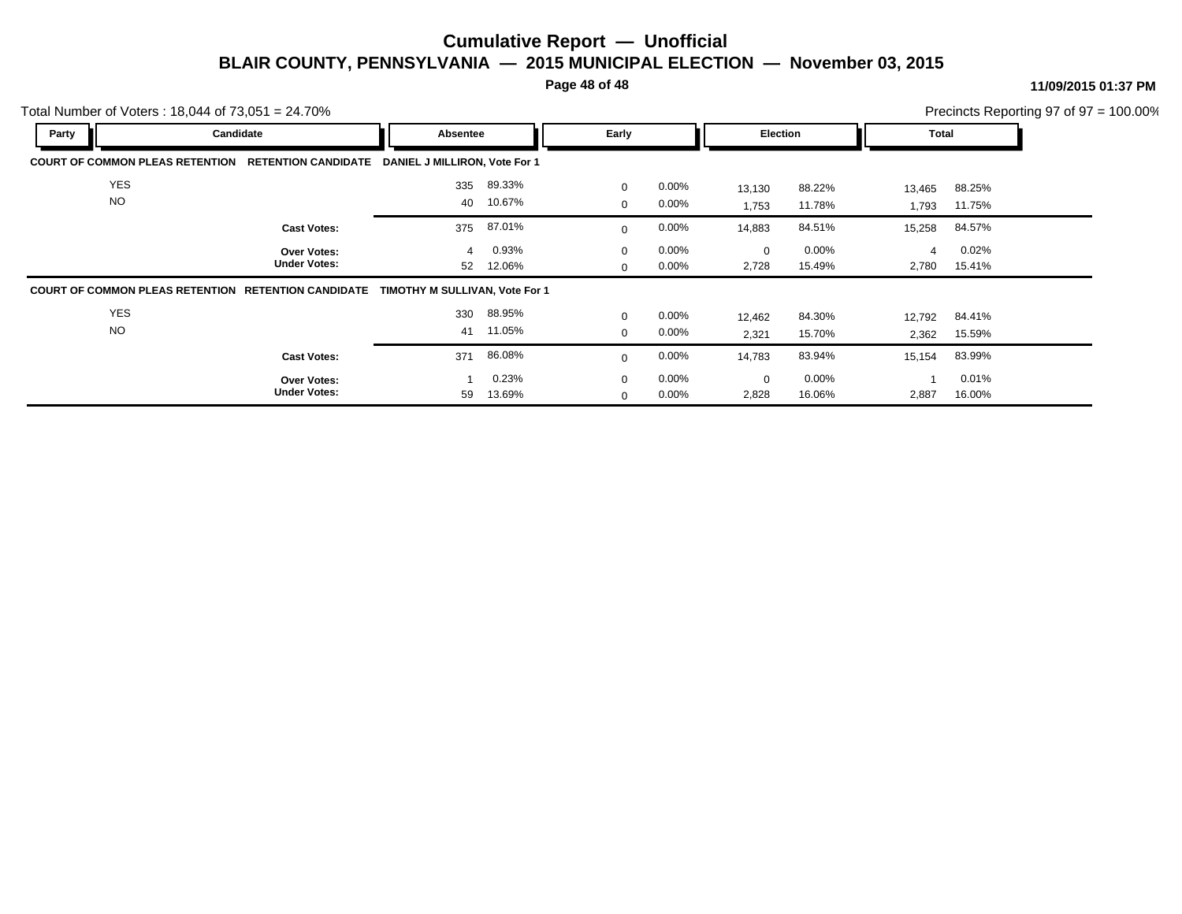# Cumulative Report — Unofficial

## BLAIR COUNTY, PENNSYLVANIA — 2015 MUNICIPAL ELECTION — November 03, 2015

11/09/2015 01:37 PM

Total Number of Voters : 18,044 of 73,051 = 24.70%

Precincts Reporting 97 of 97 = 100.00%

| Party | Candidate | Absentee | | Early | | Election | | Total | |
|---|---|---|---|---|---|---|---|---|---|
| **COURT OF COMMON PLEAS RETENTION** | **RETENTION CANDIDATE DANIEL J MILLIRON, Vote For 1** | | | | | | | | |
| YES | | 335 | 89.33% | 0 | 0.00% | 13,130 | 88.22% | 13,465 | 88.25% |
| NO | | 40 | 10.67% | 0 | 0.00% | 1,753 | 11.78% | 1,793 | 11.75% |
| | **Cast Votes:** | 375 | 87.01% | 0 | 0.00% | 14,883 | 84.51% | 15,258 | 84.57% |
| | **Over Votes:** | 4 | 0.93% | 0 | 0.00% | 0 | 0.00% | 4 | 0.02% |
| | **Under Votes:** | 52 | 12.06% | 0 | 0.00% | 2,728 | 15.49% | 2,780 | 15.41% |
| **COURT OF COMMON PLEAS RETENTION** | **RETENTION CANDIDATE TIMOTHY M SULLIVAN, Vote For 1** | | | | | | | | |
| YES | | 330 | 88.95% | 0 | 0.00% | 12,462 | 84.30% | 12,792 | 84.41% |
| NO | | 41 | 11.05% | 0 | 0.00% | 2,321 | 15.70% | 2,362 | 15.59% |
| | **Cast Votes:** | 371 | 86.08% | 0 | 0.00% | 14,783 | 83.94% | 15,154 | 83.99% |
| | **Over Votes:** | 1 | 0.23% | 0 | 0.00% | 0 | 0.00% | 1 | 0.01% |
| | **Under Votes:** | 59 | 13.69% | 0 | 0.00% | 2,828 | 16.06% | 2,887 | 16.00% |